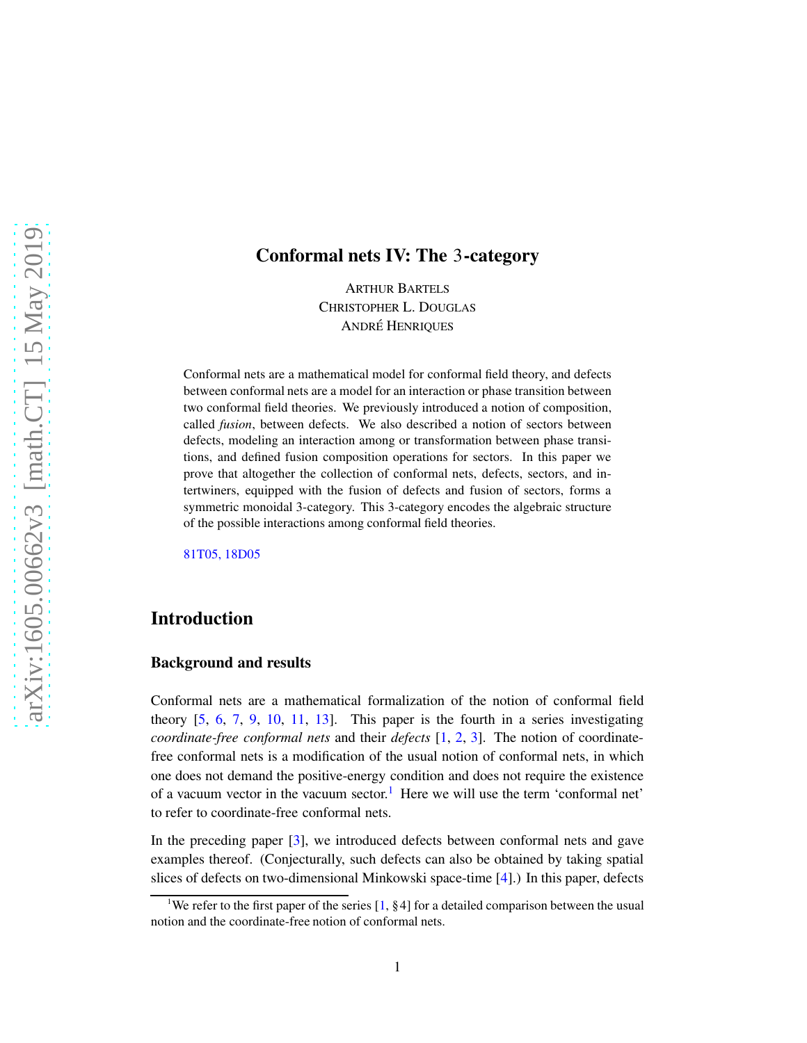# Conformal nets IV: The 3-category

ARTHUR BARTELS
CHRISTOPHER L. DOUGLAS
ANDRÉ HENRIQUES

Conformal nets are a mathematical model for conformal field theory, and defects between conformal nets are a model for an interaction or phase transition between two conformal field theories. We previously introduced a notion of composition, called *fusion*, between defects. We also described a notion of sectors between defects, modeling an interaction among or transformation between phase transitions, and defined fusion composition operations for sectors. In this paper we prove that altogether the collection of conformal nets, defects, sectors, and intertwiners, equipped with the fusion of defects and fusion of sectors, forms a symmetric monoidal 3-category. This 3-category encodes the algebraic structure of the possible interactions among conformal field theories.

81T05, 18D05

## Introduction

### Background and results

Conformal nets are a mathematical formalization of the notion of conformal field theory [5, 6, 7, 9, 10, 11, 13]. This paper is the fourth in a series investigating *coordinate-free conformal nets* and their *defects* [1, 2, 3]. The notion of coordinate-free conformal nets is a modification of the usual notion of conformal nets, in which one does not demand the positive-energy condition and does not require the existence of a vacuum vector in the vacuum sector.[1] Here we will use the term 'conformal net' to refer to coordinate-free conformal nets.

In the preceding paper [3], we introduced defects between conformal nets and gave examples thereof. (Conjecturally, such defects can also be obtained by taking spatial slices of defects on two-dimensional Minkowski space-time [4].) In this paper, defects

[1] We refer to the first paper of the series [1, §4] for a detailed comparison between the usual notion and the coordinate-free notion of conformal nets.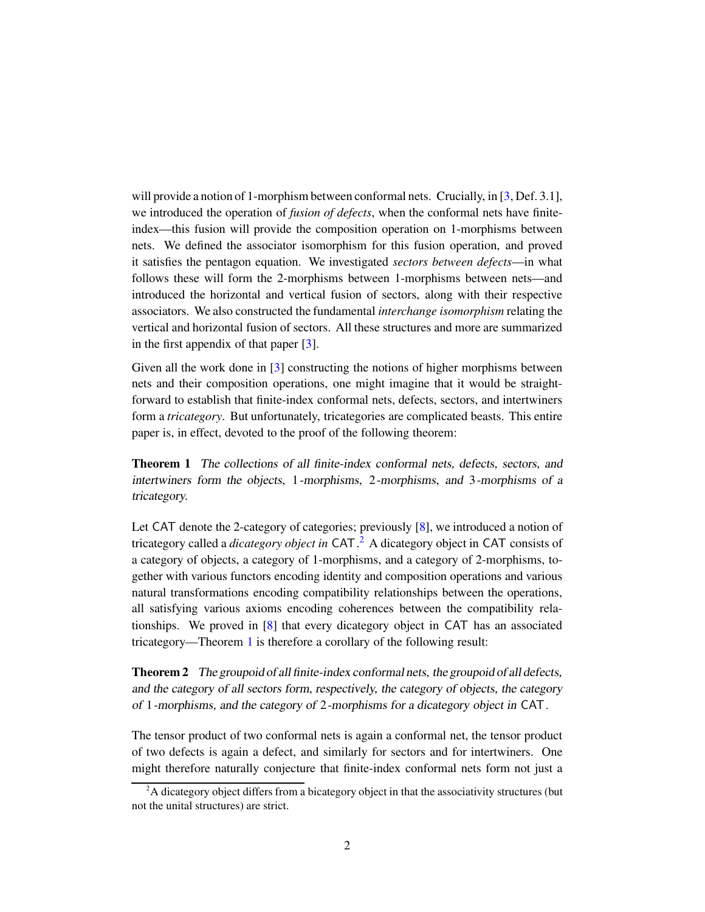will provide a notion of 1-morphism between conformal nets. Crucially, in [3, Def. 3.1], we introduced the operation of *fusion of defects*, when the conformal nets have finite-index—this fusion will provide the composition operation on 1-morphisms between nets. We defined the associator isomorphism for this fusion operation, and proved it satisfies the pentagon equation. We investigated *sectors between defects*—in what follows these will form the 2-morphisms between 1-morphisms between nets—and introduced the horizontal and vertical fusion of sectors, along with their respective associators. We also constructed the fundamental *interchange isomorphism* relating the vertical and horizontal fusion of sectors. All these structures and more are summarized in the first appendix of that paper [3].

Given all the work done in [3] constructing the notions of higher morphisms between nets and their composition operations, one might imagine that it would be straightforward to establish that finite-index conformal nets, defects, sectors, and intertwiners form a *tricategory*. But unfortunately, tricategories are complicated beasts. This entire paper is, in effect, devoted to the proof of the following theorem:

**Theorem 1** *The collections of all finite-index conformal nets, defects, sectors, and intertwiners form the objects, 1-morphisms, 2-morphisms, and 3-morphisms of a tricategory.*

Let CAT denote the 2-category of categories; previously [8], we introduced a notion of tricategory called a *dicategory object in* CAT.[2] A dicategory object in CAT consists of a category of objects, a category of 1-morphisms, and a category of 2-morphisms, together with various functors encoding identity and composition operations and various natural transformations encoding compatibility relationships between the operations, all satisfying various axioms encoding coherences between the compatibility relationships. We proved in [8] that every dicategory object in CAT has an associated tricategory—Theorem 1 is therefore a corollary of the following result:

**Theorem 2** *The groupoid of all finite-index conformal nets, the groupoid of all defects, and the category of all sectors form, respectively, the category of objects, the category of 1-morphisms, and the category of 2-morphisms for a dicategory object in* CAT*.*

The tensor product of two conformal nets is again a conformal net, the tensor product of two defects is again a defect, and similarly for sectors and for intertwiners. One might therefore naturally conjecture that finite-index conformal nets form not just a

[2] A dicategory object differs from a bicategory object in that the associativity structures (but not the unital structures) are strict.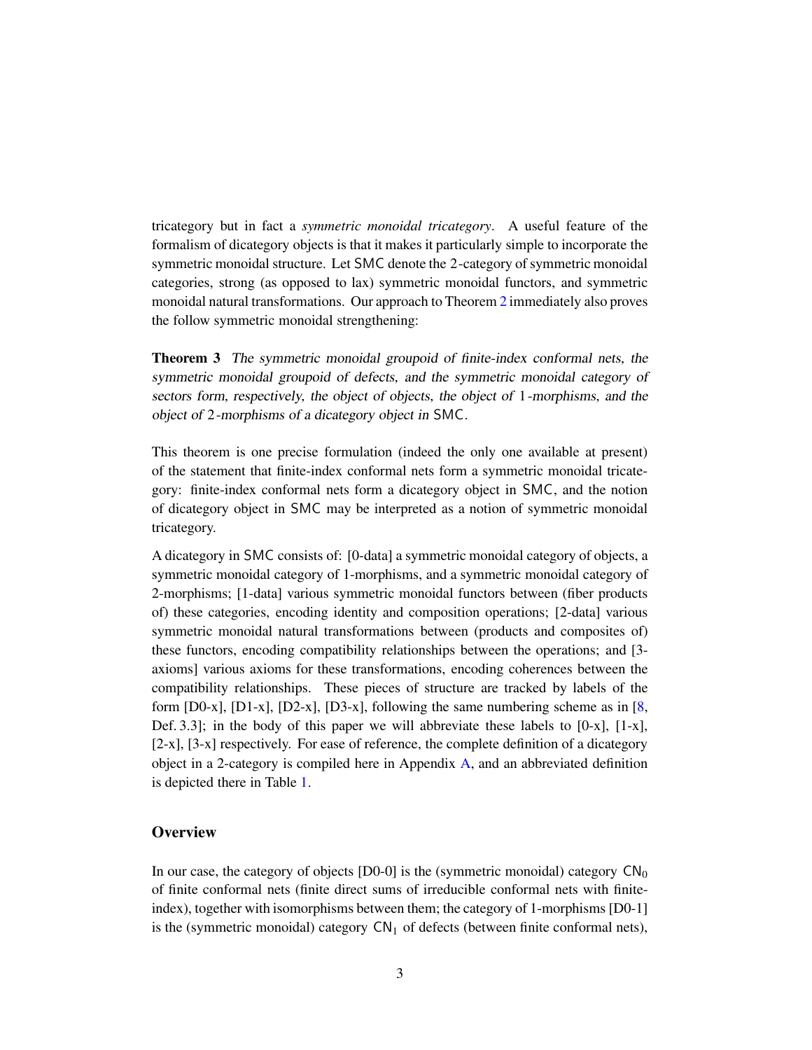tricategory but in fact a *symmetric monoidal tricategory*. A useful feature of the formalism of dicategory objects is that it makes it particularly simple to incorporate the symmetric monoidal structure. Let SMC denote the 2-category of symmetric monoidal categories, strong (as opposed to lax) symmetric monoidal functors, and symmetric monoidal natural transformations. Our approach to Theorem 2 immediately also proves the follow symmetric monoidal strengthening:

**Theorem 3** *The symmetric monoidal groupoid of finite-index conformal nets, the symmetric monoidal groupoid of defects, and the symmetric monoidal category of sectors form, respectively, the object of objects, the object of 1-morphisms, and the object of 2-morphisms of a dicategory object in* SMC.

This theorem is one precise formulation (indeed the only one available at present) of the statement that finite-index conformal nets form a symmetric monoidal tricategory: finite-index conformal nets form a dicategory object in SMC, and the notion of dicategory object in SMC may be interpreted as a notion of symmetric monoidal tricategory.

A dicategory in SMC consists of: [0-data] a symmetric monoidal category of objects, a symmetric monoidal category of 1-morphisms, and a symmetric monoidal category of 2-morphisms; [1-data] various symmetric monoidal functors between (fiber products of) these categories, encoding identity and composition operations; [2-data] various symmetric monoidal natural transformations between (products and composites of) these functors, encoding compatibility relationships between the operations; and [3-axioms] various axioms for these transformations, encoding coherences between the compatibility relationships. These pieces of structure are tracked by labels of the form [D0-x], [D1-x], [D2-x], [D3-x], following the same numbering scheme as in [8, Def. 3.3]; in the body of this paper we will abbreviate these labels to [0-x], [1-x], [2-x], [3-x] respectively. For ease of reference, the complete definition of a dicategory object in a 2-category is compiled here in Appendix A, and an abbreviated definition is depicted there in Table 1.

## Overview

In our case, the category of objects [D0-0] is the (symmetric monoidal) category $\mathsf{CN}_0$ of finite conformal nets (finite direct sums of irreducible conformal nets with finite-index), together with isomorphisms between them; the category of 1-morphisms [D0-1] is the (symmetric monoidal) category $\mathsf{CN}_1$ of defects (between finite conformal nets),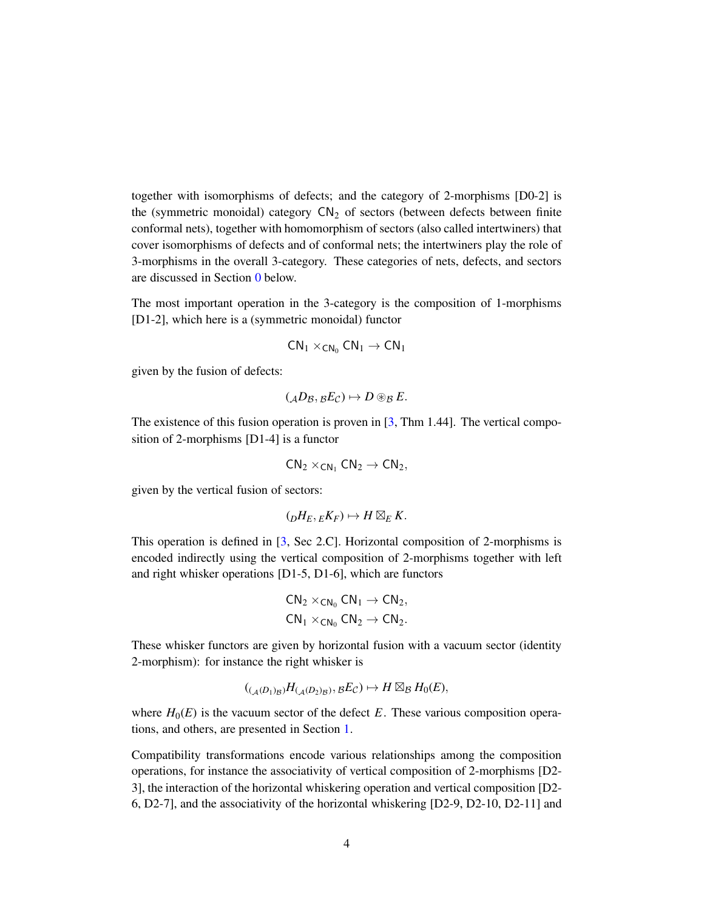together with isomorphisms of defects; and the category of 2-morphisms [D0-2] is the (symmetric monoidal) category $\mathsf{CN}_2$ of sectors (between defects between finite conformal nets), together with homomorphism of sectors (also called intertwiners) that cover isomorphisms of defects and of conformal nets; the intertwiners play the role of 3-morphisms in the overall 3-category. These categories of nets, defects, and sectors are discussed in Section 0 below.

The most important operation in the 3-category is the composition of 1-morphisms [D1-2], which here is a (symmetric monoidal) functor

$$\mathsf{CN}_1 \times_{\mathsf{CN}_0} \mathsf{CN}_1 \to \mathsf{CN}_1$$

given by the fusion of defects:

$$({}_{\mathcal{A}}D_{\mathcal{B}}, {}_{\mathcal{B}}E_{\mathcal{C}}) \mapsto D \circledast_{\mathcal{B}} E.$$

The existence of this fusion operation is proven in [3, Thm 1.44]. The vertical composition of 2-morphisms [D1-4] is a functor

$$\mathsf{CN}_2 \times_{\mathsf{CN}_1} \mathsf{CN}_2 \to \mathsf{CN}_2,$$

given by the vertical fusion of sectors:

$$({}_{D}H_{E}, {}_{E}K_{F}) \mapsto H \boxtimes_{E} K.$$

This operation is defined in [3, Sec 2.C]. Horizontal composition of 2-morphisms is encoded indirectly using the vertical composition of 2-morphisms together with left and right whisker operations [D1-5, D1-6], which are functors

$$\mathsf{CN}_2 \times_{\mathsf{CN}_0} \mathsf{CN}_1 \to \mathsf{CN}_2,$$
$$\mathsf{CN}_1 \times_{\mathsf{CN}_0} \mathsf{CN}_2 \to \mathsf{CN}_2.$$

These whisker functors are given by horizontal fusion with a vacuum sector (identity 2-morphism): for instance the right whisker is

$$({}_{({}_{\mathcal{A}}(D_1)_{\mathcal{B}})}H_{({}_{\mathcal{A}}(D_2)_{\mathcal{B}})}, {}_{\mathcal{B}}E_{\mathcal{C}}) \mapsto H \boxtimes_{\mathcal{B}} H_0(E),$$

where $H_0(E)$ is the vacuum sector of the defect $E$. These various composition operations, and others, are presented in Section 1.

Compatibility transformations encode various relationships among the composition operations, for instance the associativity of vertical composition of 2-morphisms [D2-3], the interaction of the horizontal whiskering operation and vertical composition [D2-6, D2-7], and the associativity of the horizontal whiskering [D2-9, D2-10, D2-11] and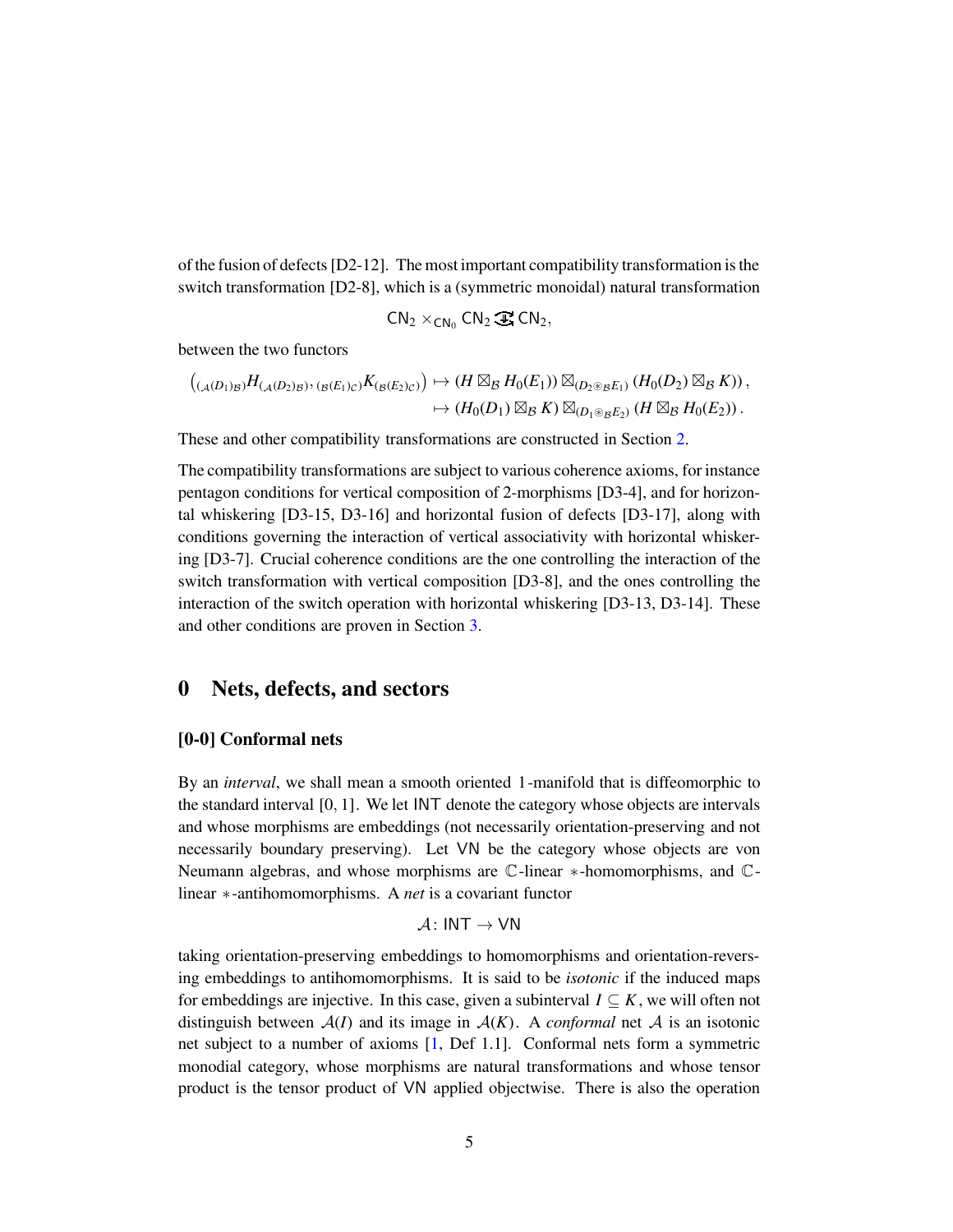of the fusion of defects [D2-12]. The most important compatibility transformation is the switch transformation [D2-8], which is a (symmetric monoidal) natural transformation

$$\mathsf{CN}_2 \times_{\mathsf{CN}_0} \mathsf{CN}_2 \Rrightarrow \mathsf{CN}_2,$$

between the two functors

$$\begin{aligned}\left({}_{(\mathcal{A}(D_1)_\mathcal{B})}H_{(\mathcal{A}(D_2)_\mathcal{B})}, {}_{(\mathcal{B}(E_1)_\mathcal{C})}K_{(\mathcal{B}(E_2)_\mathcal{C})}\right) &\mapsto (H \boxtimes_\mathcal{B} H_0(E_1)) \boxtimes_{(D_2 \circledast_\mathcal{B} E_1)} (H_0(D_2) \boxtimes_\mathcal{B} K)\,,\\ &\mapsto (H_0(D_1) \boxtimes_\mathcal{B} K) \boxtimes_{(D_1 \circledast_\mathcal{B} E_2)} (H \boxtimes_\mathcal{B} H_0(E_2))\,.\end{aligned}$$

These and other compatibility transformations are constructed in Section 2.

The compatibility transformations are subject to various coherence axioms, for instance pentagon conditions for vertical composition of 2-morphisms [D3-4], and for horizontal whiskering [D3-15, D3-16] and horizontal fusion of defects [D3-17], along with conditions governing the interaction of vertical associativity with horizontal whiskering [D3-7]. Crucial coherence conditions are the one controlling the interaction of the switch transformation with vertical composition [D3-8], and the ones controlling the interaction of the switch operation with horizontal whiskering [D3-13, D3-14]. These and other conditions are proven in Section 3.

# 0 Nets, defects, and sectors

### [0-0] Conformal nets

By an *interval*, we shall mean a smooth oriented 1-manifold that is diffeomorphic to the standard interval $[0,1]$. We let $\mathsf{INT}$ denote the category whose objects are intervals and whose morphisms are embeddings (not necessarily orientation-preserving and not necessarily boundary preserving). Let $\mathsf{VN}$ be the category whose objects are von Neumann algebras, and whose morphisms are $\mathbb{C}$-linear $*$-homomorphisms, and $\mathbb{C}$-linear $*$-antihomomorphisms. A *net* is a covariant functor

$$\mathcal{A}\colon \mathsf{INT} \to \mathsf{VN}$$

taking orientation-preserving embeddings to homomorphisms and orientation-reversing embeddings to antihomomorphisms. It is said to be *isotonic* if the induced maps for embeddings are injective. In this case, given a subinterval $I \subseteq K$, we will often not distinguish between $\mathcal{A}(I)$ and its image in $\mathcal{A}(K)$. A *conformal* net $\mathcal{A}$ is an isotonic net subject to a number of axioms [1, Def 1.1]. Conformal nets form a symmetric monodial category, whose morphisms are natural transformations and whose tensor product is the tensor product of $\mathsf{VN}$ applied objectwise. There is also the operation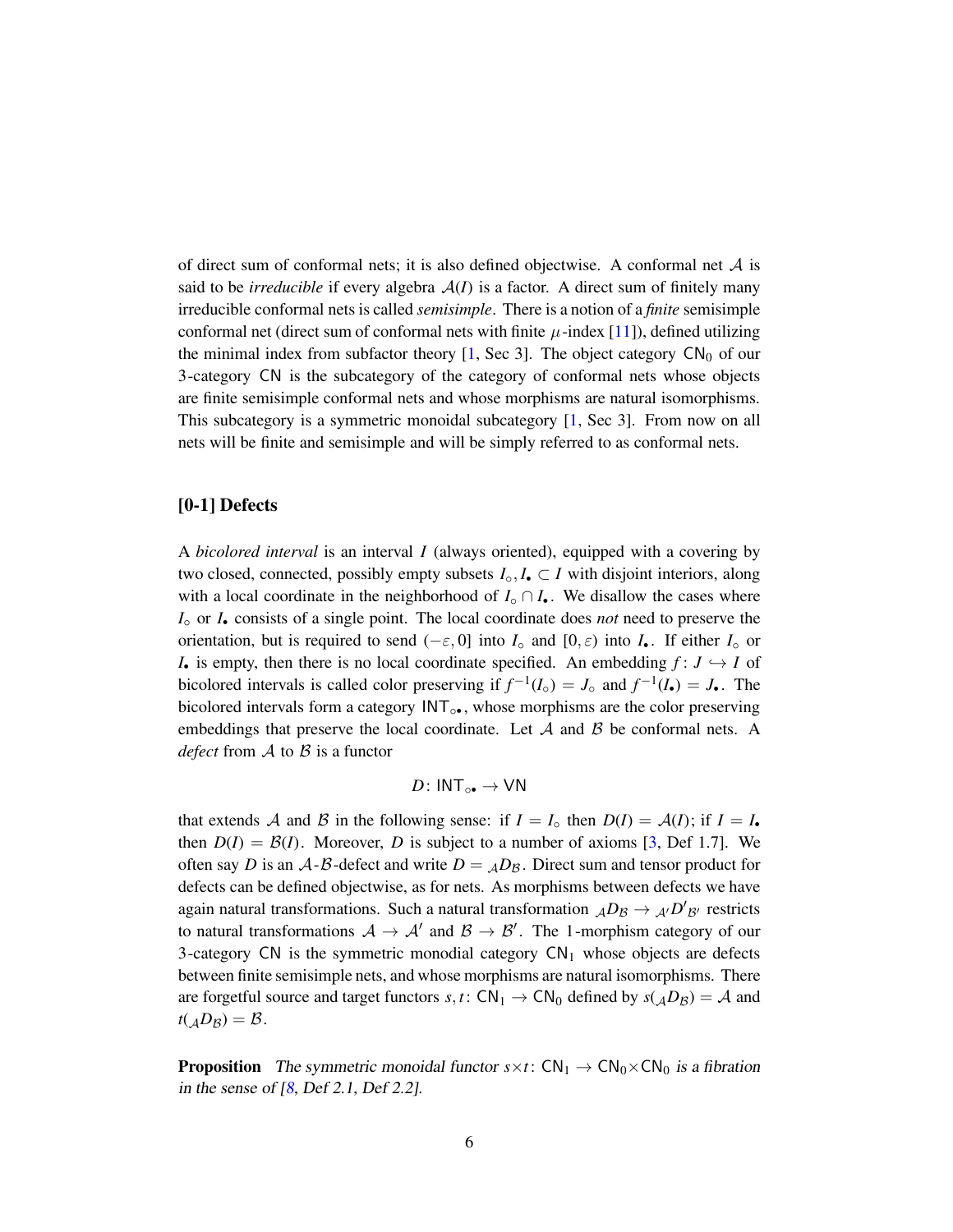of direct sum of conformal nets; it is also defined objectwise. A conformal net $\mathcal{A}$ is said to be *irreducible* if every algebra $\mathcal{A}(I)$ is a factor. A direct sum of finitely many irreducible conformal nets is called *semisimple*. There is a notion of a *finite* semisimple conformal net (direct sum of conformal nets with finite $\mu$-index [11]), defined utilizing the minimal index from subfactor theory [1, Sec 3]. The object category $\mathsf{CN}_0$ of our 3-category $\mathsf{CN}$ is the subcategory of the category of conformal nets whose objects are finite semisimple conformal nets and whose morphisms are natural isomorphisms. This subcategory is a symmetric monoidal subcategory [1, Sec 3]. From now on all nets will be finite and semisimple and will be simply referred to as conformal nets.

## [0-1] Defects

A *bicolored interval* is an interval $I$ (always oriented), equipped with a covering by two closed, connected, possibly empty subsets $I_\circ, I_\bullet \subset I$ with disjoint interiors, along with a local coordinate in the neighborhood of $I_\circ \cap I_\bullet$. We disallow the cases where $I_\circ$ or $I_\bullet$ consists of a single point. The local coordinate does *not* need to preserve the orientation, but is required to send $(-\varepsilon, 0]$ into $I_\circ$ and $[0, \varepsilon)$ into $I_\bullet$. If either $I_\circ$ or $I_\bullet$ is empty, then there is no local coordinate specified. An embedding $f \colon J \hookrightarrow I$ of bicolored intervals is called color preserving if $f^{-1}(I_\circ) = J_\circ$ and $f^{-1}(I_\bullet) = J_\bullet$. The bicolored intervals form a category $\mathsf{INT}_{\circ\bullet}$, whose morphisms are the color preserving embeddings that preserve the local coordinate. Let $\mathcal{A}$ and $\mathcal{B}$ be conformal nets. A *defect* from $\mathcal{A}$ to $\mathcal{B}$ is a functor

$$D \colon \mathsf{INT}_{\circ\bullet} \to \mathsf{VN}$$

that extends $\mathcal{A}$ and $\mathcal{B}$ in the following sense: if $I = I_\circ$ then $D(I) = \mathcal{A}(I)$; if $I = I_\bullet$ then $D(I) = \mathcal{B}(I)$. Moreover, $D$ is subject to a number of axioms [3, Def 1.7]. We often say $D$ is an $\mathcal{A}$-$\mathcal{B}$-defect and write $D = {}_{\mathcal{A}}D_{\mathcal{B}}$. Direct sum and tensor product for defects can be defined objectwise, as for nets. As morphisms between defects we have again natural transformations. Such a natural transformation ${}_{\mathcal{A}}D_{\mathcal{B}} \to {}_{\mathcal{A}'}D'_{\mathcal{B}'}$ restricts to natural transformations $\mathcal{A} \to \mathcal{A}'$ and $\mathcal{B} \to \mathcal{B}'$. The 1-morphism category of our 3-category $\mathsf{CN}$ is the symmetric monodial category $\mathsf{CN}_1$ whose objects are defects between finite semisimple nets, and whose morphisms are natural isomorphisms. There are forgetful source and target functors $s, t \colon \mathsf{CN}_1 \to \mathsf{CN}_0$ defined by $s({}_{\mathcal{A}}D_{\mathcal{B}}) = \mathcal{A}$ and $t({}_{\mathcal{A}}D_{\mathcal{B}}) = \mathcal{B}$.

**Proposition** *The symmetric monoidal functor $s \times t \colon \mathsf{CN}_1 \to \mathsf{CN}_0 \times \mathsf{CN}_0$ is a fibration in the sense of [8, Def 2.1, Def 2.2].*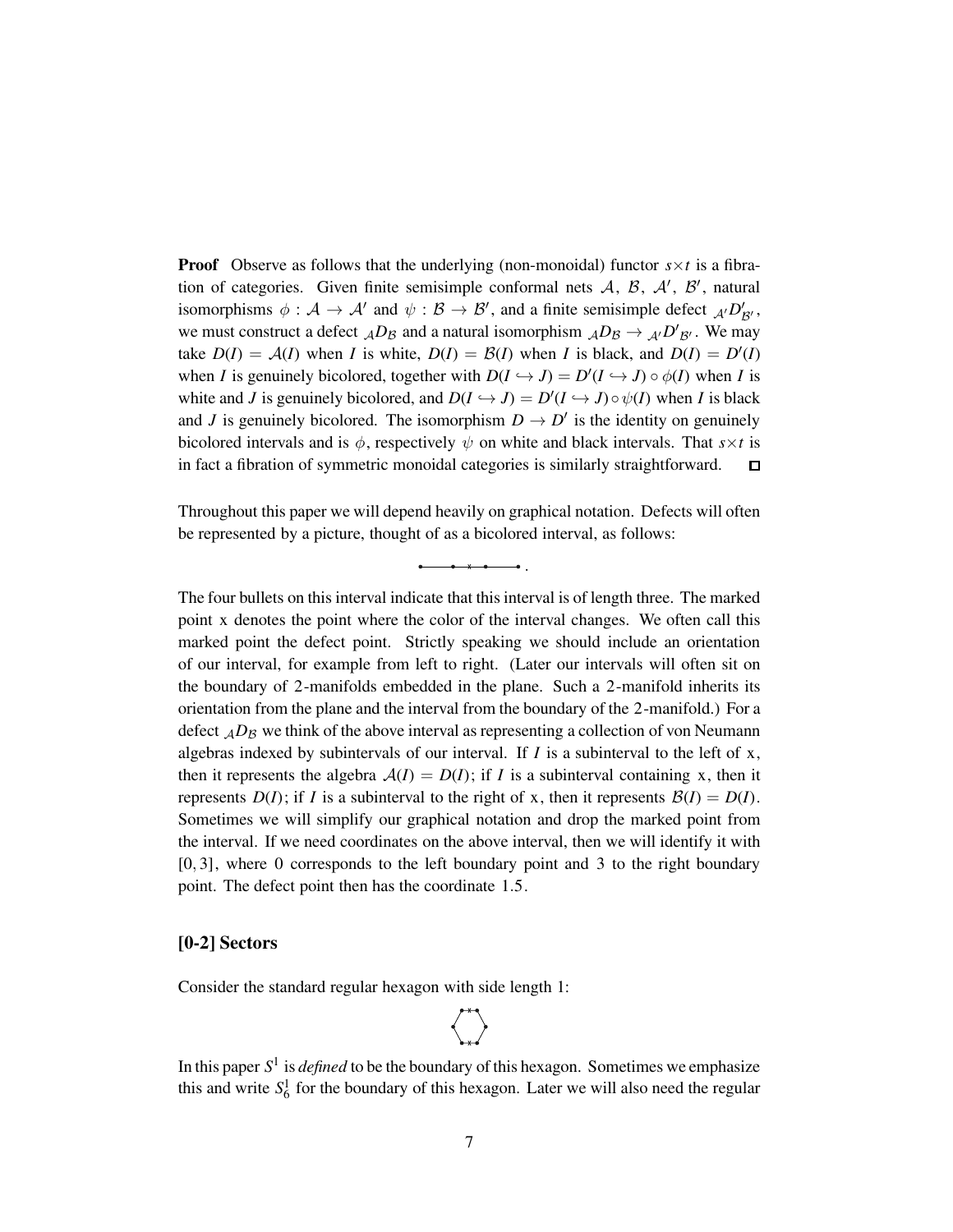**Proof** Observe as follows that the underlying (non-monoidal) functor $s{\times}t$ is a fibration of categories. Given finite semisimple conformal nets $\mathcal{A}$, $\mathcal{B}$, $\mathcal{A}'$, $\mathcal{B}'$, natural isomorphisms $\phi : \mathcal{A} \to \mathcal{A}'$ and $\psi : \mathcal{B} \to \mathcal{B}'$, and a finite semisimple defect ${}_{\mathcal{A}'}D'_{\mathcal{B}'}$, we must construct a defect ${}_{\mathcal{A}}D_{\mathcal{B}}$ and a natural isomorphism ${}_{\mathcal{A}}D_{\mathcal{B}} \to {}_{\mathcal{A}'}D'_{\mathcal{B}'}$. We may take $D(I) = \mathcal{A}(I)$ when $I$ is white, $D(I) = \mathcal{B}(I)$ when $I$ is black, and $D(I) = D'(I)$ when $I$ is genuinely bicolored, together with $D(I \hookrightarrow J) = D'(I \hookrightarrow J) \circ \phi(I)$ when $I$ is white and $J$ is genuinely bicolored, and $D(I \hookrightarrow J) = D'(I \hookrightarrow J) \circ \psi(I)$ when $I$ is black and $J$ is genuinely bicolored. The isomorphism $D \to D'$ is the identity on genuinely bicolored intervals and is $\phi$, respectively $\psi$ on white and black intervals. That $s{\times}t$ is in fact a fibration of symmetric monoidal categories is similarly straightforward. □

Throughout this paper we will depend heavily on graphical notation. Defects will often be represented by a picture, thought of as a bicolored interval, as follows:

$$\bullet\!\!-\!\!\!-\!\!\!-\!\!\bullet\!\!-\!\!\times\!\!-\!\!\bullet\!\!-\!\!\!-\!\!\!-\!\!\bullet\,.$$

The four bullets on this interval indicate that this interval is of length three. The marked point x denotes the point where the color of the interval changes. We often call this marked point the defect point. Strictly speaking we should include an orientation of our interval, for example from left to right. (Later our intervals will often sit on the boundary of 2-manifolds embedded in the plane. Such a 2-manifold inherits its orientation from the plane and the interval from the boundary of the 2-manifold.) For a defect ${}_{\mathcal{A}}D_{\mathcal{B}}$ we think of the above interval as representing a collection of von Neumann algebras indexed by subintervals of our interval. If $I$ is a subinterval to the left of x, then it represents the algebra $\mathcal{A}(I) = D(I)$; if $I$ is a subinterval containing x, then it represents $D(I)$; if $I$ is a subinterval to the right of x, then it represents $\mathcal{B}(I) = D(I)$. Sometimes we will simplify our graphical notation and drop the marked point from the interval. If we need coordinates on the above interval, then we will identify it with $[0, 3]$, where 0 corresponds to the left boundary point and 3 to the right boundary point. The defect point then has the coordinate 1.5.

## [0-2] Sectors

Consider the standard regular hexagon with side length 1:

In this paper $S^1$ is *defined* to be the boundary of this hexagon. Sometimes we emphasize this and write $S^1_6$ for the boundary of this hexagon. Later we will also need the regular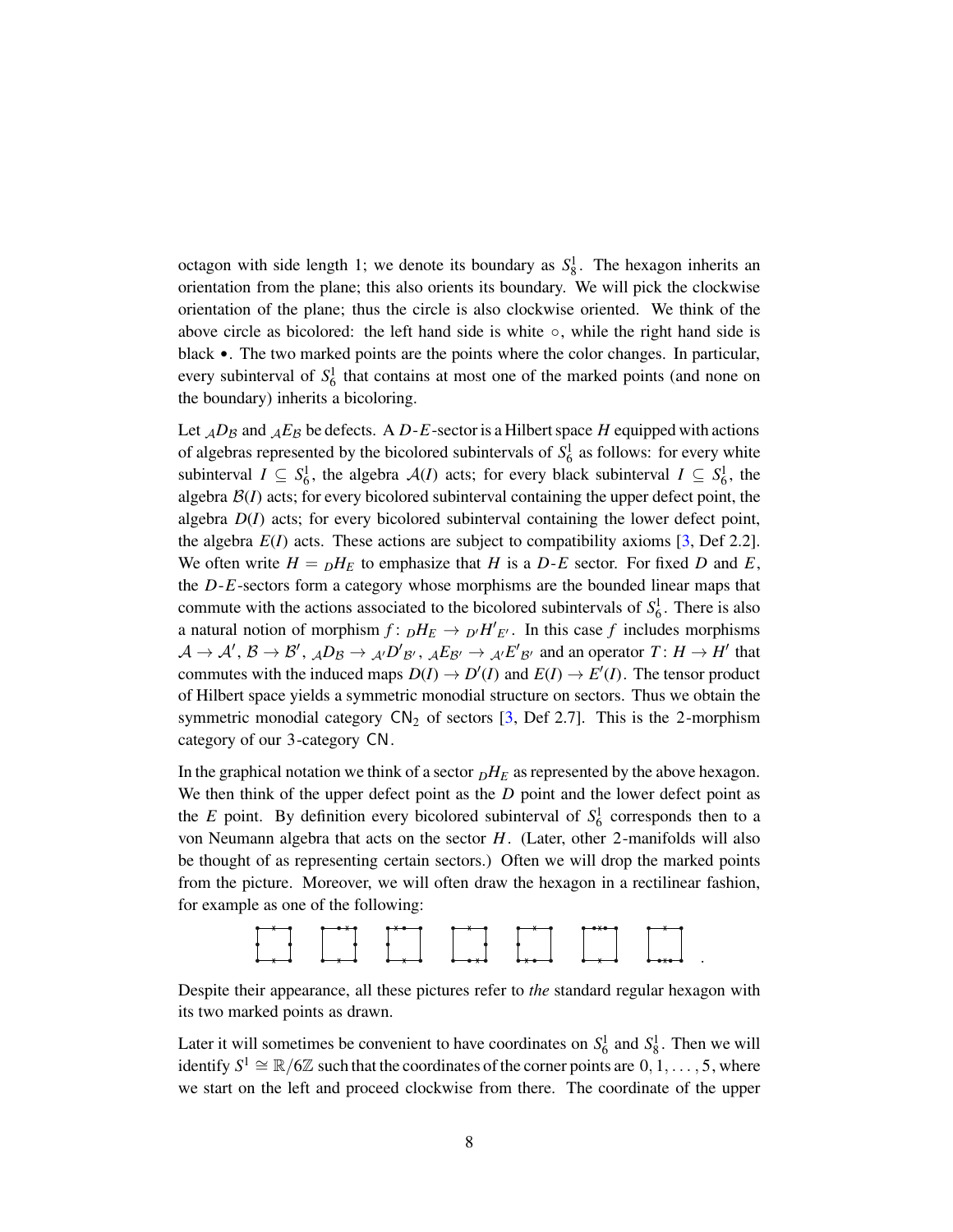octagon with side length 1; we denote its boundary as $S^1_8$. The hexagon inherits an orientation from the plane; this also orients its boundary. We will pick the clockwise orientation of the plane; thus the circle is also clockwise oriented. We think of the above circle as bicolored: the left hand side is white $\circ$, while the right hand side is black $\bullet$. The two marked points are the points where the color changes. In particular, every subinterval of $S^1_6$ that contains at most one of the marked points (and none on the boundary) inherits a bicoloring.

Let ${}_{\mathcal{A}}D_{\mathcal{B}}$ and ${}_{\mathcal{A}}E_{\mathcal{B}}$ be defects. A $D$-$E$-sector is a Hilbert space $H$ equipped with actions of algebras represented by the bicolored subintervals of $S^1_6$ as follows: for every white subinterval $I \subseteq S^1_6$, the algebra $\mathcal{A}(I)$ acts; for every black subinterval $I \subseteq S^1_6$, the algebra $\mathcal{B}(I)$ acts; for every bicolored subinterval containing the upper defect point, the algebra $D(I)$ acts; for every bicolored subinterval containing the lower defect point, the algebra $E(I)$ acts. These actions are subject to compatibility axioms [3, Def 2.2]. We often write $H = {}_DH_E$ to emphasize that $H$ is a $D$-$E$ sector. For fixed $D$ and $E$, the $D$-$E$-sectors form a category whose morphisms are the bounded linear maps that commute with the actions associated to the bicolored subintervals of $S^1_6$. There is also a natural notion of morphism $f\colon {}_DH_E \to {}_{D'}H'_{E'}$. In this case $f$ includes morphisms $\mathcal{A} \to \mathcal{A}'$, $\mathcal{B} \to \mathcal{B}'$, ${}_{\mathcal{A}}D_{\mathcal{B}} \to {}_{\mathcal{A}'}D'_{\mathcal{B}'}$, ${}_{\mathcal{A}}E_{\mathcal{B}'} \to {}_{\mathcal{A}'}E'_{\mathcal{B}'}$ and an operator $T\colon H \to H'$ that commutes with the induced maps $D(I) \to D'(I)$ and $E(I) \to E'(I)$. The tensor product of Hilbert space yields a symmetric monodial structure on sectors. Thus we obtain the symmetric monodial category $\mathsf{CN}_2$ of sectors [3, Def 2.7]. This is the 2-morphism category of our 3-category $\mathsf{CN}$.

In the graphical notation we think of a sector ${}_DH_E$ as represented by the above hexagon. We then think of the upper defect point as the $D$ point and the lower defect point as the $E$ point. By definition every bicolored subinterval of $S^1_6$ corresponds then to a von Neumann algebra that acts on the sector $H$. (Later, other 2-manifolds will also be thought of as representing certain sectors.) Often we will drop the marked points from the picture. Moreover, we will often draw the hexagon in a rectilinear fashion, for example as one of the following:

Despite their appearance, all these pictures refer to *the* standard regular hexagon with its two marked points as drawn.

Later it will sometimes be convenient to have coordinates on $S^1_6$ and $S^1_8$. Then we will identify $S^1 \cong \mathbb{R}/6\mathbb{Z}$ such that the coordinates of the corner points are $0, 1, \ldots, 5$, where we start on the left and proceed clockwise from there. The coordinate of the upper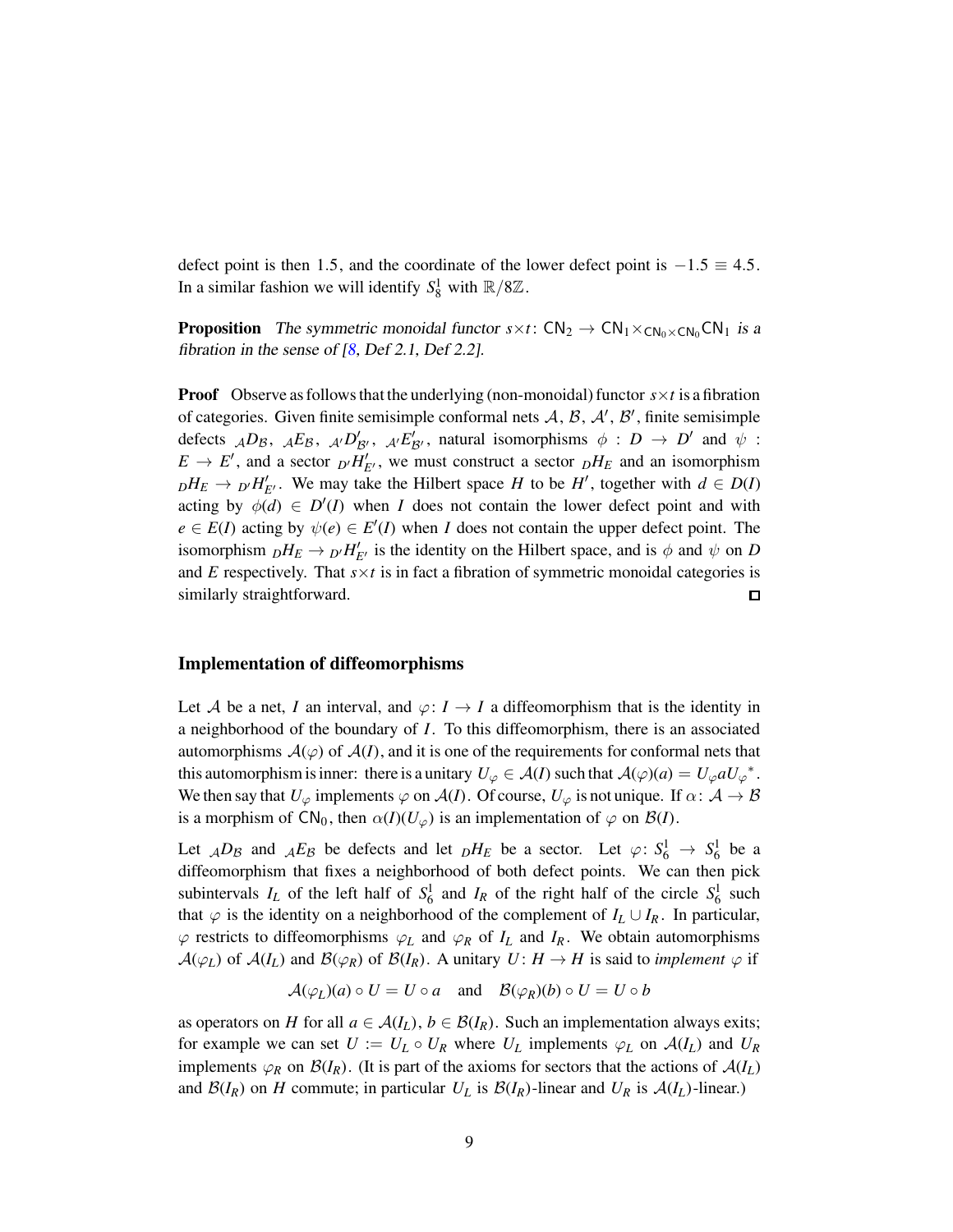defect point is then 1.5, and the coordinate of the lower defect point is $-1.5 \equiv 4.5$. In a similar fashion we will identify $S^1_8$ with $\mathbb{R}/8\mathbb{Z}$.

**Proposition** *The symmetric monoidal functor* $s\times t\colon \mathsf{CN}_2 \to \mathsf{CN}_1 \times_{\mathsf{CN}_0\times\mathsf{CN}_0} \mathsf{CN}_1$ *is a fibration in the sense of [8, Def 2.1, Def 2.2].*

**Proof** Observe as follows that the underlying (non-monoidal) functor $s\times t$ is a fibration of categories. Given finite semisimple conformal nets $\mathcal{A}$, $\mathcal{B}$, $\mathcal{A}'$, $\mathcal{B}'$, finite semisimple defects ${}_{\mathcal{A}}D_{\mathcal{B}}$, ${}_{\mathcal{A}}E_{\mathcal{B}}$, ${}_{\mathcal{A}'}D'_{\mathcal{B}'}$, ${}_{\mathcal{A}'}E'_{\mathcal{B}'}$, natural isomorphisms $\phi : D \to D'$ and $\psi : E \to E'$, and a sector ${}_{D'}H'_{E'}$, we must construct a sector ${}_DH_E$ and an isomorphism ${}_DH_E \to {}_{D'}H'_{E'}$. We may take the Hilbert space $H$ to be $H'$, together with $d \in D(I)$ acting by $\phi(d) \in D'(I)$ when $I$ does not contain the lower defect point and with $e \in E(I)$ acting by $\psi(e) \in E'(I)$ when $I$ does not contain the upper defect point. The isomorphism ${}_DH_E \to {}_{D'}H'_{E'}$ is the identity on the Hilbert space, and is $\phi$ and $\psi$ on $D$ and $E$ respectively. That $s\times t$ is in fact a fibration of symmetric monoidal categories is similarly straightforward. ∎

### Implementation of diffeomorphisms

Let $\mathcal{A}$ be a net, $I$ an interval, and $\varphi\colon I \to I$ a diffeomorphism that is the identity in a neighborhood of the boundary of $I$. To this diffeomorphism, there is an associated automorphisms $\mathcal{A}(\varphi)$ of $\mathcal{A}(I)$, and it is one of the requirements for conformal nets that this automorphism is inner: there is a unitary $U_\varphi \in \mathcal{A}(I)$ such that $\mathcal{A}(\varphi)(a) = U_\varphi a U_\varphi{}^*$. We then say that $U_\varphi$ implements $\varphi$ on $\mathcal{A}(I)$. Of course, $U_\varphi$ is not unique. If $\alpha\colon \mathcal{A} \to \mathcal{B}$ is a morphism of $\mathsf{CN}_0$, then $\alpha(I)(U_\varphi)$ is an implementation of $\varphi$ on $\mathcal{B}(I)$.

Let ${}_{\mathcal{A}}D_{\mathcal{B}}$ and ${}_{\mathcal{A}}E_{\mathcal{B}}$ be defects and let ${}_DH_E$ be a sector. Let $\varphi\colon S^1_6 \to S^1_6$ be a diffeomorphism that fixes a neighborhood of both defect points. We can then pick subintervals $I_L$ of the left half of $S^1_6$ and $I_R$ of the right half of the circle $S^1_6$ such that $\varphi$ is the identity on a neighborhood of the complement of $I_L \cup I_R$. In particular, $\varphi$ restricts to diffeomorphisms $\varphi_L$ and $\varphi_R$ of $I_L$ and $I_R$. We obtain automorphisms $\mathcal{A}(\varphi_L)$ of $\mathcal{A}(I_L)$ and $\mathcal{B}(\varphi_R)$ of $\mathcal{B}(I_R)$. A unitary $U\colon H \to H$ is said to *implement* $\varphi$ if

$$\mathcal{A}(\varphi_L)(a) \circ U = U \circ a \quad \text{and} \quad \mathcal{B}(\varphi_R)(b) \circ U = U \circ b$$

as operators on $H$ for all $a \in \mathcal{A}(I_L)$, $b \in \mathcal{B}(I_R)$. Such an implementation always exits; for example we can set $U := U_L \circ U_R$ where $U_L$ implements $\varphi_L$ on $\mathcal{A}(I_L)$ and $U_R$ implements $\varphi_R$ on $\mathcal{B}(I_R)$. (It is part of the axioms for sectors that the actions of $\mathcal{A}(I_L)$ and $\mathcal{B}(I_R)$ on $H$ commute; in particular $U_L$ is $\mathcal{B}(I_R)$-linear and $U_R$ is $\mathcal{A}(I_L)$-linear.)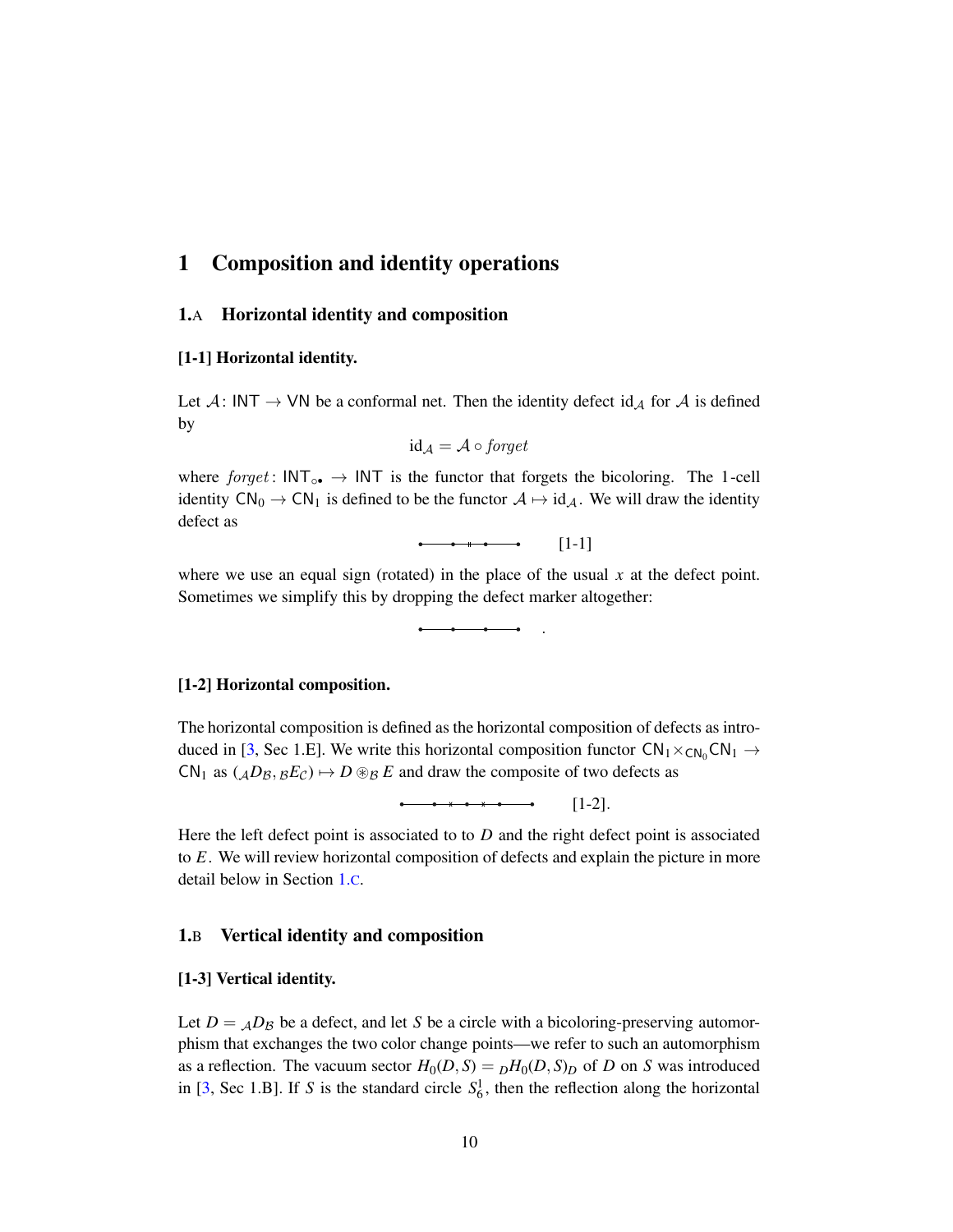# 1 Composition and identity operations

## 1.A Horizontal identity and composition

### [1-1] Horizontal identity.

Let $\mathcal{A}\colon \mathsf{INT} \to \mathsf{VN}$ be a conformal net. Then the identity defect $\mathrm{id}_{\mathcal{A}}$ for $\mathcal{A}$ is defined by

$$\mathrm{id}_{\mathcal{A}} = \mathcal{A} \circ \mathit{forget}$$

where $\mathit{forget}\colon \mathsf{INT}_{\circ\bullet} \to \mathsf{INT}$ is the functor that forgets the bicoloring. The 1-cell identity $\mathsf{CN}_0 \to \mathsf{CN}_1$ is defined to be the functor $\mathcal{A} \mapsto \mathrm{id}_{\mathcal{A}}$. We will draw the identity defect as

[1-1]

where we use an equal sign (rotated) in the place of the usual $x$ at the defect point. Sometimes we simplify this by dropping the defect marker altogether:

.

### [1-2] Horizontal composition.

The horizontal composition is defined as the horizontal composition of defects as introduced in [3, Sec 1.E]. We write this horizontal composition functor $\mathsf{CN}_1 \times_{\mathsf{CN}_0} \mathsf{CN}_1 \to \mathsf{CN}_1$ as $({}_{\mathcal{A}}D_{\mathcal{B}}, {}_{\mathcal{B}}E_{\mathcal{C}}) \mapsto D \circledast_{\mathcal{B}} E$ and draw the composite of two defects as

[1-2].

Here the left defect point is associated to to $D$ and the right defect point is associated to $E$. We will review horizontal composition of defects and explain the picture in more detail below in Section 1.C.

## 1.B Vertical identity and composition

### [1-3] Vertical identity.

Let $D = {}_{\mathcal{A}}D_{\mathcal{B}}$ be a defect, and let $S$ be a circle with a bicoloring-preserving automorphism that exchanges the two color change points—we refer to such an automorphism as a reflection. The vacuum sector $H_0(D,S) = {}_{D}H_0(D,S)_{D}$ of $D$ on $S$ was introduced in [3, Sec 1.B]. If $S$ is the standard circle $S^1_6$, then the reflection along the horizontal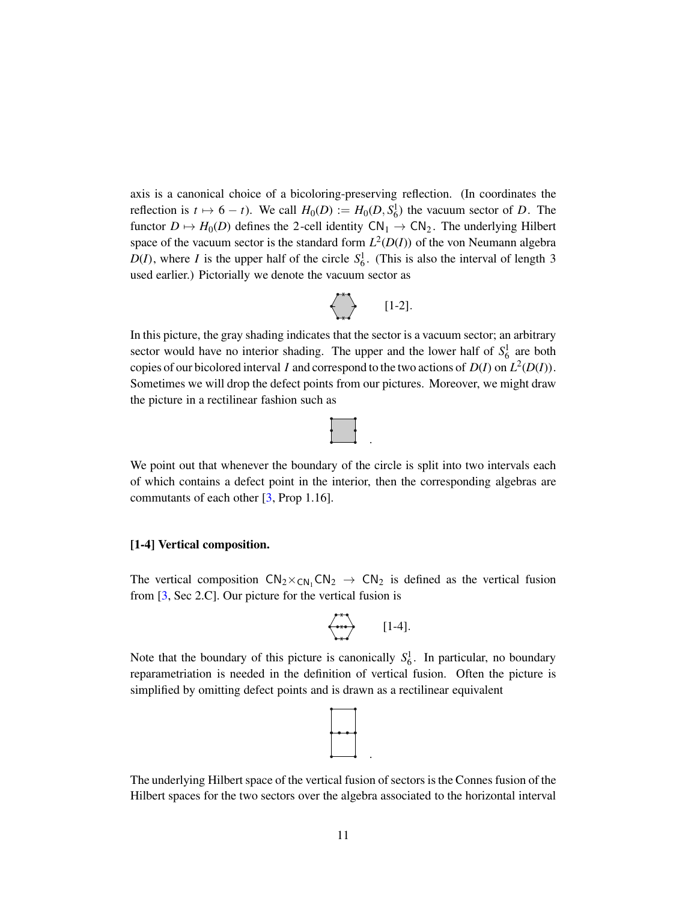axis is a canonical choice of a bicoloring-preserving reflection. (In coordinates the reflection is $t \mapsto 6 - t$). We call $H_0(D) := H_0(D, S^1_6)$ the vacuum sector of $D$. The functor $D \mapsto H_0(D)$ defines the 2-cell identity $\mathsf{CN}_1 \to \mathsf{CN}_2$. The underlying Hilbert space of the vacuum sector is the standard form $L^2(D(I))$ of the von Neumann algebra $D(I)$, where $I$ is the upper half of the circle $S^1_6$. (This is also the interval of length 3 used earlier.) Pictorially we denote the vacuum sector as

[1-2].

In this picture, the gray shading indicates that the sector is a vacuum sector; an arbitrary sector would have no interior shading. The upper and the lower half of $S^1_6$ are both copies of our bicolored interval $I$ and correspond to the two actions of $D(I)$ on $L^2(D(I))$. Sometimes we will drop the defect points from our pictures. Moreover, we might draw the picture in a rectilinear fashion such as

.

We point out that whenever the boundary of the circle is split into two intervals each of which contains a defect point in the interior, then the corresponding algebras are commutants of each other [3, Prop 1.16].

### [1-4] Vertical composition.

The vertical composition $\mathsf{CN}_2 \times_{\mathsf{CN}_1} \mathsf{CN}_2 \to \mathsf{CN}_2$ is defined as the vertical fusion from [3, Sec 2.C]. Our picture for the vertical fusion is

[1-4].

Note that the boundary of this picture is canonically $S^1_6$. In particular, no boundary reparametriation is needed in the definition of vertical fusion. Often the picture is simplified by omitting defect points and is drawn as a rectilinear equivalent

.

The underlying Hilbert space of the vertical fusion of sectors is the Connes fusion of the Hilbert spaces for the two sectors over the algebra associated to the horizontal interval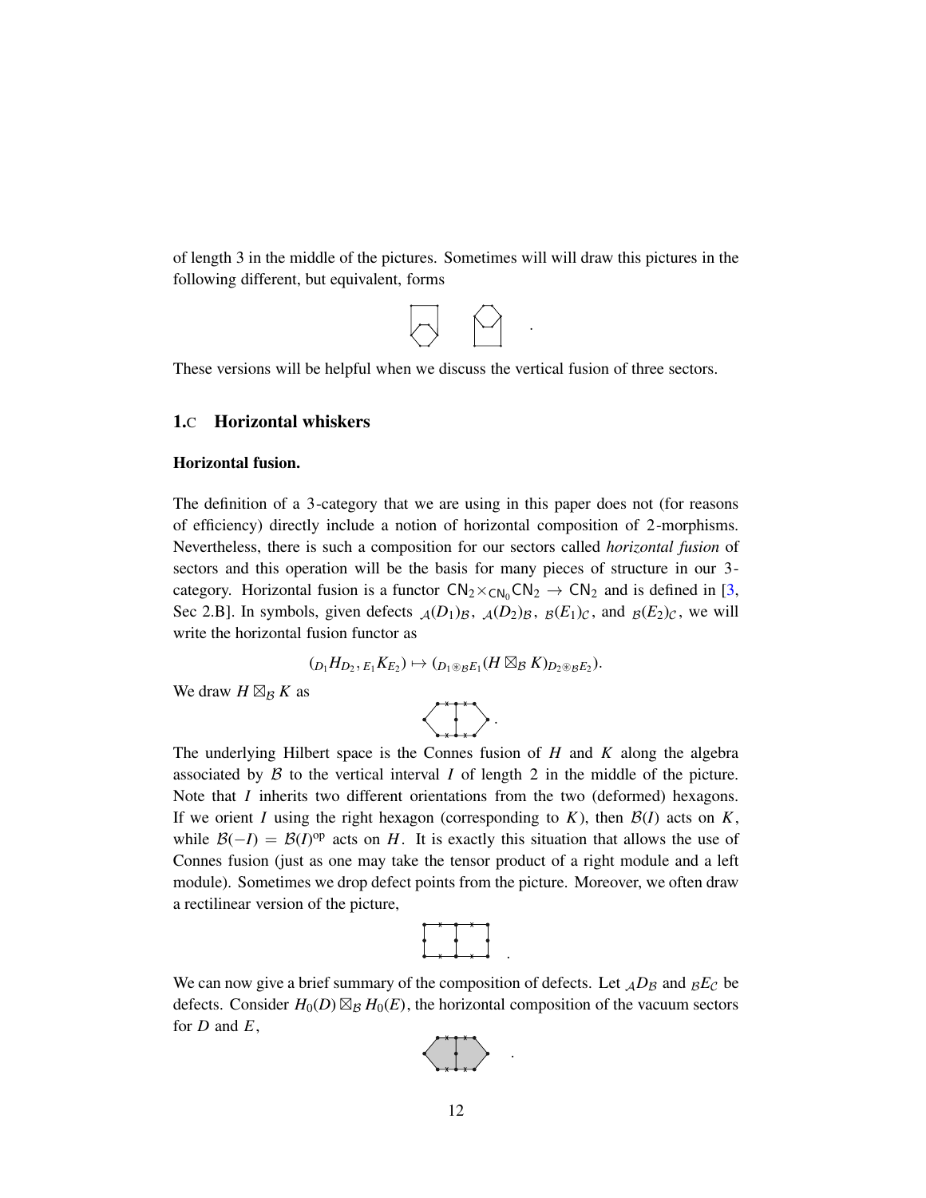of length 3 in the middle of the pictures. Sometimes will will draw this pictures in the following different, but equivalent, forms

These versions will be helpful when we discuss the vertical fusion of three sectors.

## 1.C Horizontal whiskers

**Horizontal fusion.**

The definition of a 3-category that we are using in this paper does not (for reasons of efficiency) directly include a notion of horizontal composition of 2-morphisms. Nevertheless, there is such a composition for our sectors called *horizontal fusion* of sectors and this operation will be the basis for many pieces of structure in our 3-category. Horizontal fusion is a functor $\mathsf{CN}_2 \times_{\mathsf{CN}_0} \mathsf{CN}_2 \to \mathsf{CN}_2$ and is defined in [3, Sec 2.B]. In symbols, given defects ${}_{\mathcal{A}}(D_1)_{\mathcal{B}}$, ${}_{\mathcal{A}}(D_2)_{\mathcal{B}}$, ${}_{\mathcal{B}}(E_1)_{\mathcal{C}}$, and ${}_{\mathcal{B}}(E_2)_{\mathcal{C}}$, we will write the horizontal fusion functor as

$$({}_{D_1}H_{D_2}, {}_{E_1}K_{E_2}) \mapsto ({}_{D_1 \circledast_{\mathcal{B}} E_1}(H \boxtimes_{\mathcal{B}} K)_{D_2 \circledast_{\mathcal{B}} E_2}).$$

We draw $H \boxtimes_{\mathcal{B}} K$ as

The underlying Hilbert space is the Connes fusion of $H$ and $K$ along the algebra associated by $\mathcal{B}$ to the vertical interval $I$ of length 2 in the middle of the picture. Note that $I$ inherits two different orientations from the two (deformed) hexagons. If we orient $I$ using the right hexagon (corresponding to $K$), then $\mathcal{B}(I)$ acts on $K$, while $\mathcal{B}(-I) = \mathcal{B}(I)^{\mathrm{op}}$ acts on $H$. It is exactly this situation that allows the use of Connes fusion (just as one may take the tensor product of a right module and a left module). Sometimes we drop defect points from the picture. Moreover, we often draw a rectilinear version of the picture,

We can now give a brief summary of the composition of defects. Let ${}_{\mathcal{A}}D_{\mathcal{B}}$ and ${}_{\mathcal{B}}E_{\mathcal{C}}$ be defects. Consider $H_0(D) \boxtimes_{\mathcal{B}} H_0(E)$, the horizontal composition of the vacuum sectors for $D$ and $E$,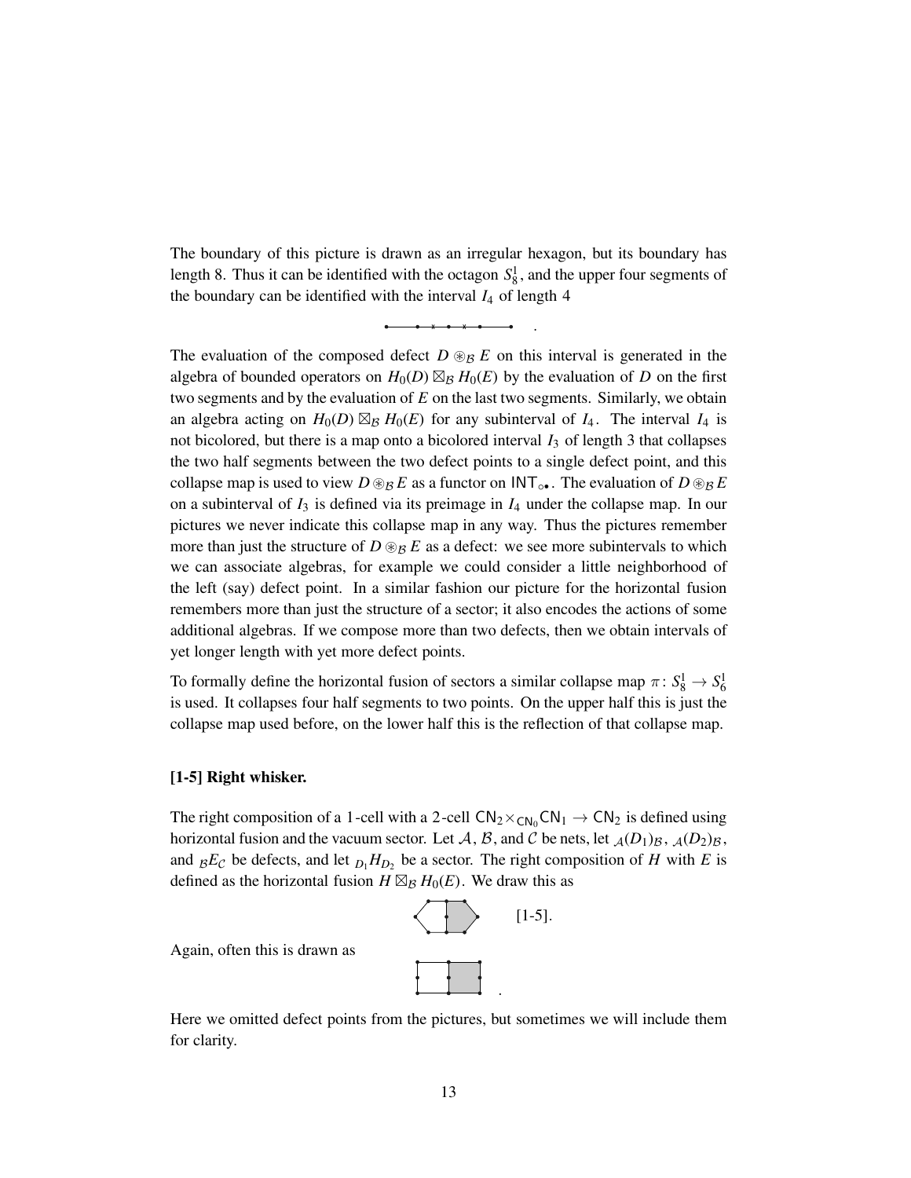The boundary of this picture is drawn as an irregular hexagon, but its boundary has length 8. Thus it can be identified with the octagon $S^1_8$, and the upper four segments of the boundary can be identified with the interval $I_4$ of length 4

.

The evaluation of the composed defect $D \circledast_{\mathcal{B}} E$ on this interval is generated in the algebra of bounded operators on $H_0(D) \boxtimes_{\mathcal{B}} H_0(E)$ by the evaluation of $D$ on the first two segments and by the evaluation of $E$ on the last two segments. Similarly, we obtain an algebra acting on $H_0(D) \boxtimes_{\mathcal{B}} H_0(E)$ for any subinterval of $I_4$. The interval $I_4$ is not bicolored, but there is a map onto a bicolored interval $I_3$ of length 3 that collapses the two half segments between the two defect points to a single defect point, and this collapse map is used to view $D \circledast_{\mathcal{B}} E$ as a functor on $\mathsf{INT}_{\circ\bullet}$. The evaluation of $D \circledast_{\mathcal{B}} E$ on a subinterval of $I_3$ is defined via its preimage in $I_4$ under the collapse map. In our pictures we never indicate this collapse map in any way. Thus the pictures remember more than just the structure of $D \circledast_{\mathcal{B}} E$ as a defect: we see more subintervals to which we can associate algebras, for example we could consider a little neighborhood of the left (say) defect point. In a similar fashion our picture for the horizontal fusion remembers more than just the structure of a sector; it also encodes the actions of some additional algebras. If we compose more than two defects, then we obtain intervals of yet longer length with yet more defect points.

To formally define the horizontal fusion of sectors a similar collapse map $\pi \colon S^1_8 \to S^1_6$ is used. It collapses four half segments to two points. On the upper half this is just the collapse map used before, on the lower half this is the reflection of that collapse map.

### [1-5] Right whisker.

The right composition of a 1-cell with a 2-cell $\mathsf{CN}_2 \times_{\mathsf{CN}_0} \mathsf{CN}_1 \to \mathsf{CN}_2$ is defined using horizontal fusion and the vacuum sector. Let $\mathcal{A}$, $\mathcal{B}$, and $\mathcal{C}$ be nets, let ${}_{\mathcal{A}}(D_1)_{\mathcal{B}}$, ${}_{\mathcal{A}}(D_2)_{\mathcal{B}}$, and ${}_{\mathcal{B}}E_{\mathcal{C}}$ be defects, and let ${}_{D_1}H_{D_2}$ be a sector. The right composition of $H$ with $E$ is defined as the horizontal fusion $H \boxtimes_{\mathcal{B}} H_0(E)$. We draw this as

[1-5].

Again, often this is drawn as

.

Here we omitted defect points from the pictures, but sometimes we will include them for clarity.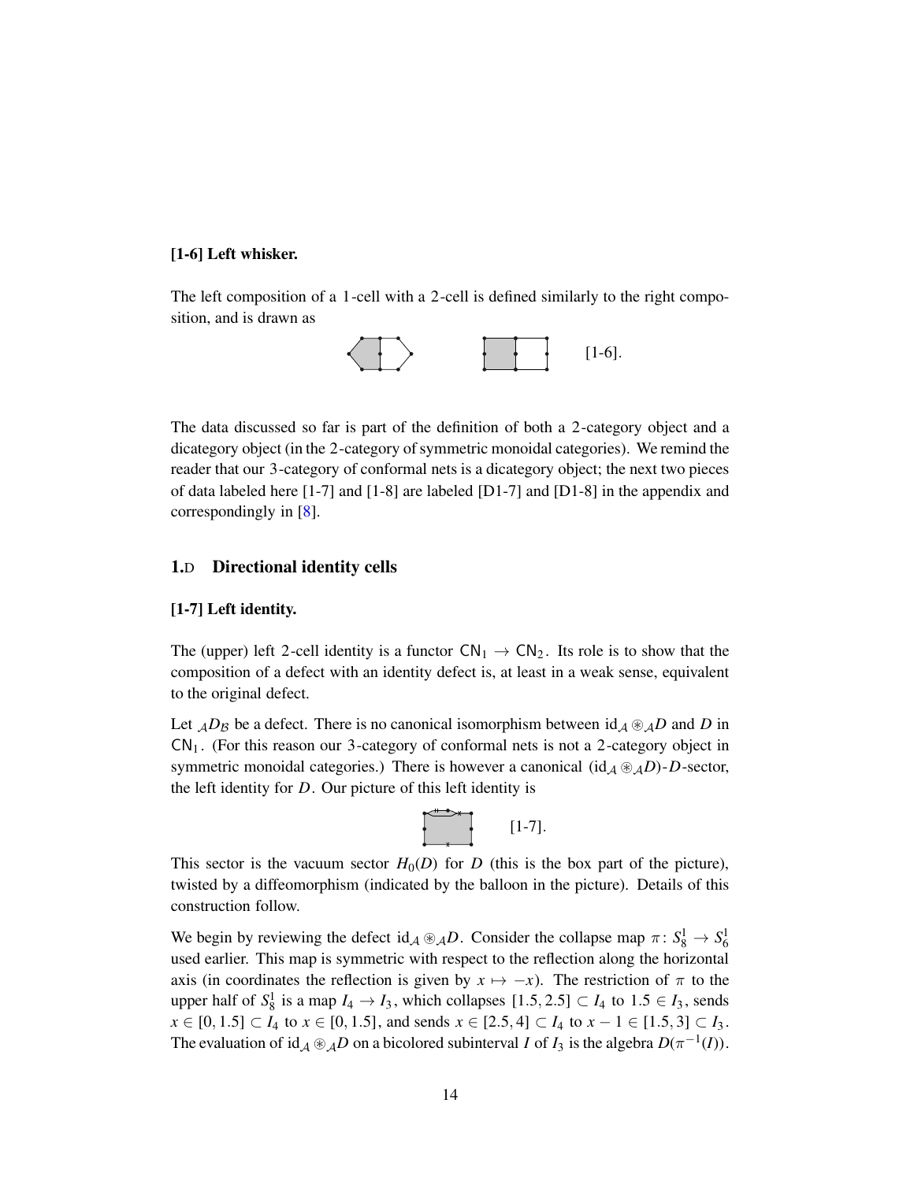**[1-6] Left whisker.**

The left composition of a 1-cell with a 2-cell is defined similarly to the right composition, and is drawn as

[1-6].

The data discussed so far is part of the definition of both a 2-category object and a dicategory object (in the 2-category of symmetric monoidal categories). We remind the reader that our 3-category of conformal nets is a dicategory object; the next two pieces of data labeled here [1-7] and [1-8] are labeled [D1-7] and [D1-8] in the appendix and correspondingly in [8].

## 1.D Directional identity cells

**[1-7] Left identity.**

The (upper) left 2-cell identity is a functor $\mathsf{CN}_1 \to \mathsf{CN}_2$. Its role is to show that the composition of a defect with an identity defect is, at least in a weak sense, equivalent to the original defect.

Let ${}_{\mathcal{A}}D_{\mathcal{B}}$ be a defect. There is no canonical isomorphism between $\mathrm{id}_{\mathcal{A}} \circledast_{\mathcal{A}} D$ and $D$ in $\mathsf{CN}_1$. (For this reason our 3-category of conformal nets is not a 2-category object in symmetric monoidal categories.) There is however a canonical $(\mathrm{id}_{\mathcal{A}} \circledast_{\mathcal{A}} D)$-$D$-sector, the left identity for $D$. Our picture of this left identity is

[1-7].

This sector is the vacuum sector $H_0(D)$ for $D$ (this is the box part of the picture), twisted by a diffeomorphism (indicated by the balloon in the picture). Details of this construction follow.

We begin by reviewing the defect $\mathrm{id}_{\mathcal{A}} \circledast_{\mathcal{A}} D$. Consider the collapse map $\pi\colon S^1_8 \to S^1_6$ used earlier. This map is symmetric with respect to the reflection along the horizontal axis (in coordinates the reflection is given by $x \mapsto -x$). The restriction of $\pi$ to the upper half of $S^1_8$ is a map $I_4 \to I_3$, which collapses $[1.5, 2.5] \subset I_4$ to $1.5 \in I_3$, sends $x \in [0, 1.5] \subset I_4$ to $x \in [0, 1.5]$, and sends $x \in [2.5, 4] \subset I_4$ to $x - 1 \in [1.5, 3] \subset I_3$. The evaluation of $\mathrm{id}_{\mathcal{A}} \circledast_{\mathcal{A}} D$ on a bicolored subinterval $I$ of $I_3$ is the algebra $D(\pi^{-1}(I))$.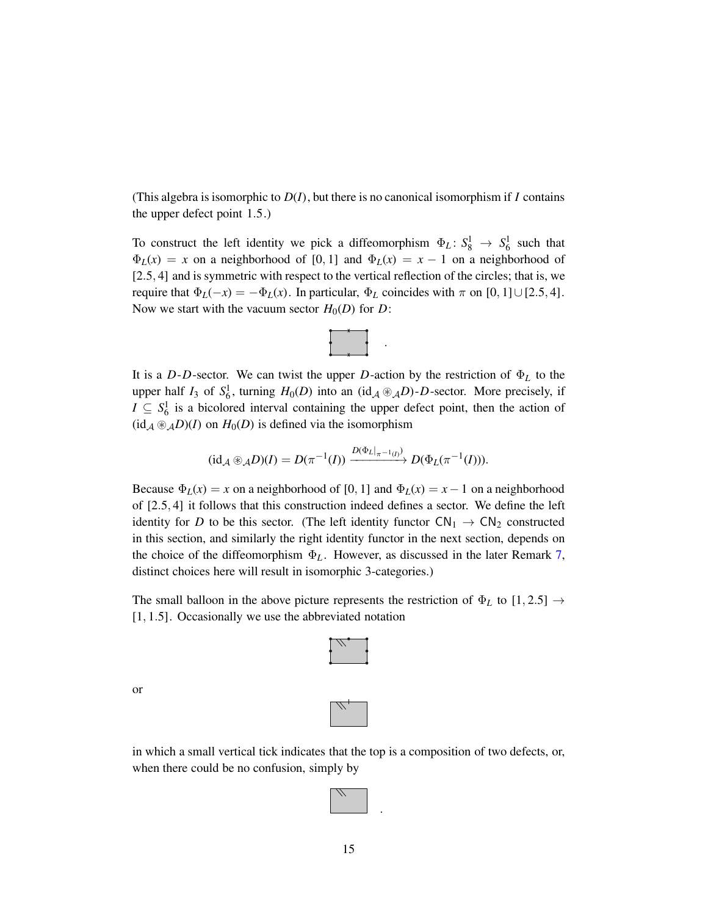(This algebra is isomorphic to $D(I)$, but there is no canonical isomorphism if $I$ contains the upper defect point 1.5.)

To construct the left identity we pick a diffeomorphism $\Phi_L \colon S^1_8 \to S^1_6$ such that $\Phi_L(x) = x$ on a neighborhood of $[0,1]$ and $\Phi_L(x) = x - 1$ on a neighborhood of $[2.5, 4]$ and is symmetric with respect to the vertical reflection of the circles; that is, we require that $\Phi_L(-x) = -\Phi_L(x)$. In particular, $\Phi_L$ coincides with $\pi$ on $[0,1] \cup [2.5, 4]$. Now we start with the vacuum sector $H_0(D)$ for $D$:

.

It is a $D$-$D$-sector. We can twist the upper $D$-action by the restriction of $\Phi_L$ to the upper half $I_3$ of $S^1_6$, turning $H_0(D)$ into an $(\mathrm{id}_{\mathcal{A}} \circledast_{\mathcal{A}} D)$-$D$-sector. More precisely, if $I \subseteq S^1_6$ is a bicolored interval containing the upper defect point, then the action of $(\mathrm{id}_{\mathcal{A}} \circledast_{\mathcal{A}} D)(I)$ on $H_0(D)$ is defined via the isomorphism

$$(\mathrm{id}_{\mathcal{A}} \circledast_{\mathcal{A}} D)(I) = D(\pi^{-1}(I)) \xrightarrow{D(\Phi_L|_{\pi^{-1}(I)})} D(\Phi_L(\pi^{-1}(I))).$$

Because $\Phi_L(x) = x$ on a neighborhood of $[0,1]$ and $\Phi_L(x) = x - 1$ on a neighborhood of $[2.5, 4]$ it follows that this construction indeed defines a sector. We define the left identity for $D$ to be this sector. (The left identity functor $\mathsf{CN}_1 \to \mathsf{CN}_2$ constructed in this section, and similarly the right identity functor in the next section, depends on the choice of the diffeomorphism $\Phi_L$. However, as discussed in the later Remark 7, distinct choices here will result in isomorphic 3-categories.)

The small balloon in the above picture represents the restriction of $\Phi_L$ to $[1, 2.5] \to [1, 1.5]$. Occasionally we use the abbreviated notation

or

in which a small vertical tick indicates that the top is a composition of two defects, or, when there could be no confusion, simply by

.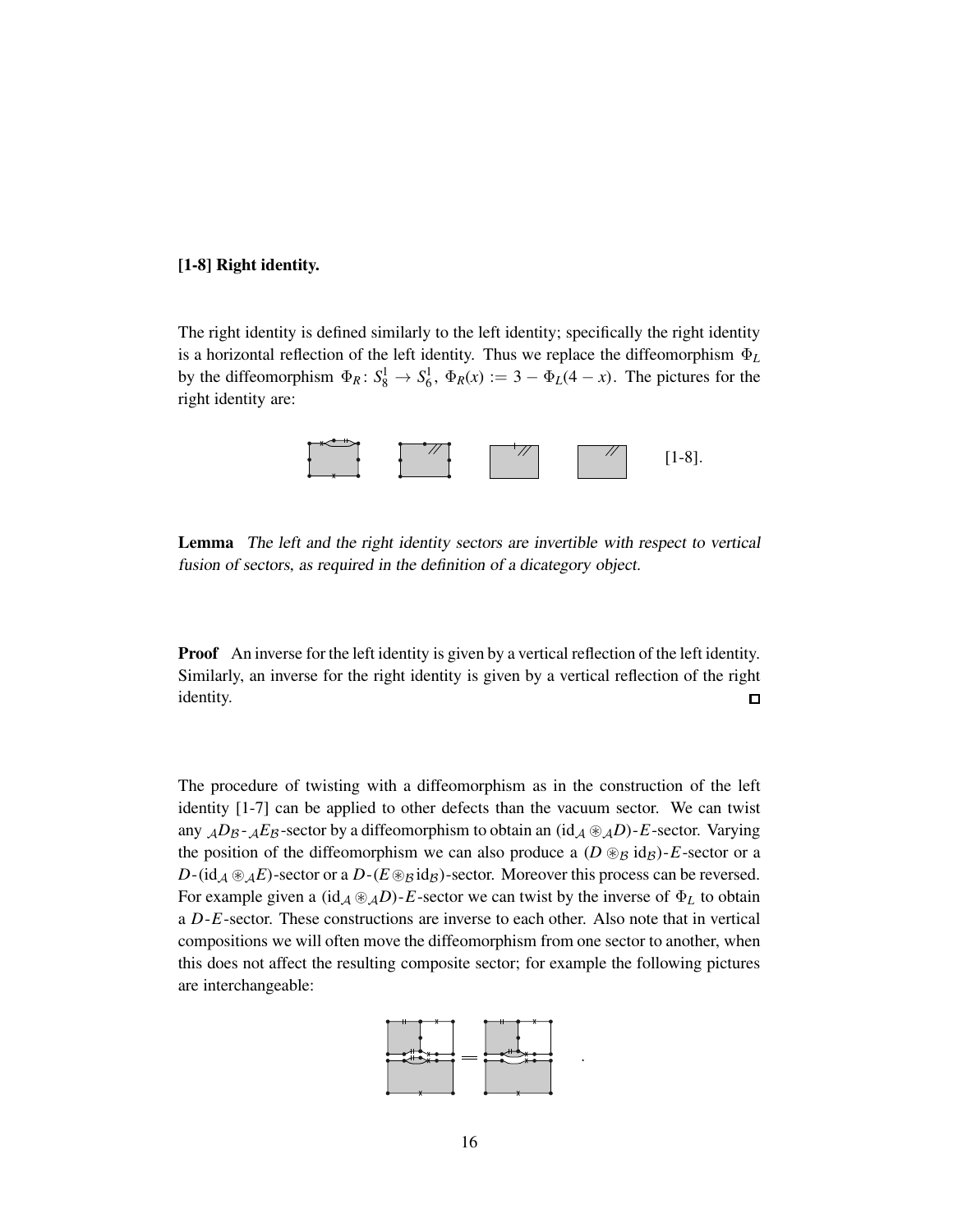**[1-8] Right identity.**

The right identity is defined similarly to the left identity; specifically the right identity is a horizontal reflection of the left identity. Thus we replace the diffeomorphism $\Phi_L$ by the diffeomorphism $\Phi_R\colon S^1_8 \to S^1_6$, $\Phi_R(x) := 3 - \Phi_L(4-x)$. The pictures for the right identity are:

[1-8].

**Lemma** *The left and the right identity sectors are invertible with respect to vertical fusion of sectors, as required in the definition of a dicategory object.*

**Proof** An inverse for the left identity is given by a vertical reflection of the left identity. Similarly, an inverse for the right identity is given by a vertical reflection of the right identity. □

The procedure of twisting with a diffeomorphism as in the construction of the left identity [1-7] can be applied to other defects than the vacuum sector. We can twist any ${}_{\mathcal{A}}D_{\mathcal{B}}$-${}_{\mathcal{A}}E_{\mathcal{B}}$-sector by a diffeomorphism to obtain an $(\mathrm{id}_{\mathcal{A}} \circledast_{\mathcal{A}} D)$-$E$-sector. Varying the position of the diffeomorphism we can also produce a $(D \circledast_{\mathcal{B}} \mathrm{id}_{\mathcal{B}})$-$E$-sector or a $D$-$(\mathrm{id}_{\mathcal{A}} \circledast_{\mathcal{A}} E)$-sector or a $D$-$(E \circledast_{\mathcal{B}} \mathrm{id}_{\mathcal{B}})$-sector. Moreover this process can be reversed. For example given a $(\mathrm{id}_{\mathcal{A}} \circledast_{\mathcal{A}} D)$-$E$-sector we can twist by the inverse of $\Phi_L$ to obtain a $D$-$E$-sector. These constructions are inverse to each other. Also note that in vertical compositions we will often move the diffeomorphism from one sector to another, when this does not affect the resulting composite sector; for example the following pictures are interchangeable:

.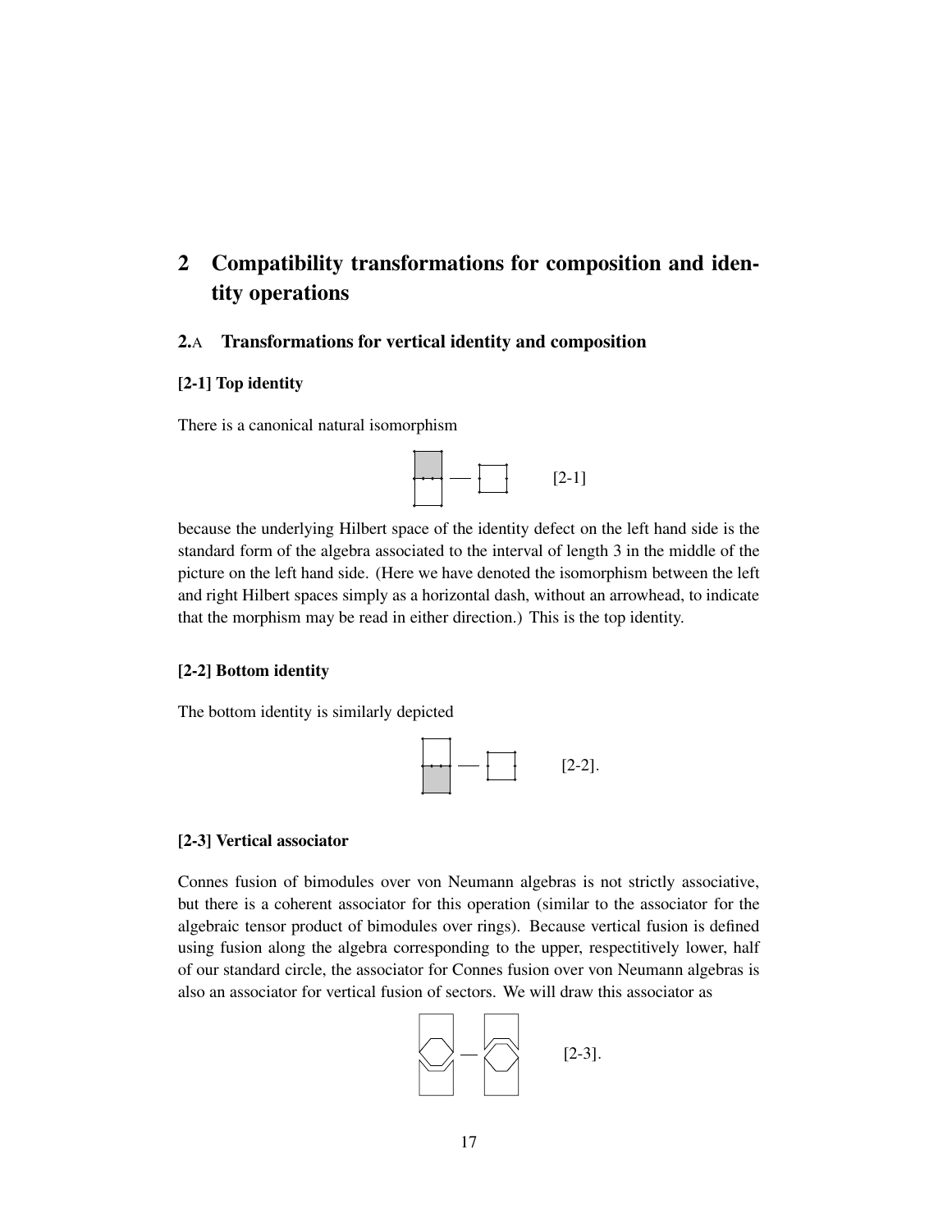# 2 Compatibility transformations for composition and identity operations

## 2.A Transformations for vertical identity and composition

### [2-1] Top identity

There is a canonical natural isomorphism

[2-1]

because the underlying Hilbert space of the identity defect on the left hand side is the standard form of the algebra associated to the interval of length 3 in the middle of the picture on the left hand side. (Here we have denoted the isomorphism between the left and right Hilbert spaces simply as a horizontal dash, without an arrowhead, to indicate that the morphism may be read in either direction.) This is the top identity.

### [2-2] Bottom identity

The bottom identity is similarly depicted

[2-2].

### [2-3] Vertical associator

Connes fusion of bimodules over von Neumann algebras is not strictly associative, but there is a coherent associator for this operation (similar to the associator for the algebraic tensor product of bimodules over rings). Because vertical fusion is defined using fusion along the algebra corresponding to the upper, respectitively lower, half of our standard circle, the associator for Connes fusion over von Neumann algebras is also an associator for vertical fusion of sectors. We will draw this associator as

[2-3].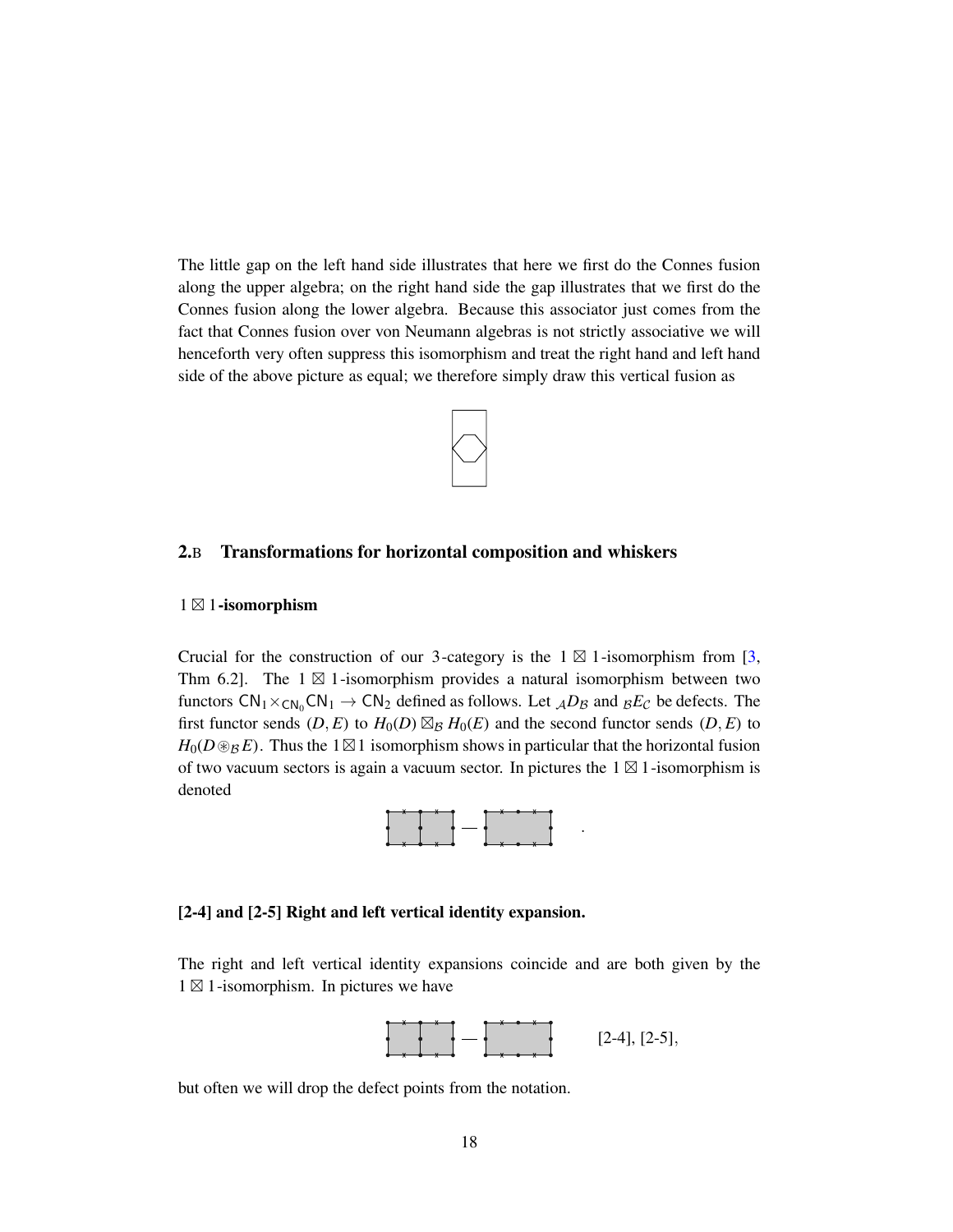The little gap on the left hand side illustrates that here we first do the Connes fusion along the upper algebra; on the right hand side the gap illustrates that we first do the Connes fusion along the lower algebra. Because this associator just comes from the fact that Connes fusion over von Neumann algebras is not strictly associative we will henceforth very often suppress this isomorphism and treat the right hand and left hand side of the above picture as equal; we therefore simply draw this vertical fusion as

## 2.B Transformations for horizontal composition and whiskers

### $1 \boxtimes 1$-isomorphism

Crucial for the construction of our 3-category is the $1 \boxtimes 1$-isomorphism from [3, Thm 6.2]. The $1 \boxtimes 1$-isomorphism provides a natural isomorphism between two functors $\mathsf{CN}_1 \times_{\mathsf{CN}_0} \mathsf{CN}_1 \to \mathsf{CN}_2$ defined as follows. Let ${}_{\mathcal{A}}D_{\mathcal{B}}$ and ${}_{\mathcal{B}}E_{\mathcal{C}}$ be defects. The first functor sends $(D,E)$ to $H_0(D) \boxtimes_{\mathcal{B}} H_0(E)$ and the second functor sends $(D,E)$ to $H_0(D \circledast_{\mathcal{B}} E)$. Thus the $1 \boxtimes 1$ isomorphism shows in particular that the horizontal fusion of two vacuum sectors is again a vacuum sector. In pictures the $1 \boxtimes 1$-isomorphism is denoted

### [2-4] and [2-5] Right and left vertical identity expansion.

The right and left vertical identity expansions coincide and are both given by the $1 \boxtimes 1$-isomorphism. In pictures we have

[2-4], [2-5],

but often we will drop the defect points from the notation.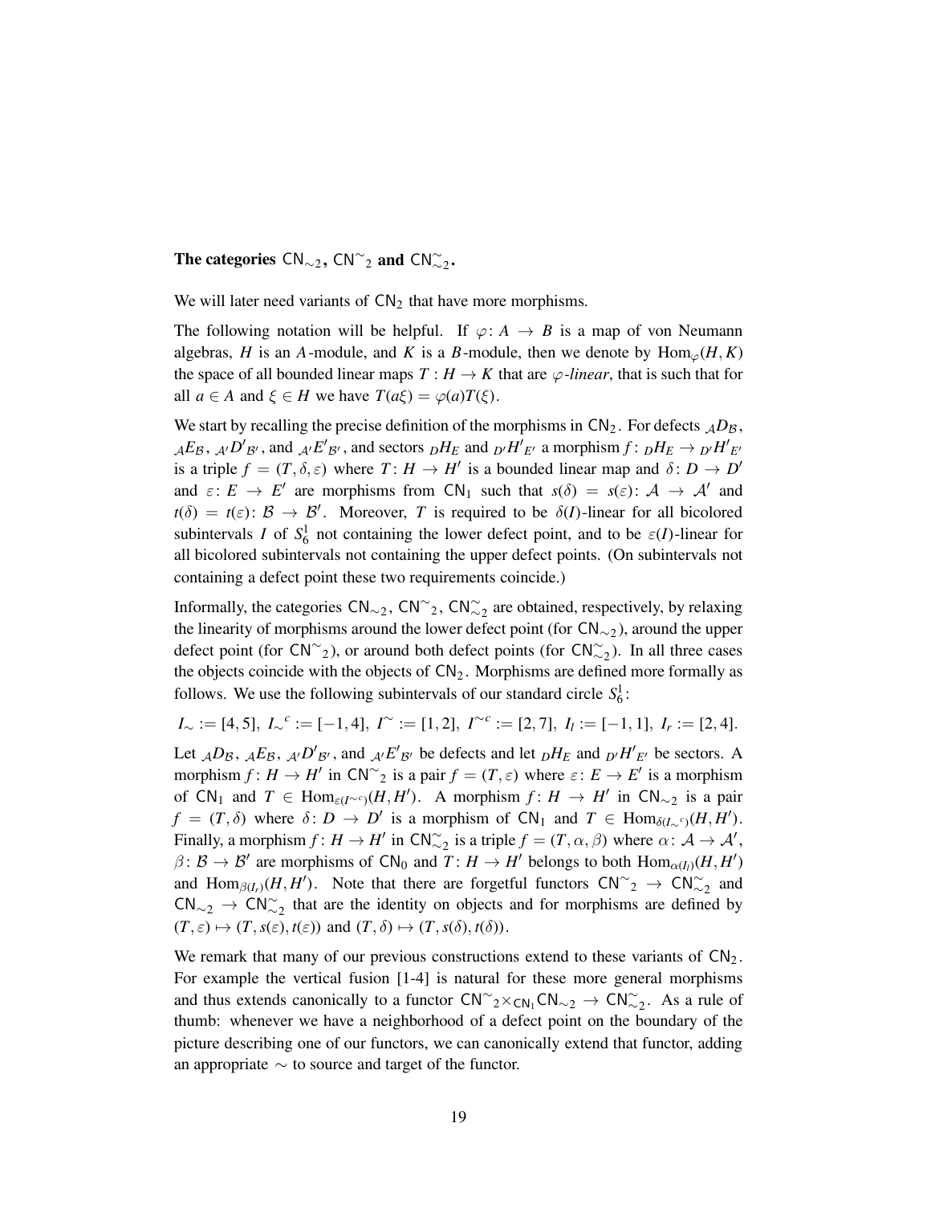**The categories $\mathsf{CN}_{\sim 2}$, $\mathsf{CN}^{\sim}{}_2$ and $\mathsf{CN}^{\sim}_{\sim 2}$.**

We will later need variants of $\mathsf{CN}_2$ that have more morphisms.

The following notation will be helpful. If $\varphi\colon A \to B$ is a map of von Neumann algebras, $H$ is an $A$-module, and $K$ is a $B$-module, then we denote by $\mathrm{Hom}_\varphi(H,K)$ the space of all bounded linear maps $T : H \to K$ that are $\varphi$-*linear*, that is such that for all $a \in A$ and $\xi \in H$ we have $T(a\xi) = \varphi(a)T(\xi)$.

We start by recalling the precise definition of the morphisms in $\mathsf{CN}_2$. For defects ${}_{\mathcal{A}}D_{\mathcal{B}}$, ${}_{\mathcal{A}}E_{\mathcal{B}}$, ${}_{\mathcal{A}'}D'_{\mathcal{B}'}$, and ${}_{\mathcal{A}'}E'_{\mathcal{B}'}$, and sectors ${}_DH_E$ and ${}_{D'}H'_{E'}$ a morphism $f\colon {}_DH_E \to {}_{D'}H'_{E'}$ is a triple $f = (T,\delta,\varepsilon)$ where $T\colon H \to H'$ is a bounded linear map and $\delta\colon D \to D'$ and $\varepsilon\colon E \to E'$ are morphisms from $\mathsf{CN}_1$ such that $s(\delta) = s(\varepsilon)\colon \mathcal{A} \to \mathcal{A}'$ and $t(\delta) = t(\varepsilon)\colon \mathcal{B} \to \mathcal{B}'$. Moreover, $T$ is required to be $\delta(I)$-linear for all bicolored subintervals $I$ of $S^1_6$ not containing the lower defect point, and to be $\varepsilon(I)$-linear for all bicolored subintervals not containing the upper defect points. (On subintervals not containing a defect point these two requirements coincide.)

Informally, the categories $\mathsf{CN}_{\sim 2}$, $\mathsf{CN}^{\sim}{}_2$, $\mathsf{CN}^{\sim}_{\sim 2}$ are obtained, respectively, by relaxing the linearity of morphisms around the lower defect point (for $\mathsf{CN}_{\sim 2}$), around the upper defect point (for $\mathsf{CN}^{\sim}{}_2$), or around both defect points (for $\mathsf{CN}^{\sim}_{\sim 2}$). In all three cases the objects coincide with the objects of $\mathsf{CN}_2$. Morphisms are defined more formally as follows. We use the following subintervals of our standard circle $S^1_6$:

$$I_\sim := [4,5],\ I_\sim{}^c := [-1,4],\ I^\sim := [1,2],\ I^{\sim c} := [2,7],\ I_l := [-1,1],\ I_r := [2,4].$$

Let ${}_{\mathcal{A}}D_{\mathcal{B}}$, ${}_{\mathcal{A}}E_{\mathcal{B}}$, ${}_{\mathcal{A}'}D'_{\mathcal{B}'}$, and ${}_{\mathcal{A}'}E'_{\mathcal{B}'}$ be defects and let ${}_DH_E$ and ${}_{D'}H'_{E'}$ be sectors. A morphism $f\colon H \to H'$ in $\mathsf{CN}^{\sim}{}_2$ is a pair $f = (T,\varepsilon)$ where $\varepsilon\colon E \to E'$ is a morphism of $\mathsf{CN}_1$ and $T \in \mathrm{Hom}_{\varepsilon(I^{\sim c})}(H,H')$. A morphism $f\colon H \to H'$ in $\mathsf{CN}_{\sim 2}$ is a pair $f = (T,\delta)$ where $\delta\colon D \to D'$ is a morphism of $\mathsf{CN}_1$ and $T \in \mathrm{Hom}_{\delta(I_\sim{}^c)}(H,H')$. Finally, a morphism $f\colon H \to H'$ in $\mathsf{CN}^{\sim}_{\sim 2}$ is a triple $f = (T,\alpha,\beta)$ where $\alpha\colon \mathcal{A} \to \mathcal{A}'$, $\beta\colon \mathcal{B} \to \mathcal{B}'$ are morphisms of $\mathsf{CN}_0$ and $T\colon H \to H'$ belongs to both $\mathrm{Hom}_{\alpha(I_l)}(H,H')$ and $\mathrm{Hom}_{\beta(I_r)}(H,H')$. Note that there are forgetful functors $\mathsf{CN}^{\sim}{}_2 \to \mathsf{CN}^{\sim}_{\sim 2}$ and $\mathsf{CN}_{\sim 2} \to \mathsf{CN}^{\sim}_{\sim 2}$ that are the identity on objects and for morphisms are defined by $(T,\varepsilon) \mapsto (T,s(\varepsilon),t(\varepsilon))$ and $(T,\delta) \mapsto (T,s(\delta),t(\delta))$.

We remark that many of our previous constructions extend to these variants of $\mathsf{CN}_2$. For example the vertical fusion [1-4] is natural for these more general morphisms and thus extends canonically to a functor $\mathsf{CN}^{\sim}{}_2 \times_{\mathsf{CN}_1} \mathsf{CN}_{\sim 2} \to \mathsf{CN}^{\sim}_{\sim 2}$. As a rule of thumb: whenever we have a neighborhood of a defect point on the boundary of the picture describing one of our functors, we can canonically extend that functor, adding an appropriate $\sim$ to source and target of the functor.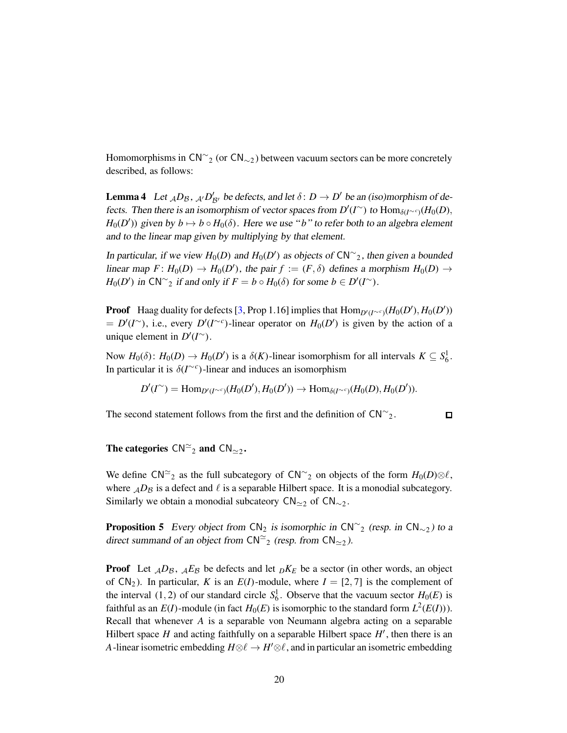Homomorphisms in $\mathsf{CN}^{\sim}_2$ (or $\mathsf{CN}_{\sim 2}$) between vacuum sectors can be more concretely described, as follows:

**Lemma 4** *Let ${}_{\mathcal{A}}D_{\mathcal{B}}$, ${}_{\mathcal{A}'}D'_{\mathcal{B}'}$ be defects, and let $\delta\colon D \to D'$ be an (iso)morphism of defects. Then there is an isomorphism of vector spaces from $D'(I^{\sim})$ to $\mathrm{Hom}_{\delta(I^{\sim c})}(H_0(D), H_0(D'))$ given by $b \mapsto b \circ H_0(\delta)$. Here we use "$b$" to refer both to an algebra element and to the linear map given by multiplying by that element.*

*In particular, if we view $H_0(D)$ and $H_0(D')$ as objects of $\mathsf{CN}^{\sim}_2$, then given a bounded linear map $F\colon H_0(D) \to H_0(D')$, the pair $f := (F, \delta)$ defines a morphism $H_0(D) \to H_0(D')$ in $\mathsf{CN}^{\sim}_2$ if and only if $F = b \circ H_0(\delta)$ for some $b \in D'(I^{\sim})$.*

**Proof** Haag duality for defects [3, Prop 1.16] implies that $\mathrm{Hom}_{D'(I^{\sim c})}(H_0(D'), H_0(D')) = D'(I^{\sim})$, i.e., every $D'(I^{\sim c})$-linear operator on $H_0(D')$ is given by the action of a unique element in $D'(I^{\sim})$.

Now $H_0(\delta)\colon H_0(D) \to H_0(D')$ is a $\delta(K)$-linear isomorphism for all intervals $K \subseteq S^1_6$. In particular it is $\delta(I^{\sim c})$-linear and induces an isomorphism

$$D'(I^{\sim}) = \mathrm{Hom}_{D'(I^{\sim c})}(H_0(D'), H_0(D')) \to \mathrm{Hom}_{\delta(I^{\sim c})}(H_0(D), H_0(D')).$$

The second statement follows from the first and the definition of $\mathsf{CN}^{\sim}_2$. $\square$

**The categories $\mathsf{CN}^{\simeq}_2$ and $\mathsf{CN}_{\simeq 2}$.**

We define $\mathsf{CN}^{\simeq}_2$ as the full subcategory of $\mathsf{CN}^{\sim}_2$ on objects of the form $H_0(D) \otimes \ell$, where ${}_{\mathcal{A}}D_{\mathcal{B}}$ is a defect and $\ell$ is a separable Hilbert space. It is a monodial subcategory. Similarly we obtain a monodial subcateory $\mathsf{CN}_{\simeq 2}$ of $\mathsf{CN}_{\sim 2}$.

**Proposition 5** *Every object from $\mathsf{CN}_2$ is isomorphic in $\mathsf{CN}^{\sim}_2$ (resp. in $\mathsf{CN}_{\sim 2}$) to a direct summand of an object from $\mathsf{CN}^{\simeq}_2$ (resp. from $\mathsf{CN}_{\simeq 2}$).*

**Proof** Let ${}_{\mathcal{A}}D_{\mathcal{B}}$, ${}_{\mathcal{A}}E_{\mathcal{B}}$ be defects and let ${}_{D}K_{E}$ be a sector (in other words, an object of $\mathsf{CN}_2$). In particular, $K$ is an $E(I)$-module, where $I = [2, 7]$ is the complement of the interval $(1, 2)$ of our standard circle $S^1_6$. Observe that the vacuum sector $H_0(E)$ is faithful as an $E(I)$-module (in fact $H_0(E)$ is isomorphic to the standard form $L^2(E(I))$). Recall that whenever $A$ is a separable von Neumann algebra acting on a separable Hilbert space $H$ and acting faithfully on a separable Hilbert space $H'$, then there is an $A$-linear isometric embedding $H \otimes \ell \to H' \otimes \ell$, and in particular an isometric embedding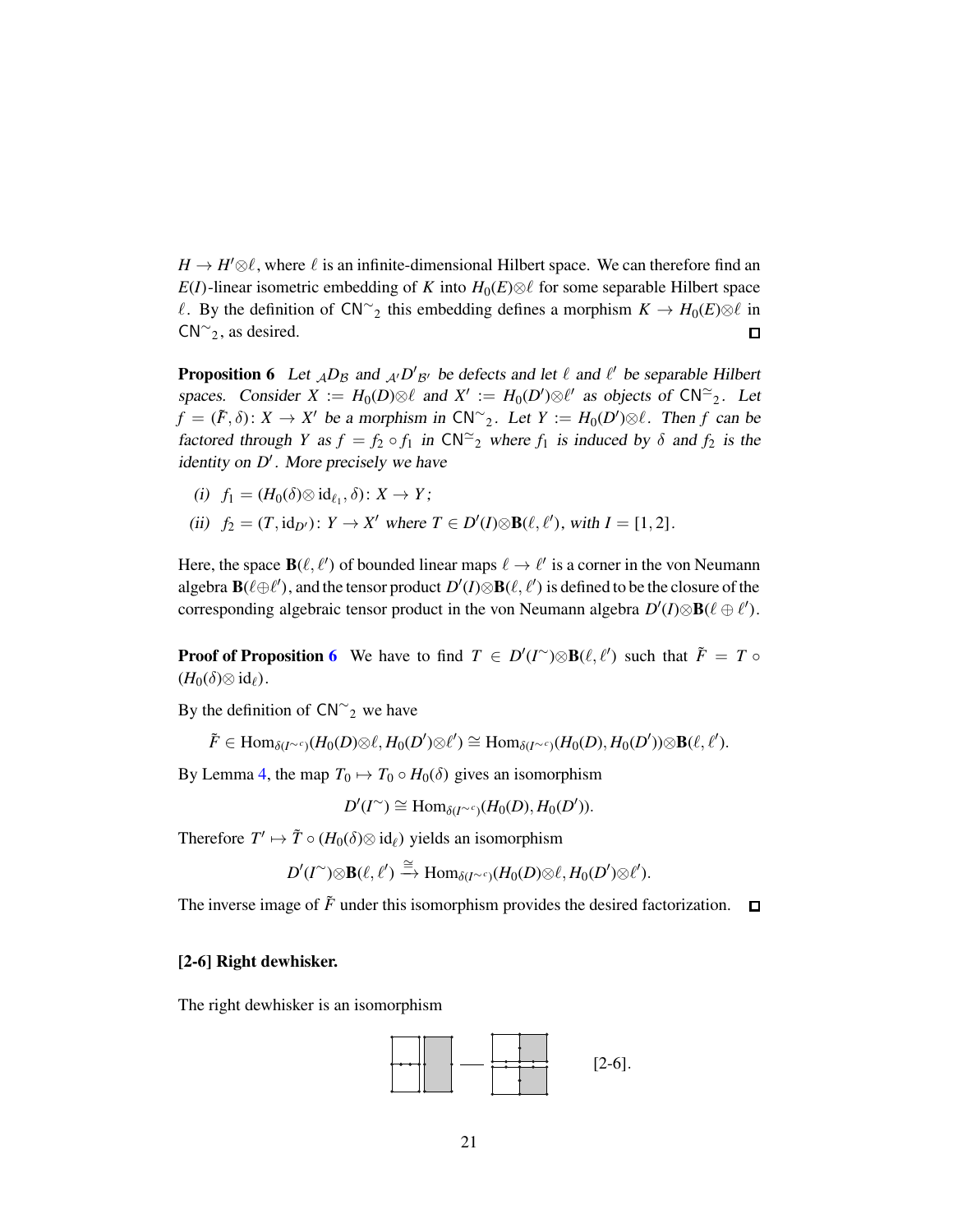$H \to H' \otimes \ell$, where $\ell$ is an infinite-dimensional Hilbert space. We can therefore find an $E(I)$-linear isometric embedding of $K$ into $H_0(E)\otimes\ell$ for some separable Hilbert space $\ell$. By the definition of $\mathsf{CN}^{\sim}{}_2$ this embedding defines a morphism $K \to H_0(E)\otimes\ell$ in $\mathsf{CN}^{\sim}{}_2$, as desired. □

**Proposition 6** *Let ${}_{\mathcal{A}}D_{\mathcal{B}}$ and ${}_{\mathcal{A}'}D'_{\mathcal{B}'}$ be defects and let $\ell$ and $\ell'$ be separable Hilbert spaces. Consider $X := H_0(D)\otimes\ell$ and $X' := H_0(D')\otimes\ell'$ as objects of $\mathsf{CN}^{\simeq}{}_2$. Let $f = (\tilde{F}, \delta)\colon X \to X'$ be a morphism in $\mathsf{CN}^{\sim}{}_2$. Let $Y := H_0(D')\otimes\ell$. Then $f$ can be factored through $Y$ as $f = f_2 \circ f_1$ in $\mathsf{CN}^{\simeq}{}_2$ where $f_1$ is induced by $\delta$ and $f_2$ is the identity on $D'$. More precisely we have*

*(i)* $f_1 = (H_0(\delta)\otimes \mathrm{id}_{\ell_1}, \delta)\colon X \to Y$;

*(ii)* $f_2 = (T, \mathrm{id}_{D'})\colon Y \to X'$ *where* $T \in D'(I)\otimes\mathbf{B}(\ell, \ell')$, *with* $I = [1, 2]$.

Here, the space $\mathbf{B}(\ell, \ell')$ of bounded linear maps $\ell \to \ell'$ is a corner in the von Neumann algebra $\mathbf{B}(\ell\oplus\ell')$, and the tensor product $D'(I)\otimes\mathbf{B}(\ell, \ell')$ is defined to be the closure of the corresponding algebraic tensor product in the von Neumann algebra $D'(I)\otimes\mathbf{B}(\ell \oplus \ell')$.

**Proof of Proposition 6** We have to find $T \in D'(I^{\sim})\otimes\mathbf{B}(\ell, \ell')$ such that $\tilde{F} = T \circ (H_0(\delta)\otimes \mathrm{id}_\ell)$.

By the definition of $\mathsf{CN}^{\sim}{}_2$ we have

$$\tilde{F} \in \mathrm{Hom}_{\delta(I^{\sim c})}(H_0(D)\otimes\ell, H_0(D')\otimes\ell') \cong \mathrm{Hom}_{\delta(I^{\sim c})}(H_0(D), H_0(D'))\otimes\mathbf{B}(\ell, \ell').$$

By Lemma 4, the map $T_0 \mapsto T_0 \circ H_0(\delta)$ gives an isomorphism

$$D'(I^{\sim}) \cong \mathrm{Hom}_{\delta(I^{\sim c})}(H_0(D), H_0(D')).$$

Therefore $T' \mapsto \tilde{T} \circ (H_0(\delta)\otimes \mathrm{id}_\ell)$ yields an isomorphism

$$D'(I^{\sim})\otimes\mathbf{B}(\ell, \ell') \xrightarrow{\cong} \mathrm{Hom}_{\delta(I^{\sim c})}(H_0(D)\otimes\ell, H_0(D')\otimes\ell').$$

The inverse image of $\tilde{F}$ under this isomorphism provides the desired factorization. □

### [2-6] Right dewhisker.

The right dewhisker is an isomorphism

[2-6].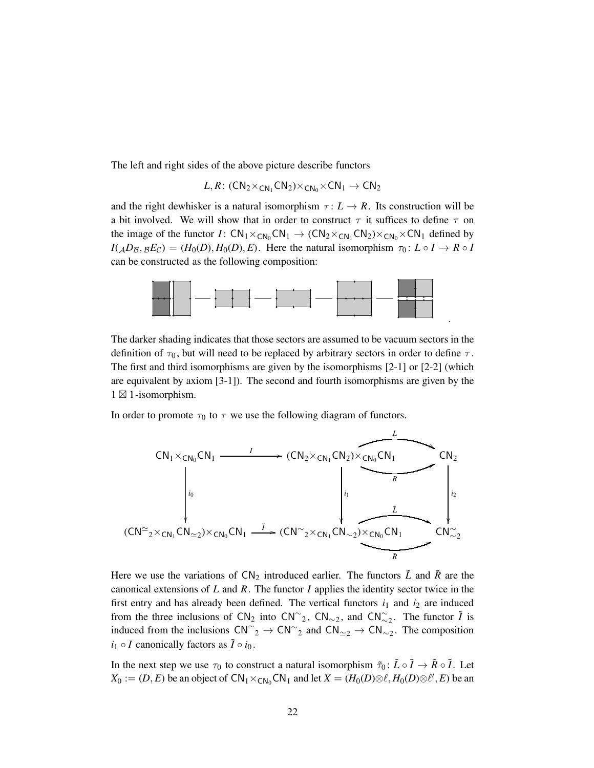The left and right sides of the above picture describe functors

$$L, R\colon (\mathsf{CN}_2 \times_{\mathsf{CN}_1} \mathsf{CN}_2) \times_{\mathsf{CN}_0} \times \mathsf{CN}_1 \to \mathsf{CN}_2$$

and the right dewhisker is a natural isomorphism $\tau\colon L \to R$. Its construction will be a bit involved. We will show that in order to construct $\tau$ it suffices to define $\tau$ on the image of the functor $I\colon \mathsf{CN}_1 \times_{\mathsf{CN}_0} \mathsf{CN}_1 \to (\mathsf{CN}_2 \times_{\mathsf{CN}_1} \mathsf{CN}_2) \times_{\mathsf{CN}_0} \times \mathsf{CN}_1$ defined by $I({}_{\mathcal{A}}D_{\mathcal{B}}, {}_{\mathcal{B}}E_{\mathcal{C}}) = (H_0(D), H_0(D), E)$. Here the natural isomorphism $\tau_0\colon L \circ I \to R \circ I$ can be constructed as the following composition:

.

The darker shading indicates that those sectors are assumed to be vacuum sectors in the definition of $\tau_0$, but will need to be replaced by arbitrary sectors in order to define $\tau$. The first and third isomorphisms are given by the isomorphisms [2-1] or [2-2] (which are equivalent by axiom [3-1]). The second and fourth isomorphisms are given by the $1 \boxtimes 1$-isomorphism.

In order to promote $\tau_0$ to $\tau$ we use the following diagram of functors.

$$\begin{array}{ccccc}
\mathsf{CN}_1 \times_{\mathsf{CN}_0} \mathsf{CN}_1 & \xrightarrow{I} & (\mathsf{CN}_2 \times_{\mathsf{CN}_1} \mathsf{CN}_2) \times_{\mathsf{CN}_0} \mathsf{CN}_1 & \overset{L}{\underset{R}{\rightrightarrows}} & \mathsf{CN}_2 \\
\downarrow i_0 & & \downarrow i_1 & & \downarrow i_2 \\
(\mathsf{CN}^{\simeq}{}_2 \times_{\mathsf{CN}_1} \mathsf{CN}_{\simeq 2}) \times_{\mathsf{CN}_0} \mathsf{CN}_1 & \xrightarrow{\tilde{I}} & (\mathsf{CN}^{\sim}{}_2 \times_{\mathsf{CN}_1} \mathsf{CN}_{\sim 2}) \times_{\mathsf{CN}_0} \mathsf{CN}_1 & \overset{\tilde{L}}{\underset{\tilde{R}}{\rightrightarrows}} & \mathsf{CN}^{\sim}_{\sim 2}
\end{array}$$

Here we use the variations of $\mathsf{CN}_2$ introduced earlier. The functors $\tilde{L}$ and $\tilde{R}$ are the canonical extensions of $L$ and $R$. The functor $I$ applies the identity sector twice in the first entry and has already been defined. The vertical functors $i_1$ and $i_2$ are induced from the three inclusions of $\mathsf{CN}_2$ into $\mathsf{CN}^{\sim}{}_2$, $\mathsf{CN}_{\sim 2}$, and $\mathsf{CN}^{\sim}_{\sim 2}$. The functor $\tilde{I}$ is induced from the inclusions $\mathsf{CN}^{\simeq}{}_2 \to \mathsf{CN}^{\sim}{}_2$ and $\mathsf{CN}_{\simeq 2} \to \mathsf{CN}_{\sim 2}$. The composition $i_1 \circ I$ canonically factors as $\tilde{I} \circ i_0$.

In the next step we use $\tau_0$ to construct a natural isomorphism $\tilde{\tau}_0\colon \tilde{L} \circ \tilde{I} \to \tilde{R} \circ \tilde{I}$. Let $X_0 := (D, E)$ be an object of $\mathsf{CN}_1 \times_{\mathsf{CN}_0} \mathsf{CN}_1$ and let $X = (H_0(D) \otimes \ell, H_0(D) \otimes \ell', E)$ be an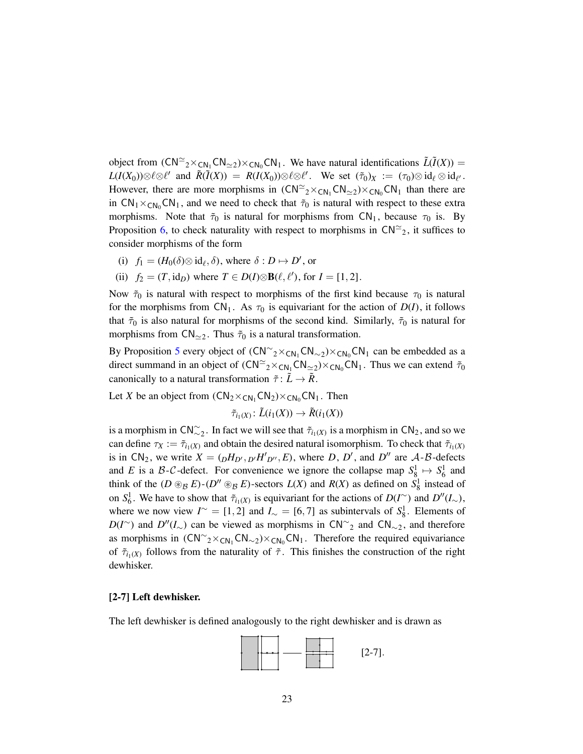object from $(\mathsf{CN}^{\simeq}{}_2 \times_{\mathsf{CN}_1} \mathsf{CN}_{\simeq 2}) \times_{\mathsf{CN}_0} \mathsf{CN}_1$. We have natural identifications $\tilde{L}(\tilde{I}(X)) = L(I(X_0)) \otimes \ell \otimes \ell'$ and $\tilde{R}(\tilde{I}(X)) = R(I(X_0)) \otimes \ell \otimes \ell'$. We set $(\tilde{\tau}_0)_X := (\tau_0) \otimes \mathrm{id}_\ell \otimes \mathrm{id}_{\ell'}$. However, there are more morphisms in $(\mathsf{CN}^{\simeq}{}_2 \times_{\mathsf{CN}_1} \mathsf{CN}_{\simeq 2}) \times_{\mathsf{CN}_0} \mathsf{CN}_1$ than there are in $\mathsf{CN}_1 \times_{\mathsf{CN}_0} \mathsf{CN}_1$, and we need to check that $\tilde{\tau}_0$ is natural with respect to these extra morphisms. Note that $\tilde{\tau}_0$ is natural for morphisms from $\mathsf{CN}_1$, because $\tau_0$ is. By Proposition 6, to check naturality with respect to morphisms in $\mathsf{CN}^{\simeq}{}_2$, it suffices to consider morphisms of the form

(i) $f_1 = (H_0(\delta) \otimes \mathrm{id}_\ell, \delta)$, where $\delta : D \mapsto D'$, or

(ii) $f_2 = (T, \mathrm{id}_D)$ where $T \in D(I) \otimes \mathbf{B}(\ell, \ell')$, for $I = [1,2]$.

Now $\tilde{\tau}_0$ is natural with respect to morphisms of the first kind because $\tau_0$ is natural for the morphisms from $\mathsf{CN}_1$. As $\tau_0$ is equivariant for the action of $D(I)$, it follows that $\tilde{\tau}_0$ is also natural for morphisms of the second kind. Similarly, $\tilde{\tau}_0$ is natural for morphisms from $\mathsf{CN}_{\simeq 2}$. Thus $\tilde{\tau}_0$ is a natural transformation.

By Proposition 5 every object of $(\mathsf{CN}^{\sim}{}_2 \times_{\mathsf{CN}_1} \mathsf{CN}_{\sim 2}) \times_{\mathsf{CN}_0} \mathsf{CN}_1$ can be embedded as a direct summand in an object of $(\mathsf{CN}^{\simeq}{}_2 \times_{\mathsf{CN}_1} \mathsf{CN}_{\simeq 2}) \times_{\mathsf{CN}_0} \mathsf{CN}_1$. Thus we can extend $\tilde{\tau}_0$ canonically to a natural transformation $\tilde{\tau} : \tilde{L} \to \tilde{R}$.

Let $X$ be an object from $(\mathsf{CN}_2 \times_{\mathsf{CN}_1} \mathsf{CN}_2) \times_{\mathsf{CN}_0} \mathsf{CN}_1$. Then

$$\tilde{\tau}_{i_1(X)} : \tilde{L}(i_1(X)) \to \tilde{R}(i_1(X))$$

is a morphism in $\mathsf{CN}^{\sim}_{\sim 2}$. In fact we will see that $\tilde{\tau}_{i_1(X)}$ is a morphism in $\mathsf{CN}_2$, and so we can define $\tau_X := \tilde{\tau}_{i_1(X)}$ and obtain the desired natural isomorphism. To check that $\tilde{\tau}_{i_1(X)}$ is in $\mathsf{CN}_2$, we write $X = ({}_D H_{D'}, {}_{D'} H'_{D''}, E)$, where $D$, $D'$, and $D''$ are $\mathcal{A}$-$\mathcal{B}$-defects and $E$ is a $\mathcal{B}$-$\mathcal{C}$-defect. For convenience we ignore the collapse map $S^1_8 \mapsto S^1_6$ and think of the $(D \circledast_{\mathcal{B}} E)$-$(D'' \circledast_{\mathcal{B}} E)$-sectors $L(X)$ and $R(X)$ as defined on $S^1_8$ instead of on $S^1_6$. We have to show that $\tilde{\tau}_{i_1(X)}$ is equivariant for the actions of $D(I^{\sim})$ and $D''(I_{\sim})$, where we now view $I^{\sim} = [1,2]$ and $I_{\sim} = [6,7]$ as subintervals of $S^1_8$. Elements of $D(I^{\sim})$ and $D''(I_{\sim})$ can be viewed as morphisms in $\mathsf{CN}^{\sim}{}_2$ and $\mathsf{CN}_{\sim 2}$, and therefore as morphisms in $(\mathsf{CN}^{\sim}{}_2 \times_{\mathsf{CN}_1} \mathsf{CN}_{\sim 2}) \times_{\mathsf{CN}_0} \mathsf{CN}_1$. Therefore the required equivariance of $\tilde{\tau}_{i_1(X)}$ follows from the naturality of $\tilde{\tau}$. This finishes the construction of the right dewhisker.

**[2-7] Left dewhisker.**

The left dewhisker is defined analogously to the right dewhisker and is drawn as

[2-7].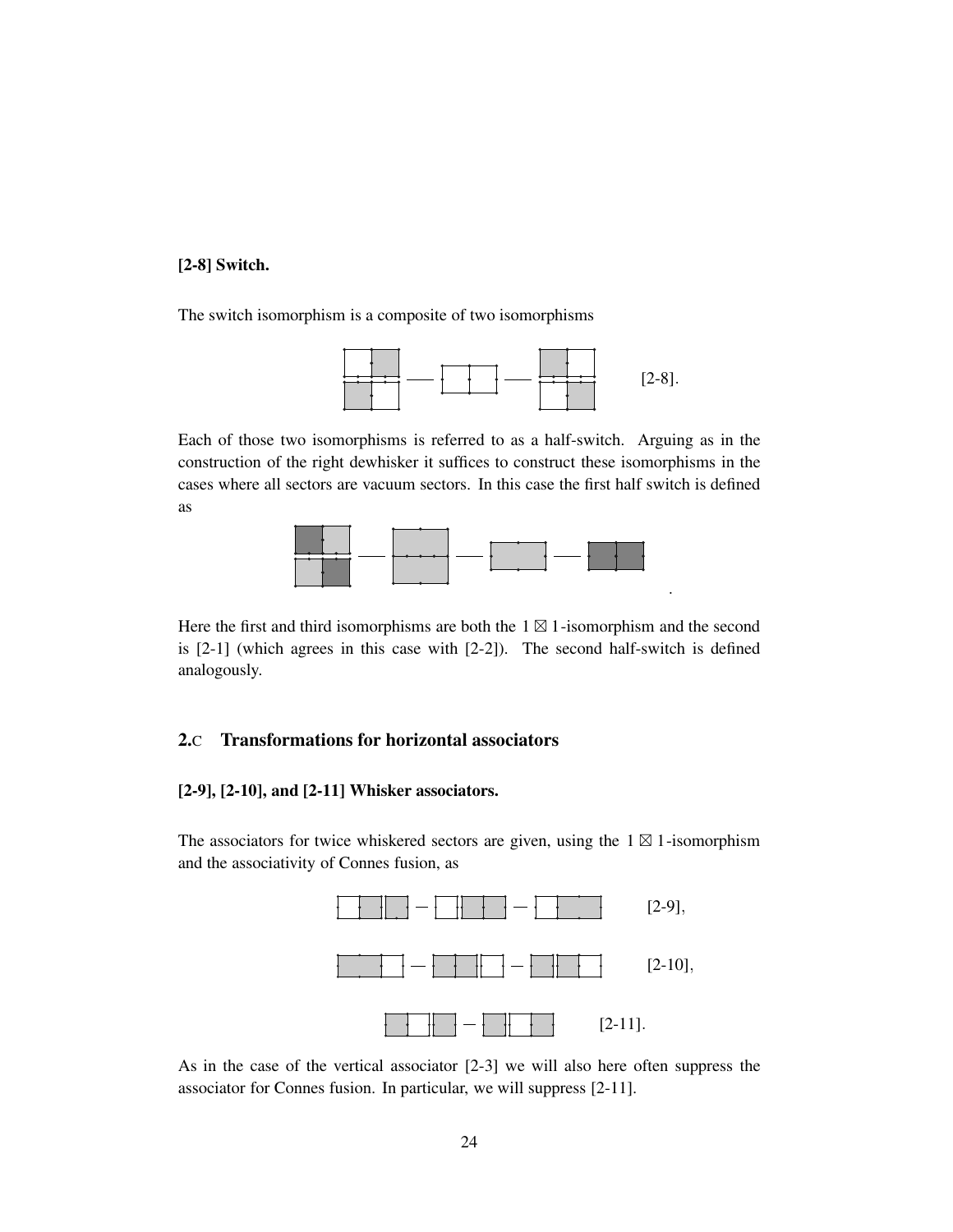**[2-8] Switch.**

The switch isomorphism is a composite of two isomorphisms

[2-8].

Each of those two isomorphisms is referred to as a half-switch. Arguing as in the construction of the right dewhisker it suffices to construct these isomorphisms in the cases where all sectors are vacuum sectors. In this case the first half switch is defined as

.

Here the first and third isomorphisms are both the $1 \boxtimes 1$-isomorphism and the second is [2-1] (which agrees in this case with [2-2]). The second half-switch is defined analogously.

## 2.C Transformations for horizontal associators

**[2-9], [2-10], and [2-11] Whisker associators.**

The associators for twice whiskered sectors are given, using the $1 \boxtimes 1$-isomorphism and the associativity of Connes fusion, as

[2-9],

[2-10],

[2-11].

As in the case of the vertical associator [2-3] we will also here often suppress the associator for Connes fusion. In particular, we will suppress [2-11].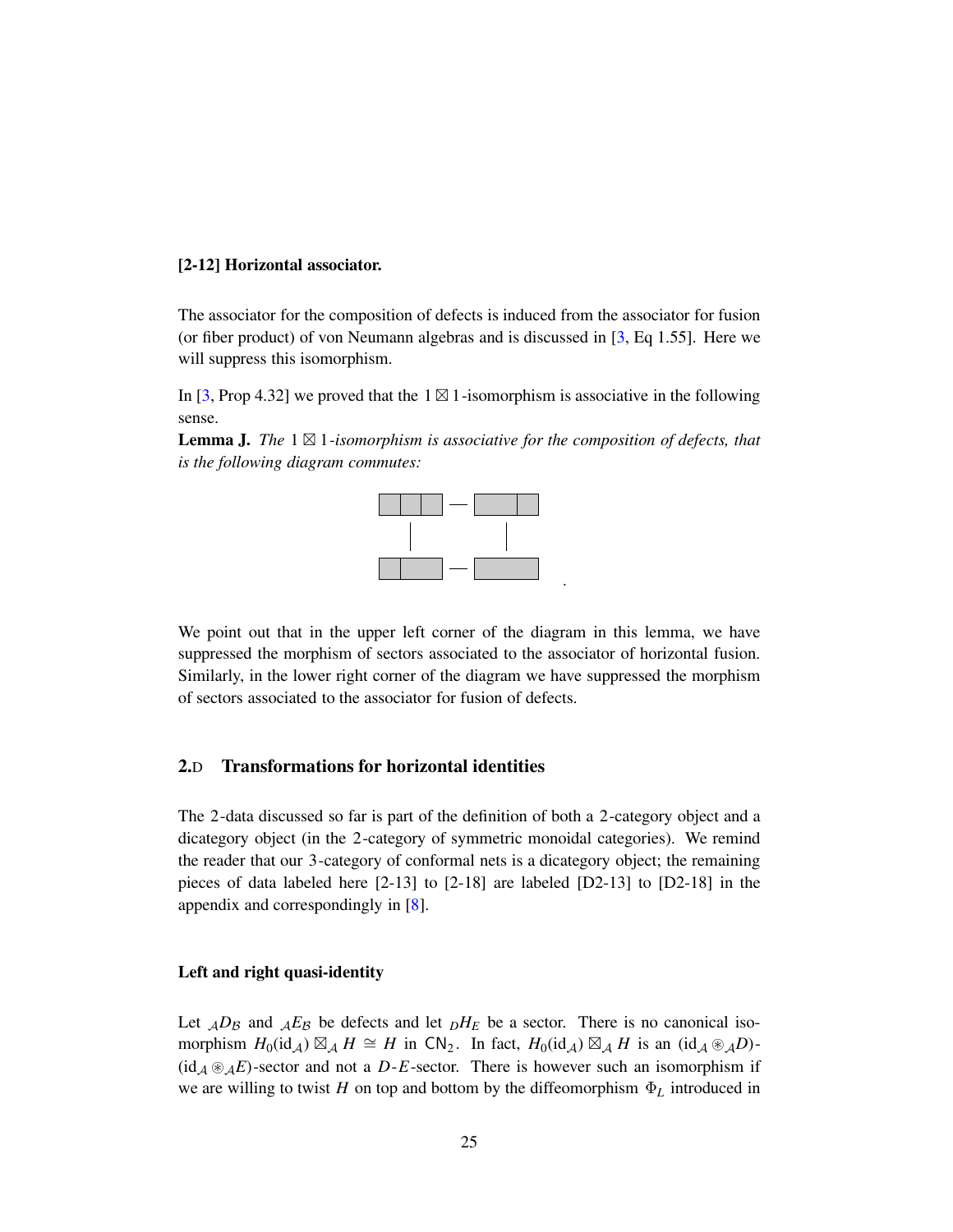**[2-12] Horizontal associator.**

The associator for the composition of defects is induced from the associator for fusion (or fiber product) of von Neumann algebras and is discussed in [3, Eq 1.55]. Here we will suppress this isomorphism.

In [3, Prop 4.32] we proved that the $1 \boxtimes 1$-isomorphism is associative in the following sense.

**Lemma J.** *The $1 \boxtimes 1$-isomorphism is associative for the composition of defects, that is the following diagram commutes:*

.

We point out that in the upper left corner of the diagram in this lemma, we have suppressed the morphism of sectors associated to the associator of horizontal fusion. Similarly, in the lower right corner of the diagram we have suppressed the morphism of sectors associated to the associator for fusion of defects.

## 2.D Transformations for horizontal identities

The 2-data discussed so far is part of the definition of both a 2-category object and a dicategory object (in the 2-category of symmetric monoidal categories). We remind the reader that our 3-category of conformal nets is a dicategory object; the remaining pieces of data labeled here [2-13] to [2-18] are labeled [D2-13] to [D2-18] in the appendix and correspondingly in [8].

### Left and right quasi-identity

Let ${}_{\mathcal{A}}D_{\mathcal{B}}$ and ${}_{\mathcal{A}}E_{\mathcal{B}}$ be defects and let ${}_{D}H_{E}$ be a sector. There is no canonical isomorphism $H_0(\mathrm{id}_{\mathcal{A}}) \boxtimes_{\mathcal{A}} H \cong H$ in $\mathsf{CN}_2$. In fact, $H_0(\mathrm{id}_{\mathcal{A}}) \boxtimes_{\mathcal{A}} H$ is an $(\mathrm{id}_{\mathcal{A}} \circledast_{\mathcal{A}} D)$-$(\mathrm{id}_{\mathcal{A}} \circledast_{\mathcal{A}} E)$-sector and not a $D$-$E$-sector. There is however such an isomorphism if we are willing to twist $H$ on top and bottom by the diffeomorphism $\Phi_L$ introduced in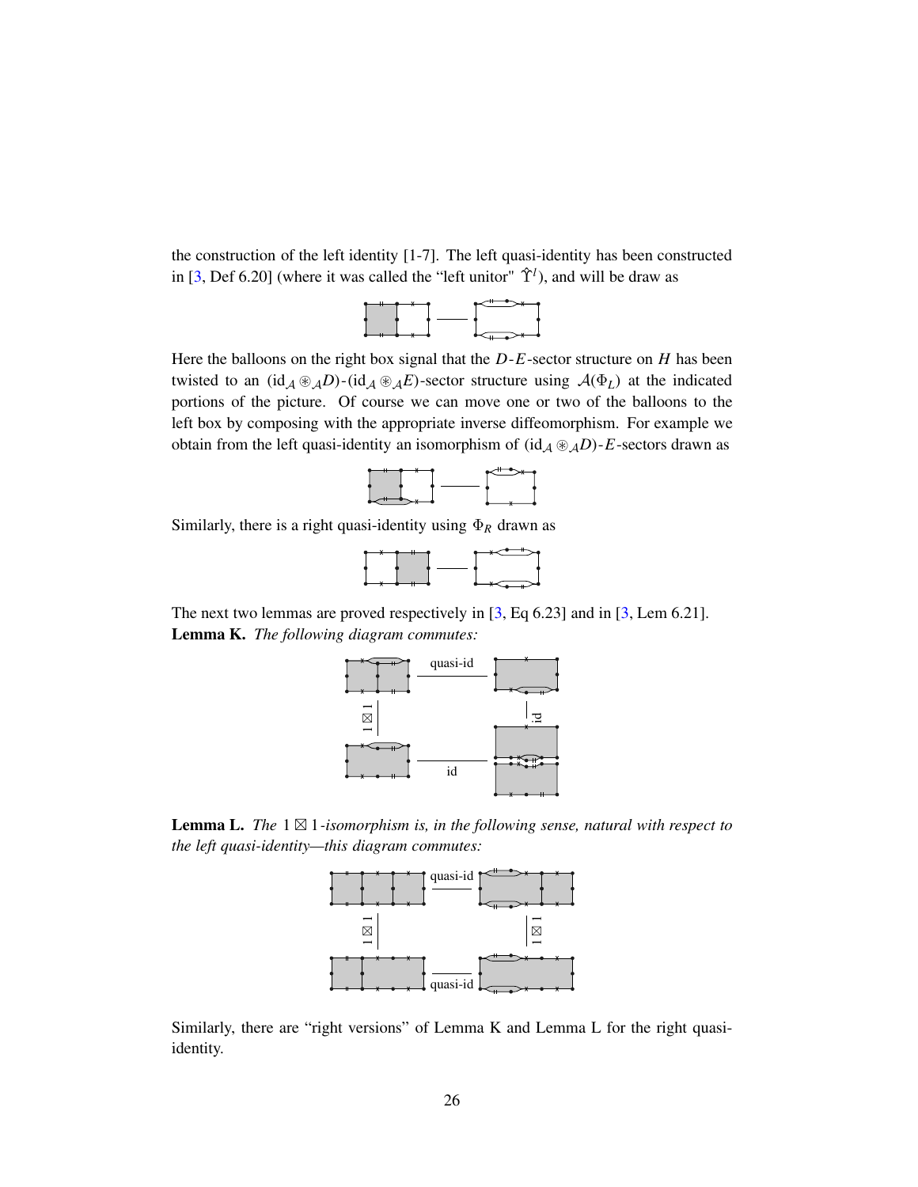the construction of the left identity [1-7]. The left quasi-identity has been constructed in [3, Def 6.20] (where it was called the "left unitor" $\hat{\Upsilon}^l$), and will be draw as

Here the balloons on the right box signal that the $D$-$E$-sector structure on $H$ has been twisted to an $(\mathrm{id}_{\mathcal{A}} \circledast_{\mathcal{A}} D)$-$(\mathrm{id}_{\mathcal{A}} \circledast_{\mathcal{A}} E)$-sector structure using $\mathcal{A}(\Phi_L)$ at the indicated portions of the picture. Of course we can move one or two of the balloons to the left box by composing with the appropriate inverse diffeomorphism. For example we obtain from the left quasi-identity an isomorphism of $(\mathrm{id}_{\mathcal{A}} \circledast_{\mathcal{A}} D)$-$E$-sectors drawn as

Similarly, there is a right quasi-identity using $\Phi_R$ drawn as

The next two lemmas are proved respectively in [3, Eq 6.23] and in [3, Lem 6.21].

**Lemma K.** *The following diagram commutes:*

quasi-id, $1 \boxtimes 1$, id, id

**Lemma L.** *The $1 \boxtimes 1$-isomorphism is, in the following sense, natural with respect to the left quasi-identity—this diagram commutes:*

quasi-id, $1 \boxtimes 1$, $1 \boxtimes 1$, quasi-id

Similarly, there are "right versions" of Lemma K and Lemma L for the right quasi-identity.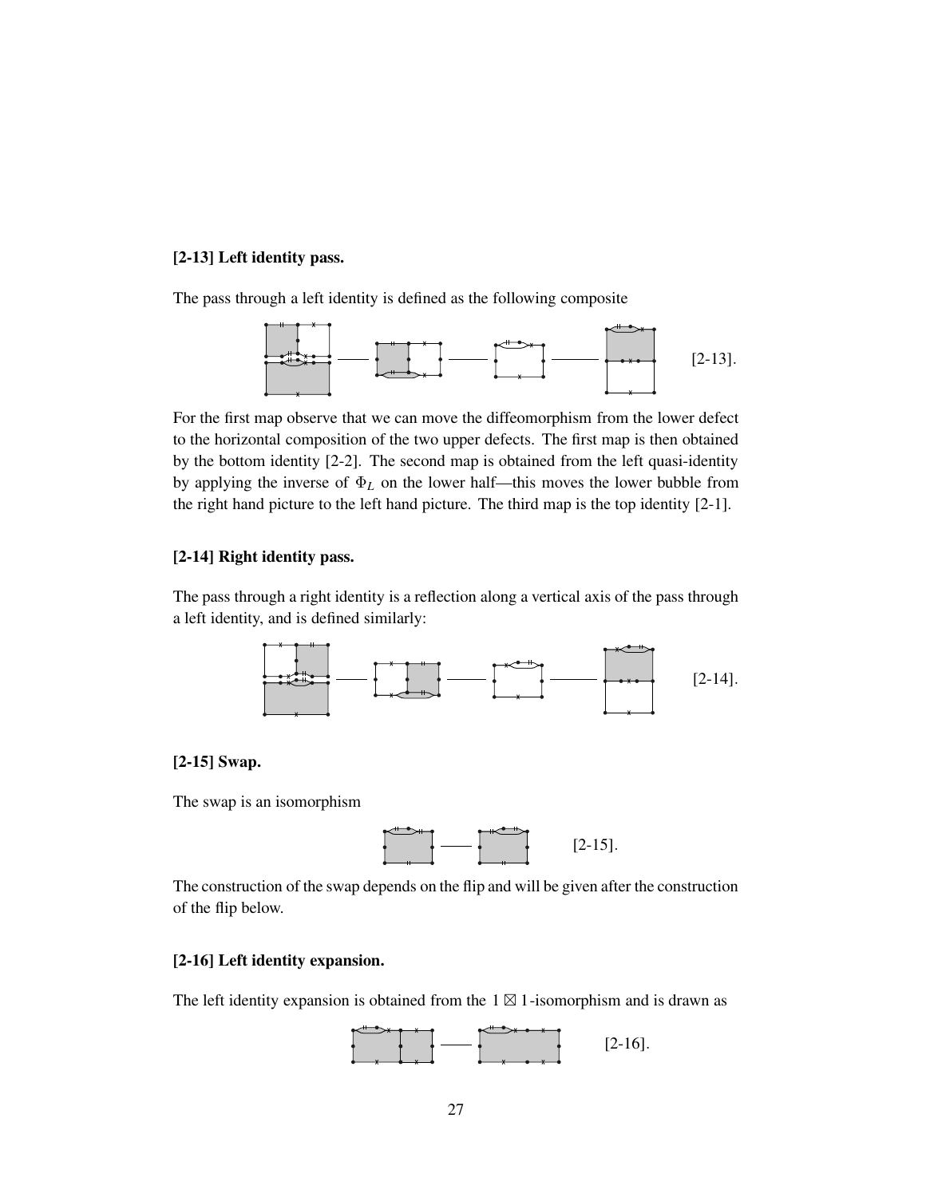**[2-13] Left identity pass.**

The pass through a left identity is defined as the following composite

[2-13].

For the first map observe that we can move the diffeomorphism from the lower defect to the horizontal composition of the two upper defects. The first map is then obtained by the bottom identity [2-2]. The second map is obtained from the left quasi-identity by applying the inverse of $\Phi_L$ on the lower half—this moves the lower bubble from the right hand picture to the left hand picture. The third map is the top identity [2-1].

**[2-14] Right identity pass.**

The pass through a right identity is a reflection along a vertical axis of the pass through a left identity, and is defined similarly:

[2-14].

**[2-15] Swap.**

The swap is an isomorphism

[2-15].

The construction of the swap depends on the flip and will be given after the construction of the flip below.

**[2-16] Left identity expansion.**

The left identity expansion is obtained from the $1 \boxtimes 1$-isomorphism and is drawn as

[2-16].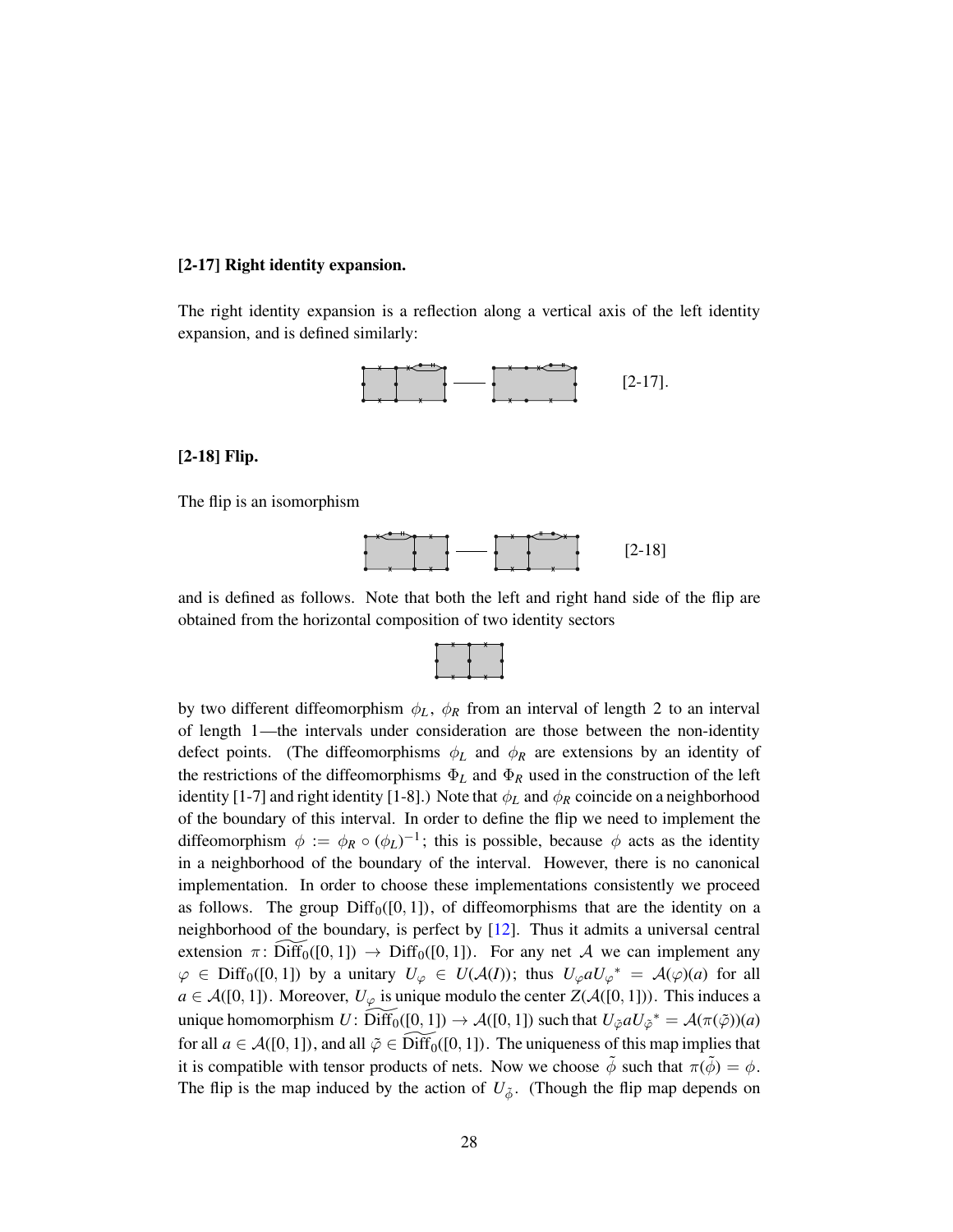**[2-17] Right identity expansion.**

The right identity expansion is a reflection along a vertical axis of the left identity expansion, and is defined similarly:

[2-17].

**[2-18] Flip.**

The flip is an isomorphism

[2-18]

and is defined as follows. Note that both the left and right hand side of the flip are obtained from the horizontal composition of two identity sectors

by two different diffeomorphism $\phi_L$, $\phi_R$ from an interval of length 2 to an interval of length 1—the intervals under consideration are those between the non-identity defect points. (The diffeomorphisms $\phi_L$ and $\phi_R$ are extensions by an identity of the restrictions of the diffeomorphisms $\Phi_L$ and $\Phi_R$ used in the construction of the left identity [1-7] and right identity [1-8].) Note that $\phi_L$ and $\phi_R$ coincide on a neighborhood of the boundary of this interval. In order to define the flip we need to implement the diffeomorphism $\phi := \phi_R \circ (\phi_L)^{-1}$; this is possible, because $\phi$ acts as the identity in a neighborhood of the boundary of the interval. However, there is no canonical implementation. In order to choose these implementations consistently we proceed as follows. The group $\mathrm{Diff}_0([0,1])$, of diffeomorphisms that are the identity on a neighborhood of the boundary, is perfect by [12]. Thus it admits a universal central extension $\pi\colon \widetilde{\mathrm{Diff}_0}([0,1]) \to \mathrm{Diff}_0([0,1])$. For any net $\mathcal{A}$ we can implement any $\varphi \in \mathrm{Diff}_0([0,1])$ by a unitary $U_\varphi \in U(\mathcal{A}(I))$; thus $U_\varphi a U_\varphi{}^* = \mathcal{A}(\varphi)(a)$ for all $a \in \mathcal{A}([0,1])$. Moreover, $U_\varphi$ is unique modulo the center $Z(\mathcal{A}([0,1]))$. This induces a unique homomorphism $U\colon \widetilde{\mathrm{Diff}_0}([0,1]) \to \mathcal{A}([0,1])$ such that $U_{\tilde{\varphi}} a U_{\tilde{\varphi}}{}^* = \mathcal{A}(\pi(\tilde{\varphi}))(a)$ for all $a \in \mathcal{A}([0,1])$, and all $\tilde{\varphi} \in \widetilde{\mathrm{Diff}_0}([0,1])$. The uniqueness of this map implies that it is compatible with tensor products of nets. Now we choose $\tilde{\phi}$ such that $\pi(\tilde{\phi}) = \phi$. The flip is the map induced by the action of $U_{\tilde{\phi}}$. (Though the flip map depends on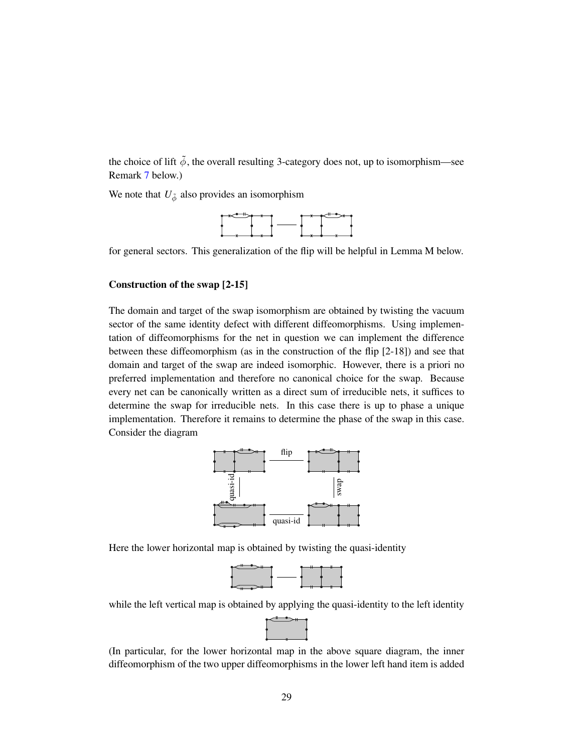the choice of lift $\tilde{\phi}$, the overall resulting 3-category does not, up to isomorphism—see Remark 7 below.)

We note that $U_{\tilde{\phi}}$ also provides an isomorphism

for general sectors. This generalization of the flip will be helpful in Lemma M below.

**Construction of the swap [2-15]**

The domain and target of the swap isomorphism are obtained by twisting the vacuum sector of the same identity defect with different diffeomorphisms. Using implementation of diffeomorphisms for the net in question we can implement the difference between these diffeomorphism (as in the construction of the flip [2-18]) and see that domain and target of the swap are indeed isomorphic. However, there is a priori no preferred implementation and therefore no canonical choice for the swap. Because every net can be canonically written as a direct sum of irreducible nets, it suffices to determine the swap for irreducible nets. In this case there is up to phase a unique implementation. Therefore it remains to determine the phase of the swap in this case. Consider the diagram

flip

quasi-id

swap

quasi-id

Here the lower horizontal map is obtained by twisting the quasi-identity

while the left vertical map is obtained by applying the quasi-identity to the left identity

(In particular, for the lower horizontal map in the above square diagram, the inner diffeomorphism of the two upper diffeomorphisms in the lower left hand item is added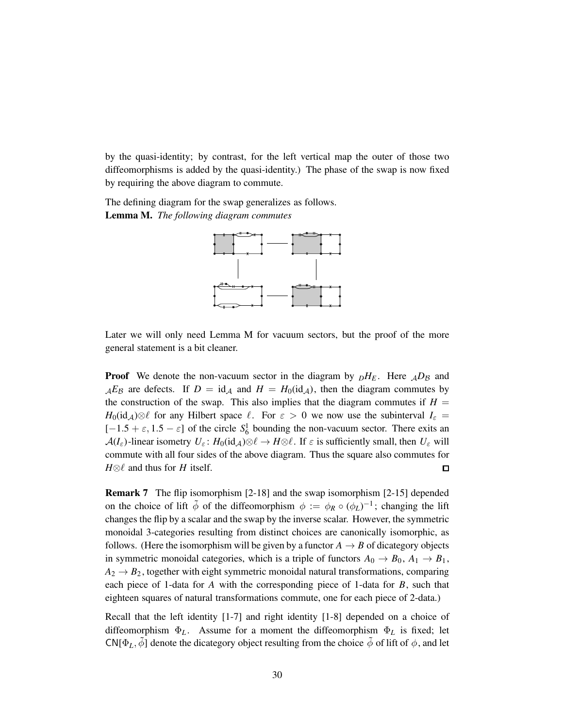by the quasi-identity; by contrast, for the left vertical map the outer of those two diffeomorphisms is added by the quasi-identity.) The phase of the swap is now fixed by requiring the above diagram to commute.

The defining diagram for the swap generalizes as follows.

**Lemma M.** *The following diagram commutes*

Later we will only need Lemma M for vacuum sectors, but the proof of the more general statement is a bit cleaner.

**Proof** We denote the non-vacuum sector in the diagram by ${}_DH_E$. Here ${}_{\mathcal{A}}D_{\mathcal{B}}$ and ${}_{\mathcal{A}}E_{\mathcal{B}}$ are defects. If $D = \mathrm{id}_{\mathcal{A}}$ and $H = H_0(\mathrm{id}_{\mathcal{A}})$, then the diagram commutes by the construction of the swap. This also implies that the diagram commutes if $H = H_0(\mathrm{id}_{\mathcal{A}}) \otimes \ell$ for any Hilbert space $\ell$. For $\varepsilon > 0$ we now use the subinterval $I_\varepsilon = [-1.5 + \varepsilon, 1.5 - \varepsilon]$ of the circle $S^1_6$ bounding the non-vacuum sector. There exits an $\mathcal{A}(I_\varepsilon)$-linear isometry $U_\varepsilon \colon H_0(\mathrm{id}_{\mathcal{A}}) \otimes \ell \to H \otimes \ell$. If $\varepsilon$ is sufficiently small, then $U_\varepsilon$ will commute with all four sides of the above diagram. Thus the square also commutes for $H \otimes \ell$ and thus for $H$ itself. ◻

**Remark 7** The flip isomorphism [2-18] and the swap isomorphism [2-15] depended on the choice of lift $\tilde{\phi}$ of the diffeomorphism $\phi := \phi_R \circ (\phi_L)^{-1}$; changing the lift changes the flip by a scalar and the swap by the inverse scalar. However, the symmetric monoidal 3-categories resulting from distinct choices are canonically isomorphic, as follows. (Here the isomorphism will be given by a functor $A \to B$ of dicategory objects in symmetric monoidal categories, which is a triple of functors $A_0 \to B_0$, $A_1 \to B_1$, $A_2 \to B_2$, together with eight symmetric monoidal natural transformations, comparing each piece of 1-data for $A$ with the corresponding piece of 1-data for $B$, such that eighteen squares of natural transformations commute, one for each piece of 2-data.)

Recall that the left identity [1-7] and right identity [1-8] depended on a choice of diffeomorphism $\Phi_L$. Assume for a moment the diffeomorphism $\Phi_L$ is fixed; let $\mathsf{CN}[\Phi_L, \tilde{\phi}]$ denote the dicategory object resulting from the choice $\tilde{\phi}$ of lift of $\phi$, and let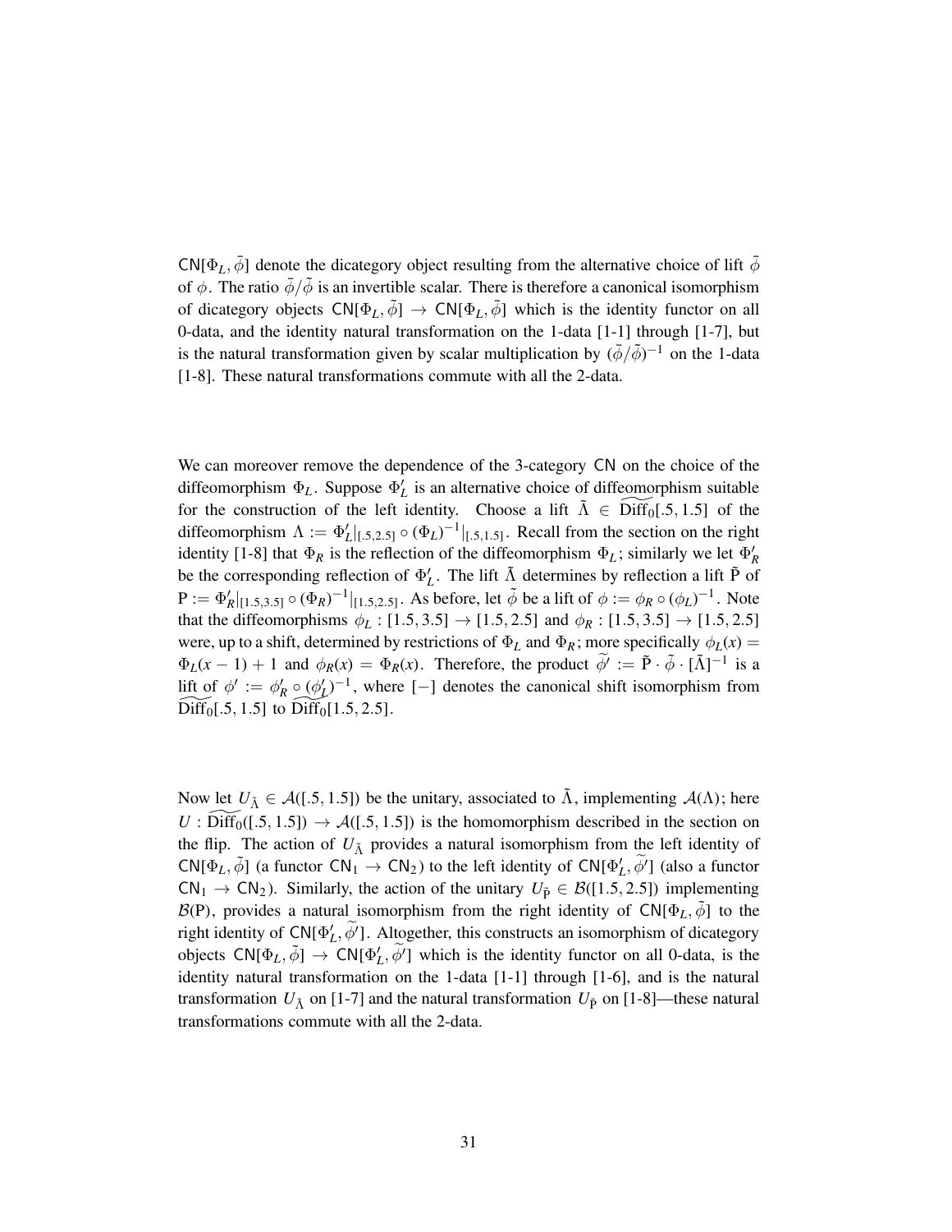$\mathsf{CN}[\Phi_L, \bar{\phi}]$ denote the dicategory object resulting from the alternative choice of lift $\bar{\phi}$ of $\phi$. The ratio $\bar{\phi}/\tilde{\phi}$ is an invertible scalar. There is therefore a canonical isomorphism of dicategory objects $\mathsf{CN}[\Phi_L, \tilde{\phi}] \to \mathsf{CN}[\Phi_L, \bar{\phi}]$ which is the identity functor on all 0-data, and the identity natural transformation on the 1-data [1-1] through [1-7], but is the natural transformation given by scalar multiplication by $(\bar{\phi}/\tilde{\phi})^{-1}$ on the 1-data [1-8]. These natural transformations commute with all the 2-data.

We can moreover remove the dependence of the 3-category $\mathsf{CN}$ on the choice of the diffeomorphism $\Phi_L$. Suppose $\Phi'_L$ is an alternative choice of diffeomorphism suitable for the construction of the left identity. Choose a lift $\tilde{\Lambda} \in \widetilde{\mathrm{Diff}}_0[.5, 1.5]$ of the diffeomorphism $\Lambda := \Phi'_L|_{[.5,2.5]} \circ (\Phi_L)^{-1}|_{[.5,1.5]}$. Recall from the section on the right identity [1-8] that $\Phi_R$ is the reflection of the diffeomorphism $\Phi_L$; similarly we let $\Phi'_R$ be the corresponding reflection of $\Phi'_L$. The lift $\tilde{\Lambda}$ determines by reflection a lift $\tilde{\mathrm{P}}$ of $\mathrm{P} := \Phi'_R|_{[1.5,3.5]} \circ (\Phi_R)^{-1}|_{[1.5,2.5]}$. As before, let $\tilde{\phi}$ be a lift of $\phi := \phi_R \circ (\phi_L)^{-1}$. Note that the diffeomorphisms $\phi_L : [1.5, 3.5] \to [1.5, 2.5]$ and $\phi_R : [1.5, 3.5] \to [1.5, 2.5]$ were, up to a shift, determined by restrictions of $\Phi_L$ and $\Phi_R$; more specifically $\phi_L(x) = \Phi_L(x-1) + 1$ and $\phi_R(x) = \Phi_R(x)$. Therefore, the product $\widetilde{\phi'} := \tilde{\mathrm{P}} \cdot \tilde{\phi} \cdot [\tilde{\Lambda}]^{-1}$ is a lift of $\phi' := \phi'_R \circ (\phi'_L)^{-1}$, where $[-]$ denotes the canonical shift isomorphism from $\widetilde{\mathrm{Diff}}_0[.5, 1.5]$ to $\widetilde{\mathrm{Diff}}_0[1.5, 2.5]$.

Now let $U_{\tilde{\Lambda}} \in \mathcal{A}([.5, 1.5])$ be the unitary, associated to $\tilde{\Lambda}$, implementing $\mathcal{A}(\Lambda)$; here $U : \widetilde{\mathrm{Diff}}_0([.5, 1.5]) \to \mathcal{A}([.5, 1.5])$ is the homomorphism described in the section on the flip. The action of $U_{\tilde{\Lambda}}$ provides a natural isomorphism from the left identity of $\mathsf{CN}[\Phi_L, \tilde{\phi}]$ (a functor $\mathsf{CN}_1 \to \mathsf{CN}_2$) to the left identity of $\mathsf{CN}[\Phi'_L, \widetilde{\phi'}]$ (also a functor $\mathsf{CN}_1 \to \mathsf{CN}_2$). Similarly, the action of the unitary $U_{\tilde{\mathrm{P}}} \in \mathcal{B}([1.5, 2.5])$ implementing $\mathcal{B}(\mathrm{P})$, provides a natural isomorphism from the right identity of $\mathsf{CN}[\Phi_L, \tilde{\phi}]$ to the right identity of $\mathsf{CN}[\Phi'_L, \widetilde{\phi'}]$. Altogether, this constructs an isomorphism of dicategory objects $\mathsf{CN}[\Phi_L, \tilde{\phi}] \to \mathsf{CN}[\Phi'_L, \widetilde{\phi'}]$ which is the identity functor on all 0-data, is the identity natural transformation on the 1-data [1-1] through [1-6], and is the natural transformation $U_{\tilde{\Lambda}}$ on [1-7] and the natural transformation $U_{\tilde{\mathrm{P}}}$ on [1-8]—these natural transformations commute with all the 2-data.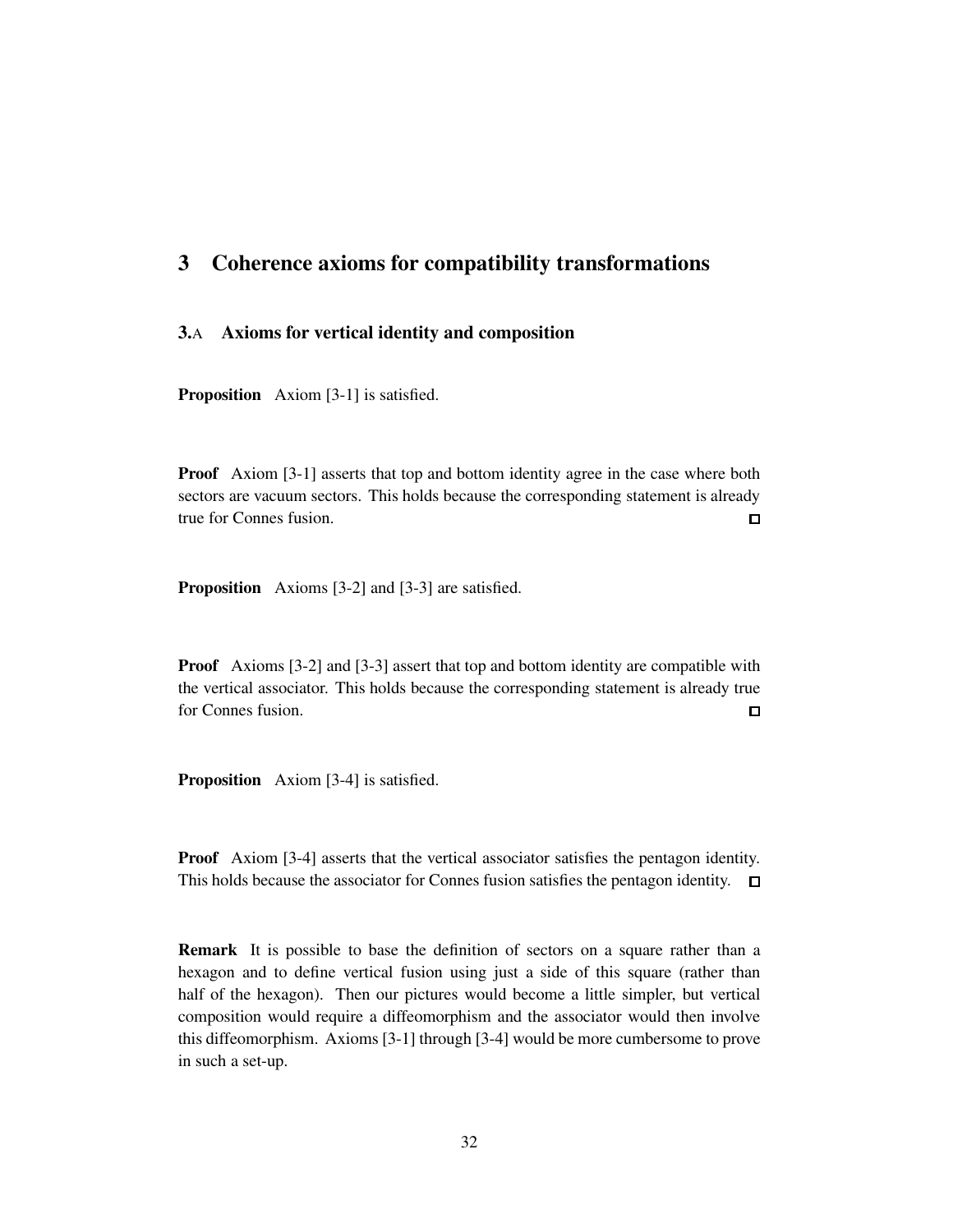# 3 Coherence axioms for compatibility transformations

## 3.A Axioms for vertical identity and composition

**Proposition** Axiom [3-1] is satisfied.

**Proof** Axiom [3-1] asserts that top and bottom identity agree in the case where both sectors are vacuum sectors. This holds because the corresponding statement is already true for Connes fusion. □

**Proposition** Axioms [3-2] and [3-3] are satisfied.

**Proof** Axioms [3-2] and [3-3] assert that top and bottom identity are compatible with the vertical associator. This holds because the corresponding statement is already true for Connes fusion. □

**Proposition** Axiom [3-4] is satisfied.

**Proof** Axiom [3-4] asserts that the vertical associator satisfies the pentagon identity. This holds because the associator for Connes fusion satisfies the pentagon identity. □

**Remark** It is possible to base the definition of sectors on a square rather than a hexagon and to define vertical fusion using just a side of this square (rather than half of the hexagon). Then our pictures would become a little simpler, but vertical composition would require a diffeomorphism and the associator would then involve this diffeomorphism. Axioms [3-1] through [3-4] would be more cumbersome to prove in such a set-up.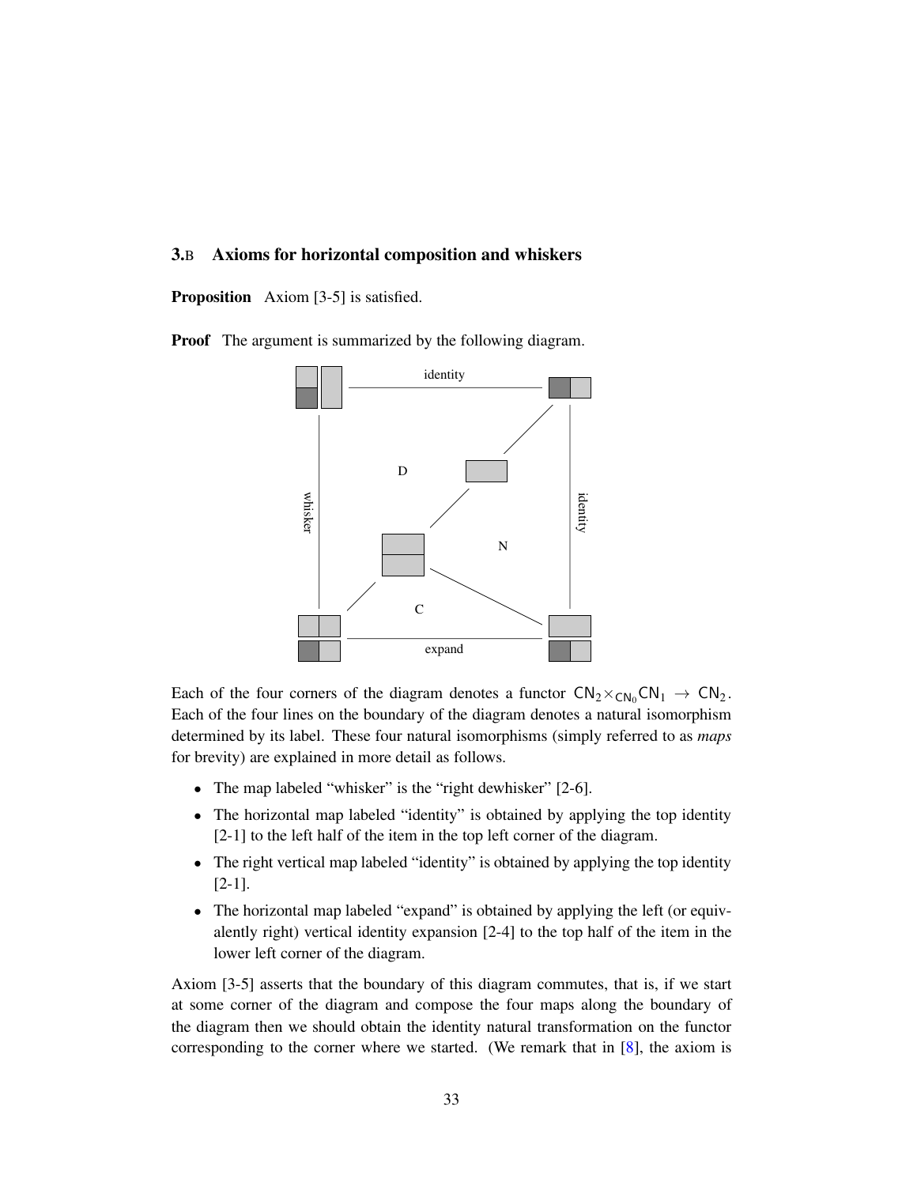### 3.B Axioms for horizontal composition and whiskers

**Proposition** Axiom [3-5] is satisfied.

**Proof** The argument is summarized by the following diagram.

Each of the four corners of the diagram denotes a functor $\mathsf{CN}_2 \times_{\mathsf{CN}_0} \mathsf{CN}_1 \to \mathsf{CN}_2$. Each of the four lines on the boundary of the diagram denotes a natural isomorphism determined by its label. These four natural isomorphisms (simply referred to as *maps* for brevity) are explained in more detail as follows.

- The map labeled "whisker" is the "right dewhisker" [2-6].
- The horizontal map labeled "identity" is obtained by applying the top identity [2-1] to the left half of the item in the top left corner of the diagram.
- The right vertical map labeled "identity" is obtained by applying the top identity [2-1].
- The horizontal map labeled "expand" is obtained by applying the left (or equivalently right) vertical identity expansion [2-4] to the top half of the item in the lower left corner of the diagram.

Axiom [3-5] asserts that the boundary of this diagram commutes, that is, if we start at some corner of the diagram and compose the four maps along the boundary of the diagram then we should obtain the identity natural transformation on the functor corresponding to the corner where we started. (We remark that in [8], the axiom is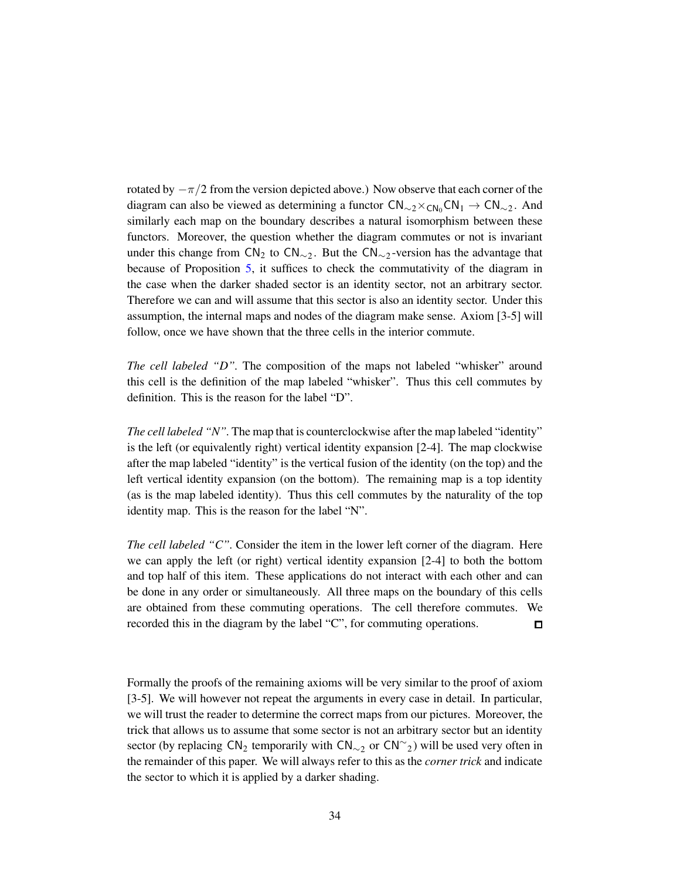rotated by $-\pi/2$ from the version depicted above.) Now observe that each corner of the diagram can also be viewed as determining a functor $\mathsf{CN}_{\sim 2} \times_{\mathsf{CN}_0} \mathsf{CN}_1 \to \mathsf{CN}_{\sim 2}$. And similarly each map on the boundary describes a natural isomorphism between these functors. Moreover, the question whether the diagram commutes or not is invariant under this change from $\mathsf{CN}_2$ to $\mathsf{CN}_{\sim 2}$. But the $\mathsf{CN}_{\sim 2}$-version has the advantage that because of Proposition 5, it suffices to check the commutativity of the diagram in the case when the darker shaded sector is an identity sector, not an arbitrary sector. Therefore we can and will assume that this sector is also an identity sector. Under this assumption, the internal maps and nodes of the diagram make sense. Axiom [3-5] will follow, once we have shown that the three cells in the interior commute.

*The cell labeled "D"*. The composition of the maps not labeled "whisker" around this cell is the definition of the map labeled "whisker". Thus this cell commutes by definition. This is the reason for the label "D".

*The cell labeled "N"*. The map that is counterclockwise after the map labeled "identity" is the left (or equivalently right) vertical identity expansion [2-4]. The map clockwise after the map labeled "identity" is the vertical fusion of the identity (on the top) and the left vertical identity expansion (on the bottom). The remaining map is a top identity (as is the map labeled identity). Thus this cell commutes by the naturality of the top identity map. This is the reason for the label "N".

*The cell labeled "C"*. Consider the item in the lower left corner of the diagram. Here we can apply the left (or right) vertical identity expansion [2-4] to both the bottom and top half of this item. These applications do not interact with each other and can be done in any order or simultaneously. All three maps on the boundary of this cells are obtained from these commuting operations. The cell therefore commutes. We recorded this in the diagram by the label "C", for commuting operations. ☐

Formally the proofs of the remaining axioms will be very similar to the proof of axiom [3-5]. We will however not repeat the arguments in every case in detail. In particular, we will trust the reader to determine the correct maps from our pictures. Moreover, the trick that allows us to assume that some sector is not an arbitrary sector but an identity sector (by replacing $\mathsf{CN}_2$ temporarily with $\mathsf{CN}_{\sim 2}$ or $\mathsf{CN}^{\sim}{}_2$) will be used very often in the remainder of this paper. We will always refer to this as the *corner trick* and indicate the sector to which it is applied by a darker shading.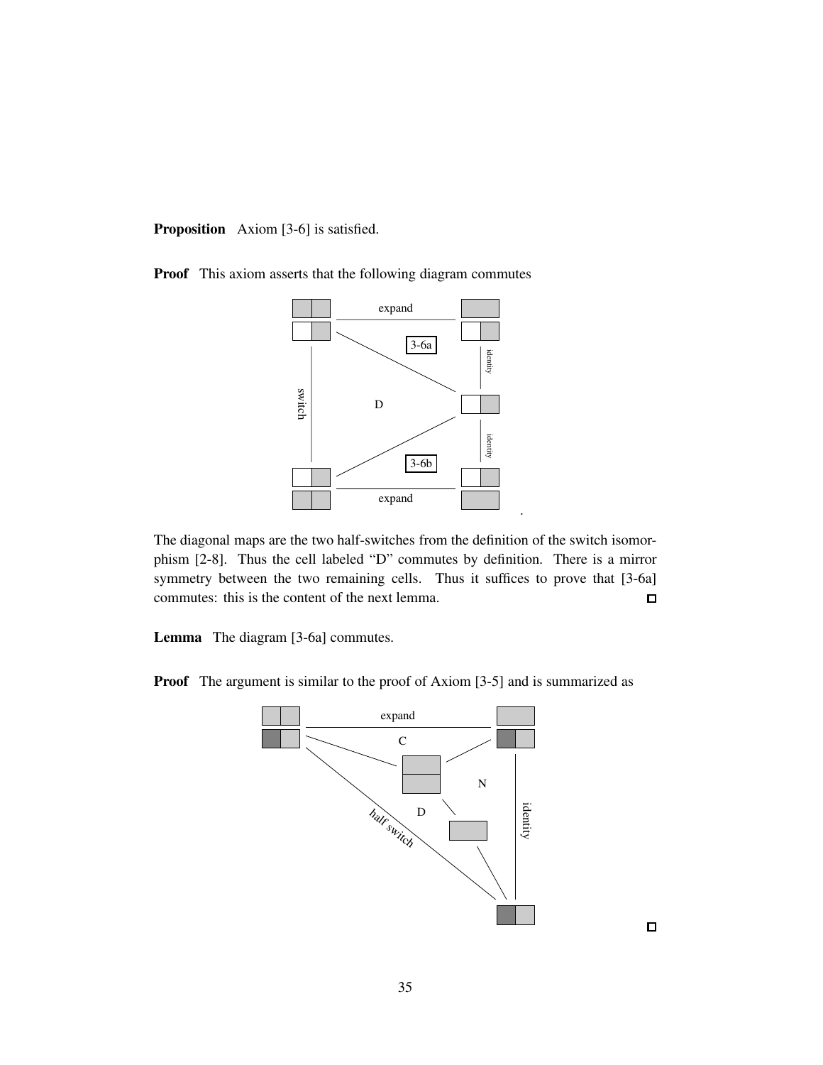**Proposition** Axiom [3-6] is satisfied.

**Proof** This axiom asserts that the following diagram commutes

.

The diagonal maps are the two half-switches from the definition of the switch isomorphism [2-8]. Thus the cell labeled "D" commutes by definition. There is a mirror symmetry between the two remaining cells. Thus it suffices to prove that [3-6a] commutes: this is the content of the next lemma. □

**Lemma** The diagram [3-6a] commutes.

**Proof** The argument is similar to the proof of Axiom [3-5] and is summarized as

□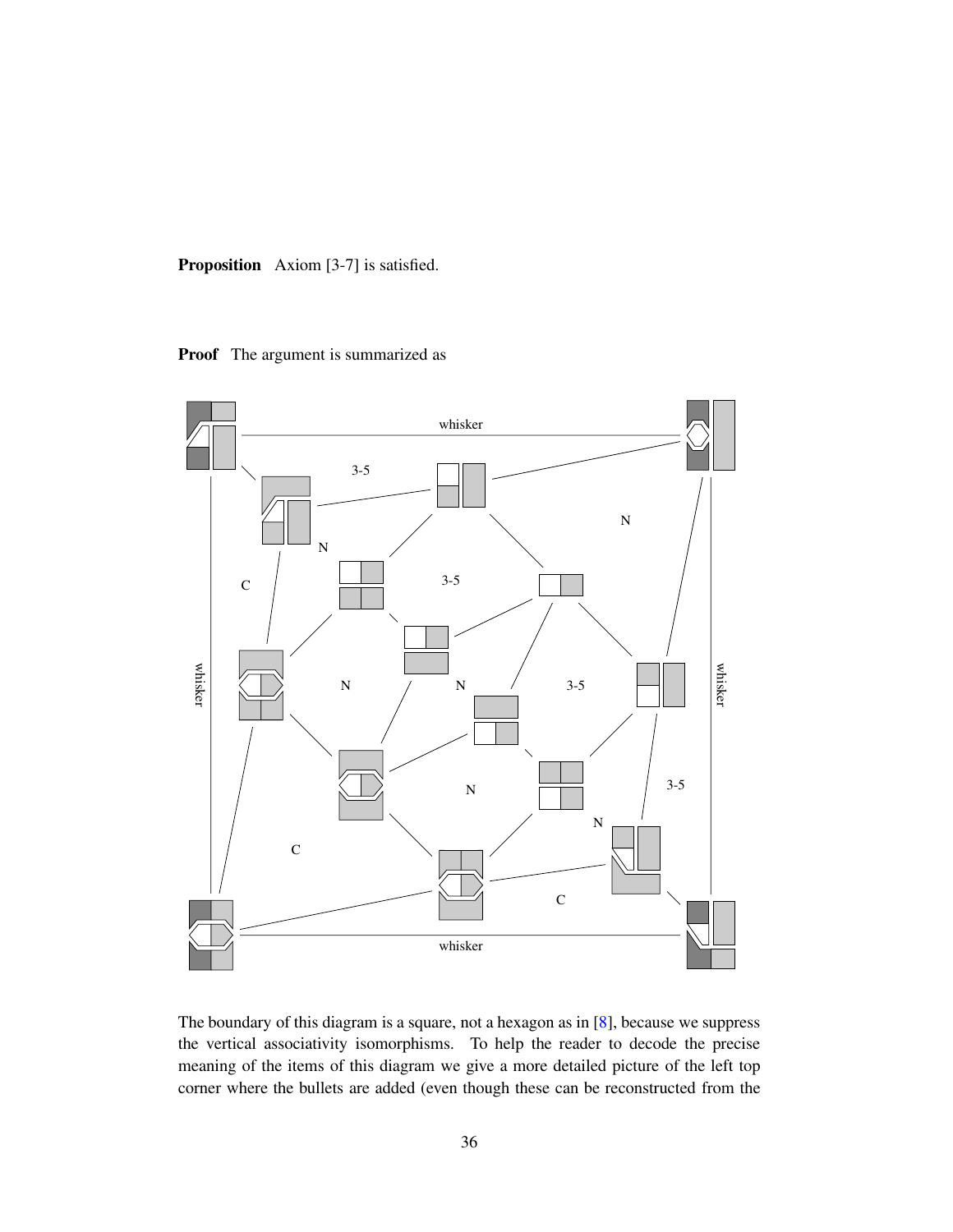**Proposition** Axiom [3-7] is satisfied.

**Proof** The argument is summarized as

The boundary of this diagram is a square, not a hexagon as in [8], because we suppress the vertical associativity isomorphisms. To help the reader to decode the precise meaning of the items of this diagram we give a more detailed picture of the left top corner where the bullets are added (even though these can be reconstructed from the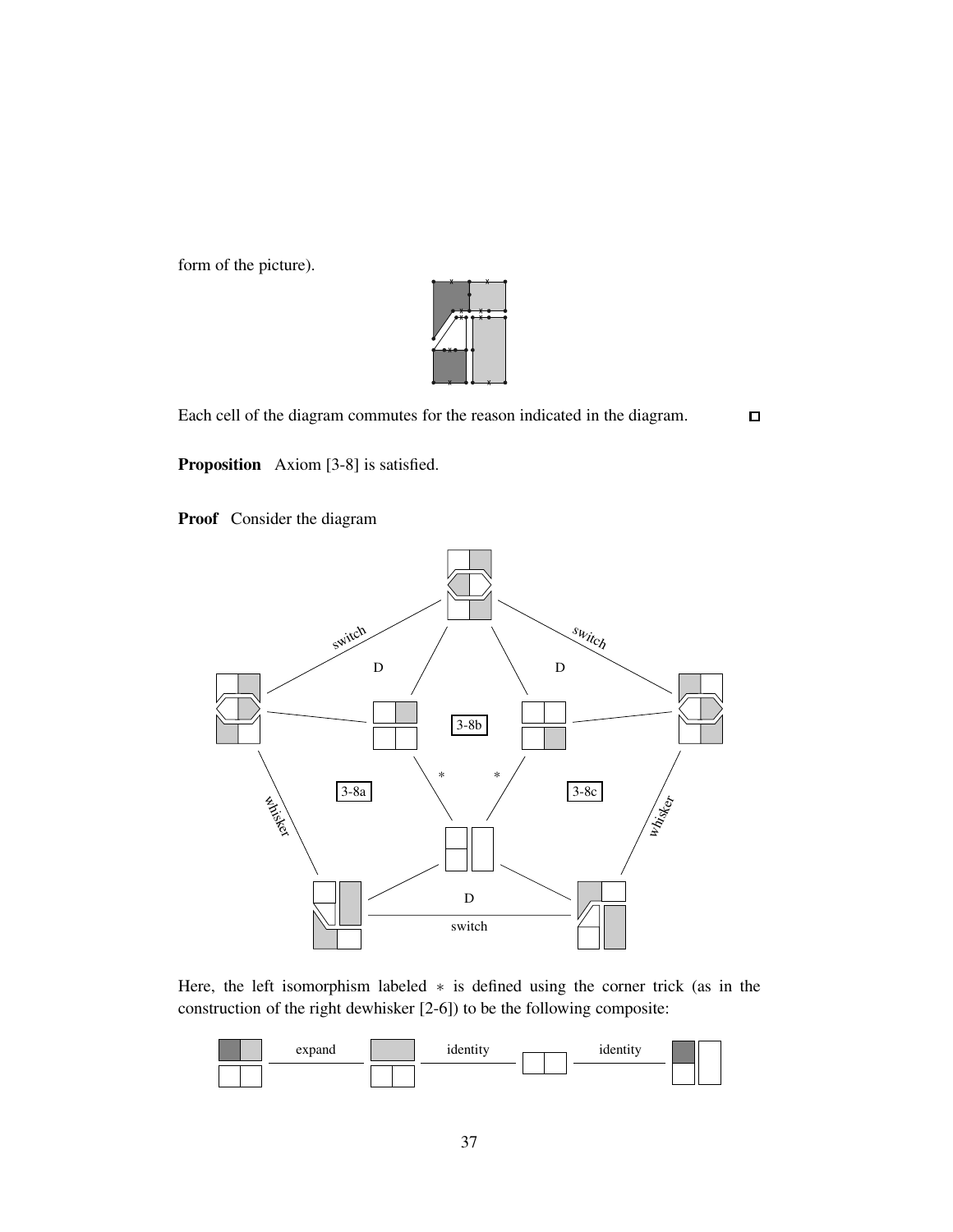form of the picture).

Each cell of the diagram commutes for the reason indicated in the diagram. ◻

**Proposition** Axiom [3-8] is satisfied.

**Proof** Consider the diagram

Here, the left isomorphism labeled $*$ is defined using the corner trick (as in the construction of the right dewhisker [2-6]) to be the following composite: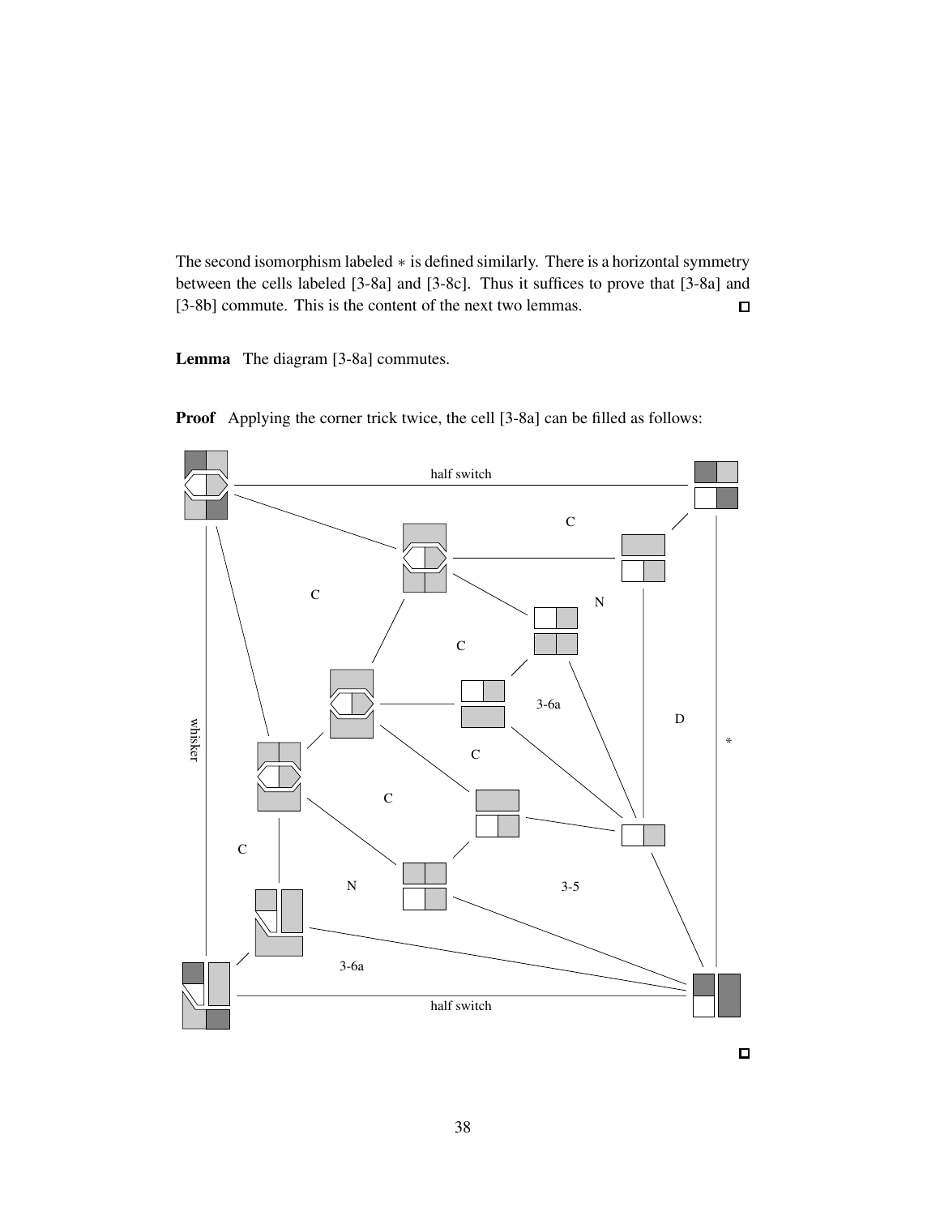The second isomorphism labeled $*$ is defined similarly. There is a horizontal symmetry between the cells labeled [3-8a] and [3-8c]. Thus it suffices to prove that [3-8a] and [3-8b] commute. This is the content of the next two lemmas. □

**Lemma** The diagram [3-8a] commutes.

**Proof** Applying the corner trick twice, the cell [3-8a] can be filled as follows:

□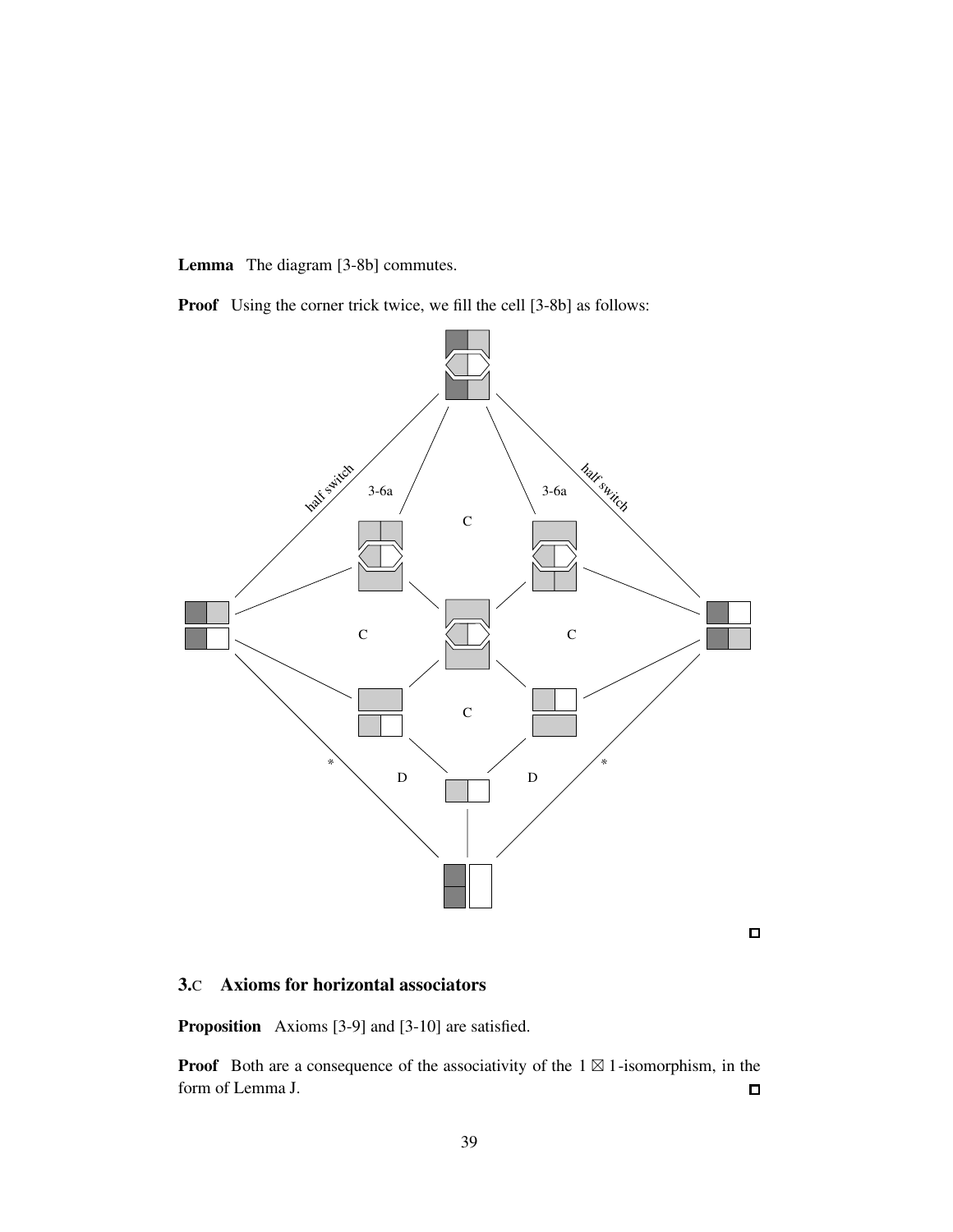**Lemma** The diagram [3-8b] commutes.

**Proof** Using the corner trick twice, we fill the cell [3-8b] as follows:

half switch 3-6a C 3-6a half switch C C C * D D *

□

### 3.C Axioms for horizontal associators

**Proposition** Axioms [3-9] and [3-10] are satisfied.

**Proof** Both are a consequence of the associativity of the $1 \boxtimes 1$-isomorphism, in the form of Lemma J. □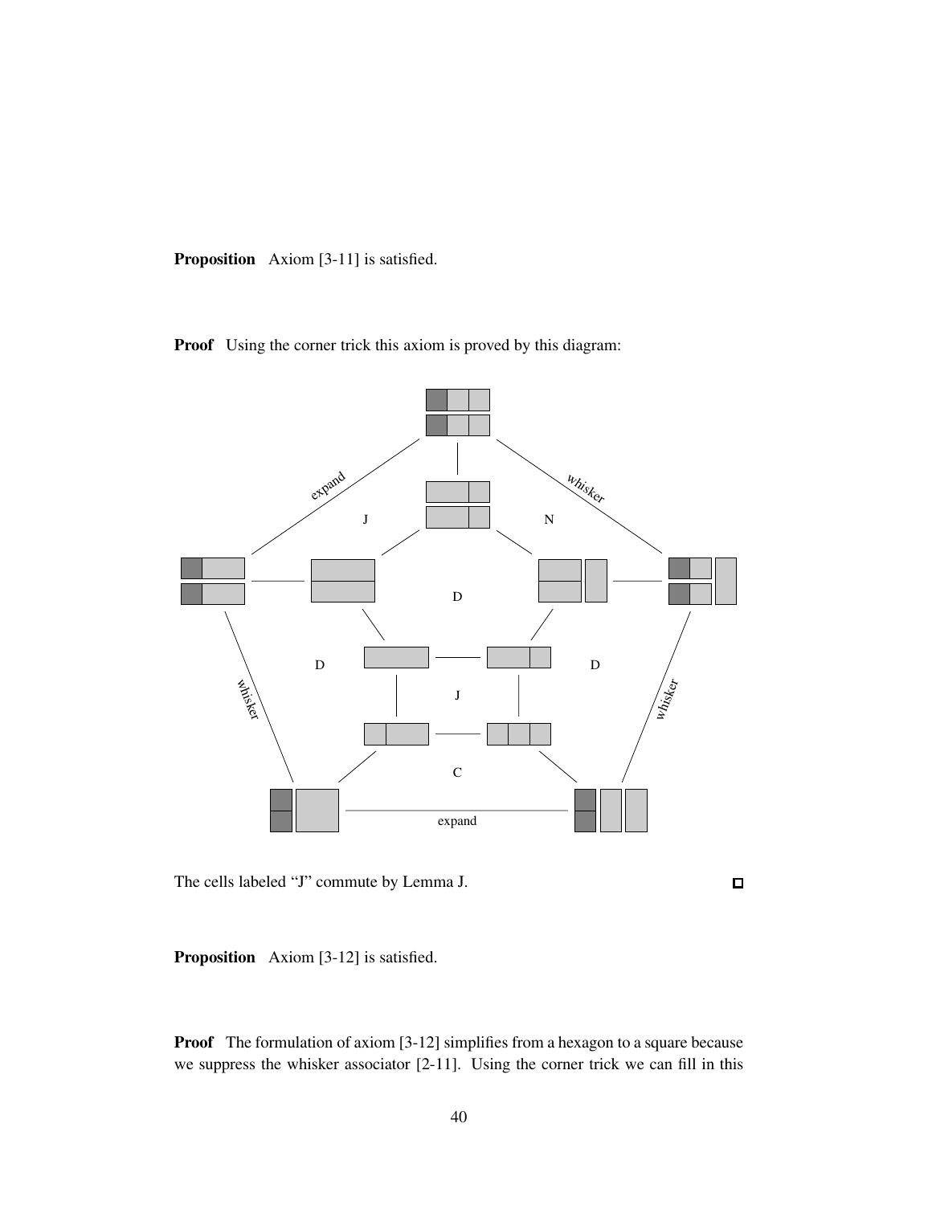**Proposition** Axiom [3-11] is satisfied.

**Proof** Using the corner trick this axiom is proved by this diagram:

The cells labeled “J” commute by Lemma J. □

**Proposition** Axiom [3-12] is satisfied.

**Proof** The formulation of axiom [3-12] simplifies from a hexagon to a square because we suppress the whisker associator [2-11]. Using the corner trick we can fill in this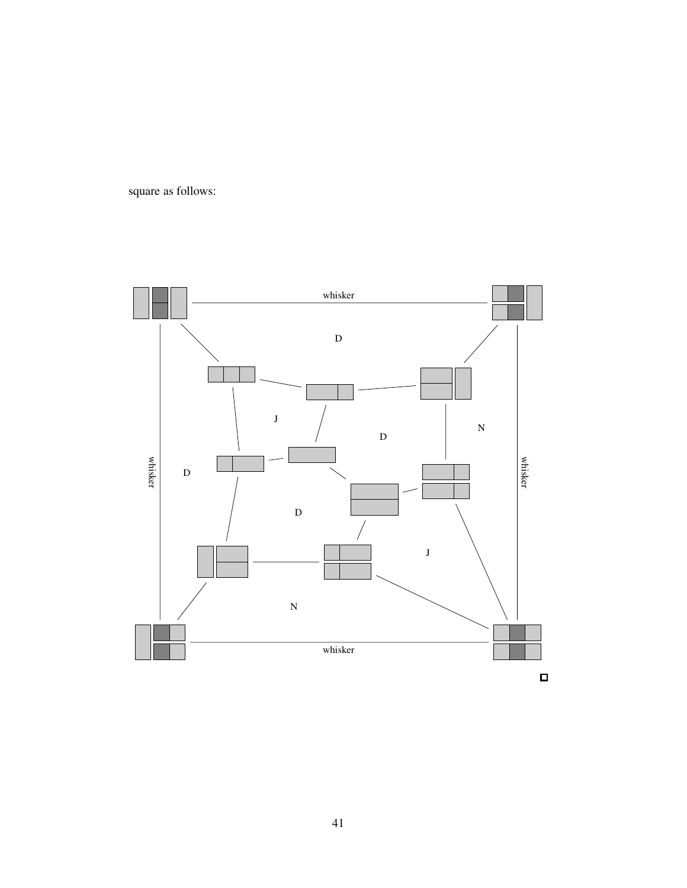square as follows:

whisker

D

J

N

D

whisker

D

whisker

D

J

N

whisker

□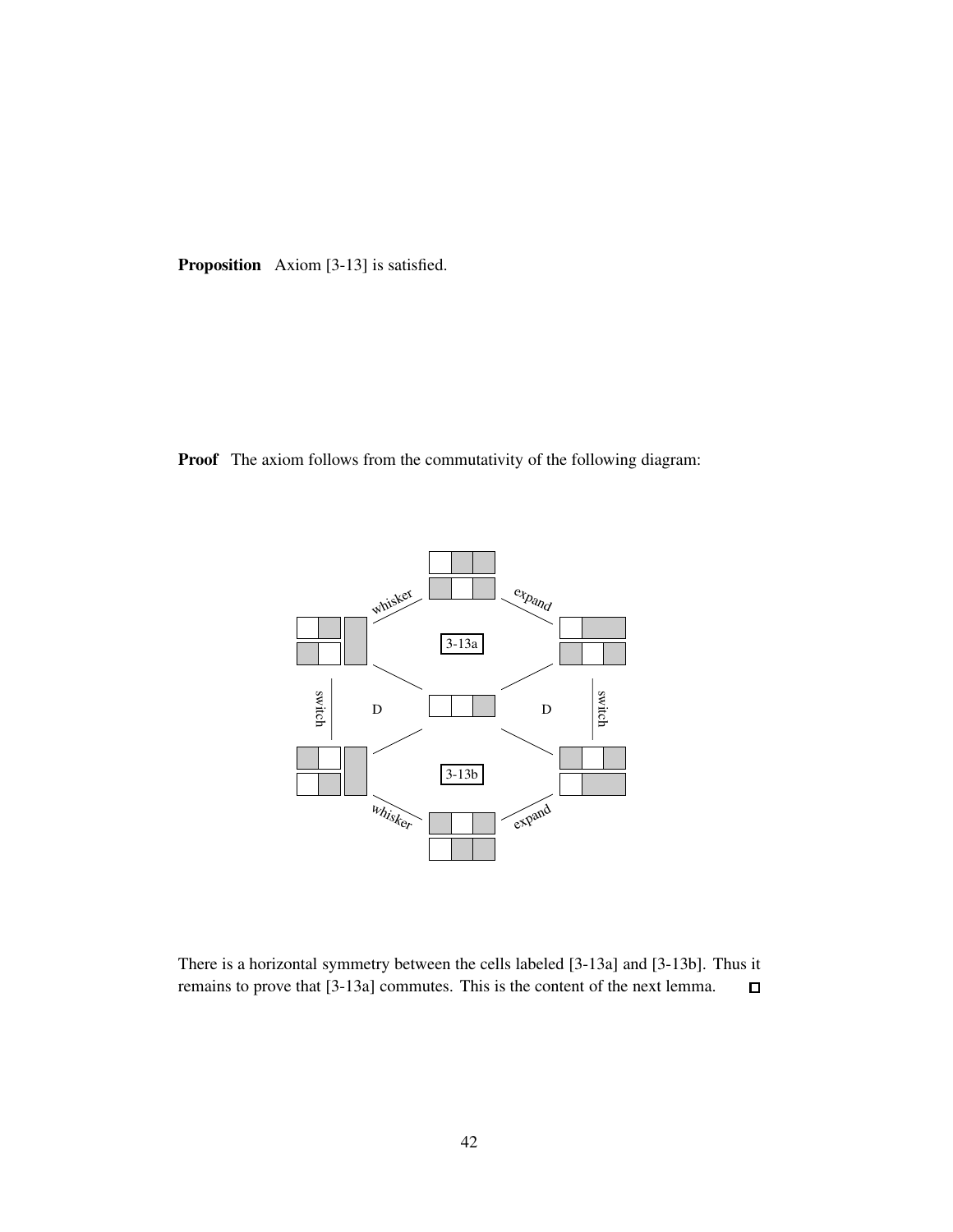**Proposition** Axiom [3-13] is satisfied.

**Proof** The axiom follows from the commutativity of the following diagram:

whisker expand

3-13a

switch D D switch

3-13b

whisker expand

There is a horizontal symmetry between the cells labeled [3-13a] and [3-13b]. Thus it remains to prove that [3-13a] commutes. This is the content of the next lemma. □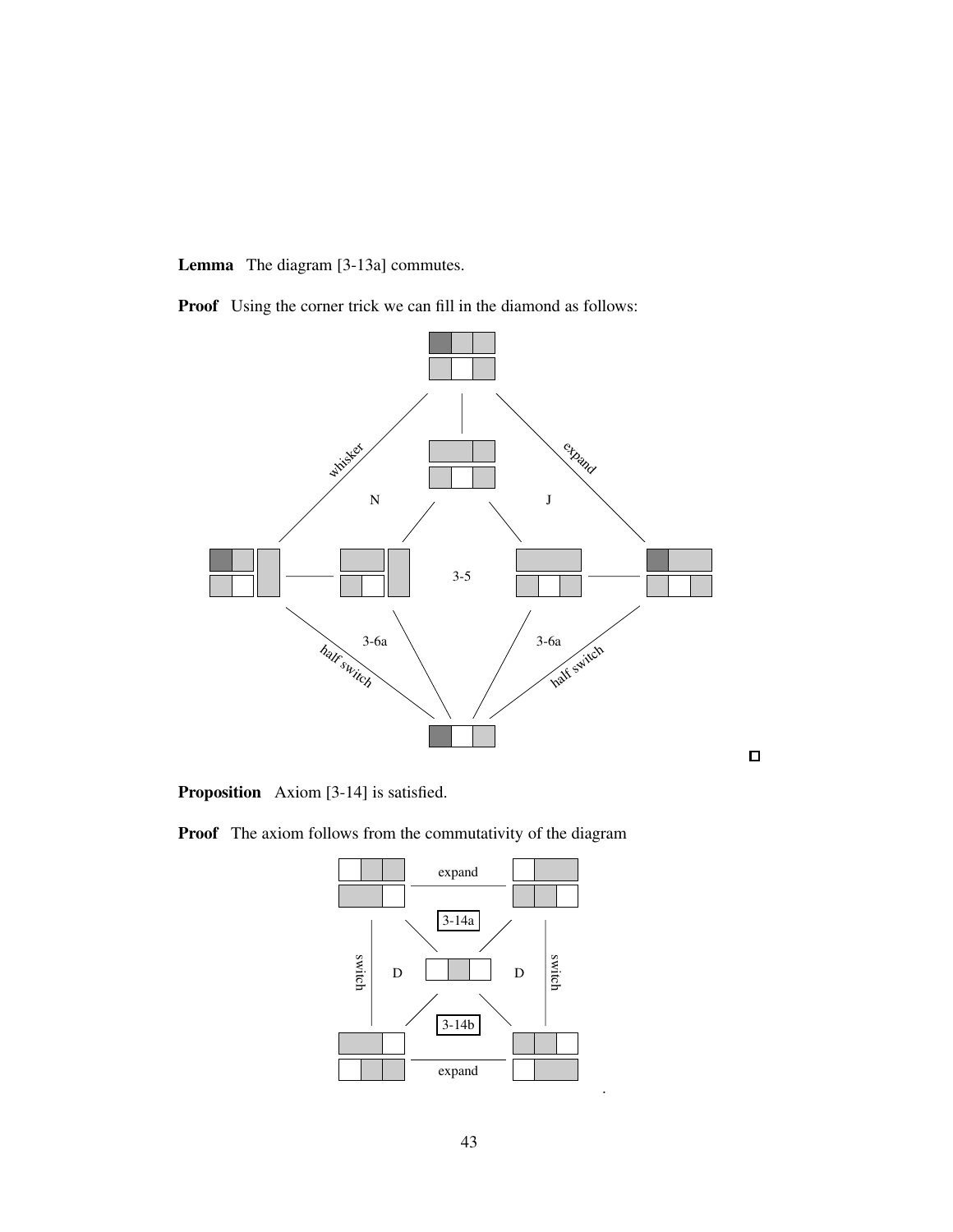**Lemma** The diagram [3-13a] commutes.

**Proof** Using the corner trick we can fill in the diamond as follows:

whisker  expand

N  J

3-5

3-6a  3-6a

half switch  half switch

□

**Proposition** Axiom [3-14] is satisfied.

**Proof** The axiom follows from the commutativity of the diagram

expand

3-14a

switch  D  D  switch

3-14b

expand

.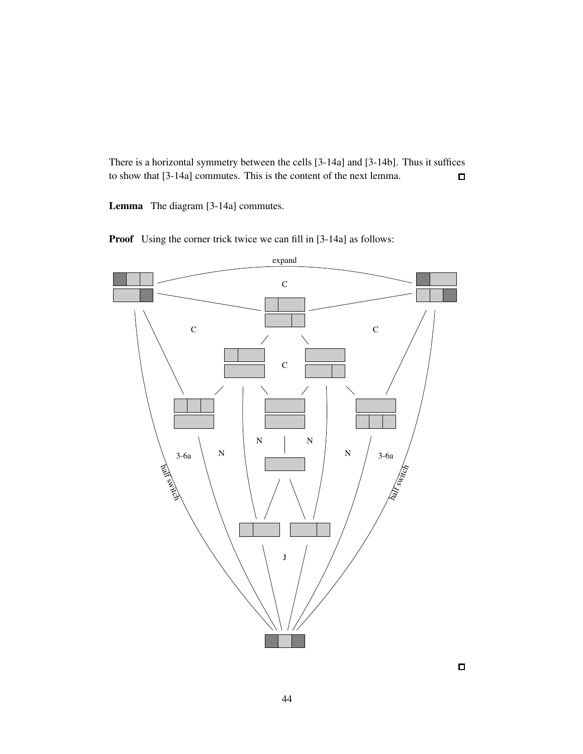There is a horizontal symmetry between the cells [3-14a] and [3-14b]. Thus it suffices to show that [3-14a] commutes. This is the content of the next lemma. □

**Lemma** The diagram [3-14a] commutes.

**Proof** Using the corner trick twice we can fill in [3-14a] as follows:

expand

C

C C

C

N N

3-6a N N 3-6a

half switch half switch

J

□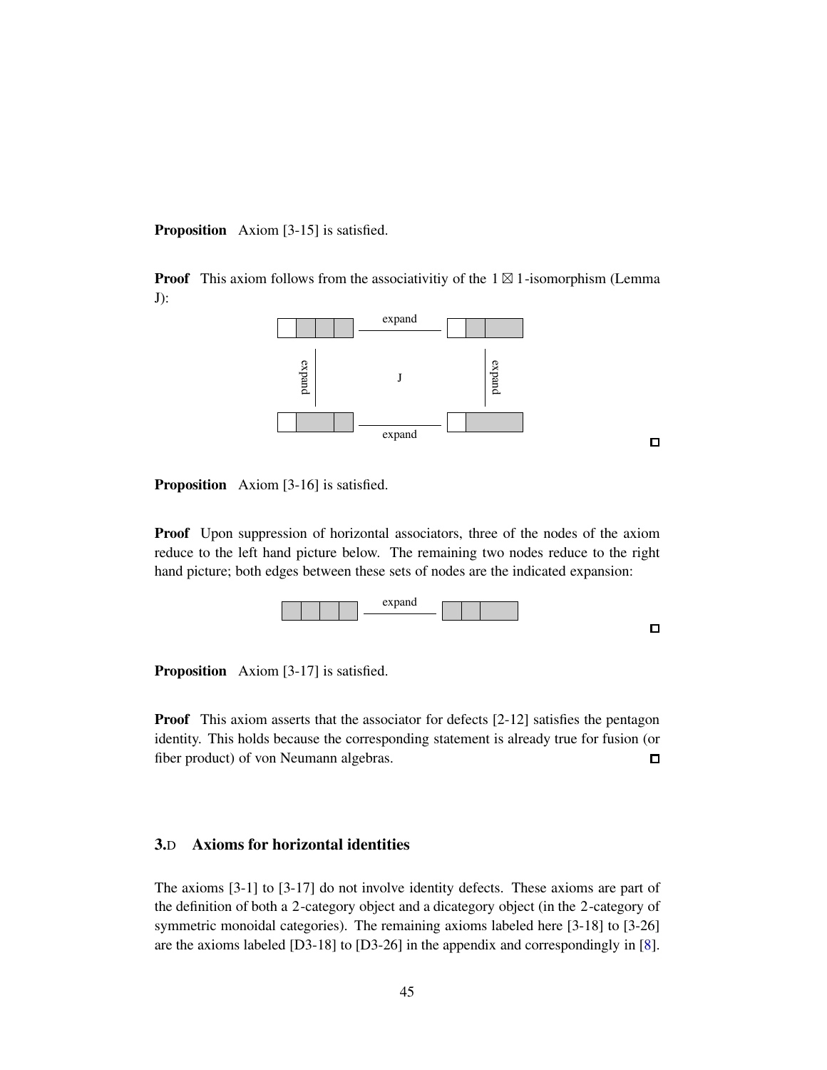**Proposition** Axiom [3-15] is satisfied.

**Proof** This axiom follows from the associativitiy of the $1 \boxtimes 1$-isomorphism (Lemma J):

$\square$

**Proposition** Axiom [3-16] is satisfied.

**Proof** Upon suppression of horizontal associators, three of the nodes of the axiom reduce to the left hand picture below. The remaining two nodes reduce to the right hand picture; both edges between these sets of nodes are the indicated expansion:

$\square$

**Proposition** Axiom [3-17] is satisfied.

**Proof** This axiom asserts that the associator for defects [2-12] satisfies the pentagon identity. This holds because the corresponding statement is already true for fusion (or fiber product) of von Neumann algebras. $\square$

## 3.D Axioms for horizontal identities

The axioms [3-1] to [3-17] do not involve identity defects. These axioms are part of the definition of both a 2-category object and a dicategory object (in the 2-category of symmetric monoidal categories). The remaining axioms labeled here [3-18] to [3-26] are the axioms labeled [D3-18] to [D3-26] in the appendix and correspondingly in [8].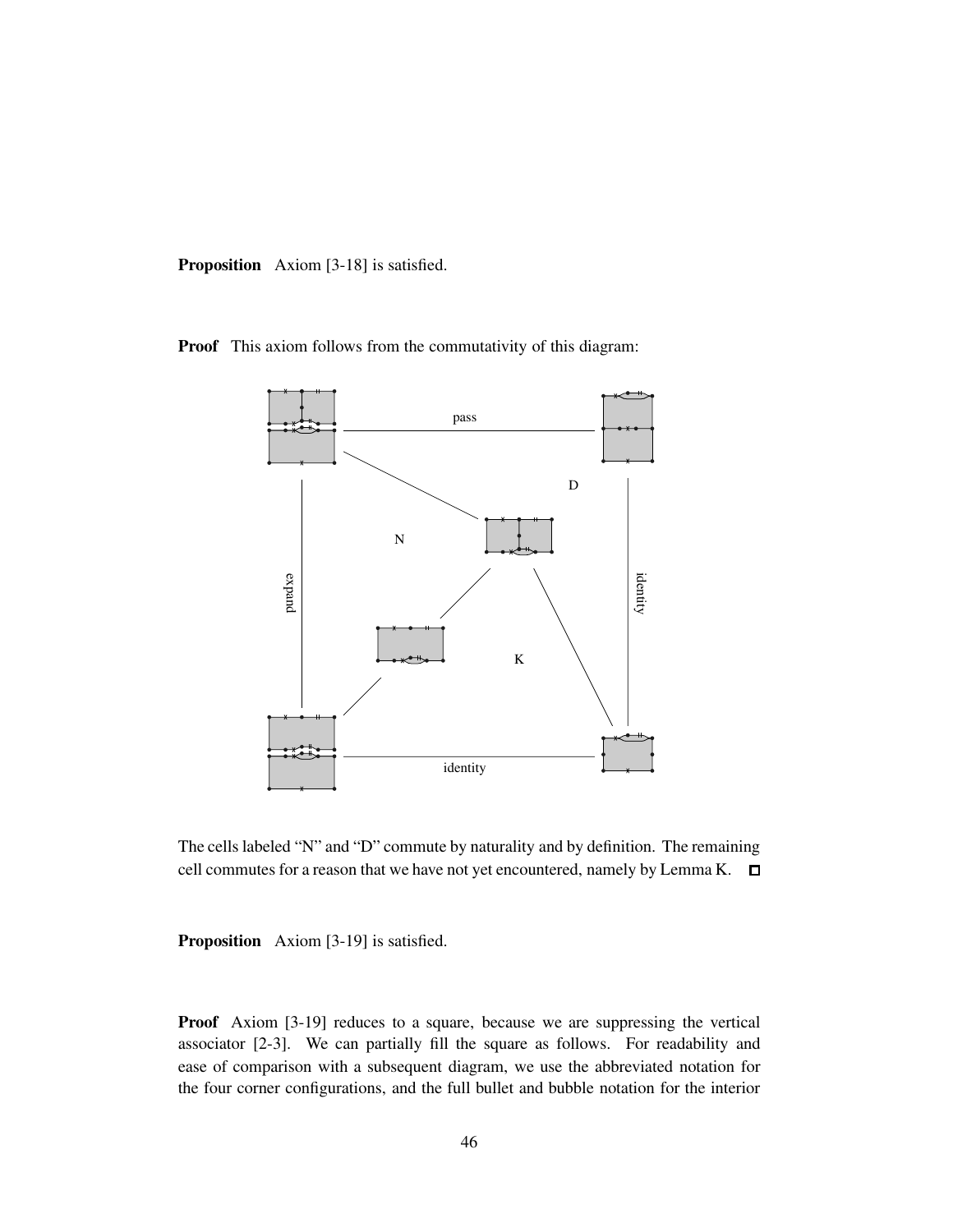**Proposition** Axiom [3-18] is satisfied.

**Proof** This axiom follows from the commutativity of this diagram:

pass

D

N

expand

identity

K

identity

The cells labeled "N" and "D" commute by naturality and by definition. The remaining cell commutes for a reason that we have not yet encountered, namely by Lemma K. ☐

**Proposition** Axiom [3-19] is satisfied.

**Proof** Axiom [3-19] reduces to a square, because we are suppressing the vertical associator [2-3]. We can partially fill the square as follows. For readability and ease of comparison with a subsequent diagram, we use the abbreviated notation for the four corner configurations, and the full bullet and bubble notation for the interior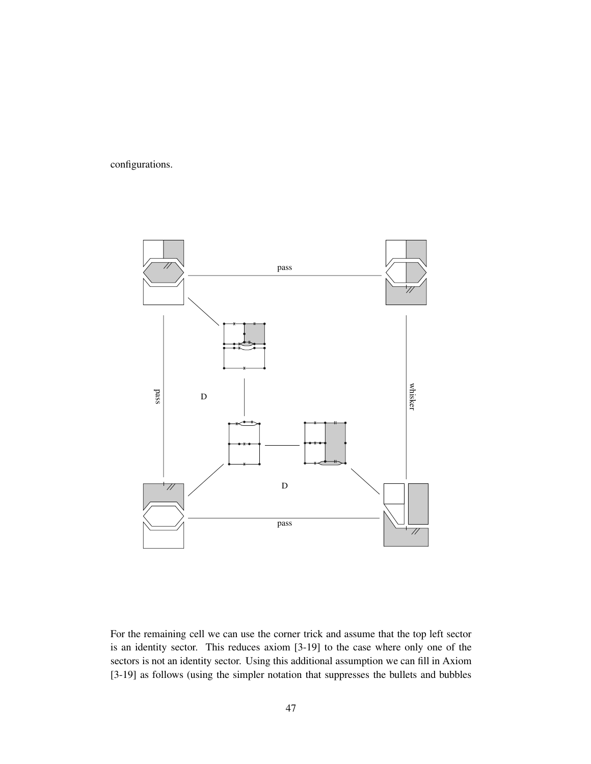configurations.

For the remaining cell we can use the corner trick and assume that the top left sector is an identity sector. This reduces axiom [3-19] to the case where only one of the sectors is not an identity sector. Using this additional assumption we can fill in Axiom [3-19] as follows (using the simpler notation that suppresses the bullets and bubbles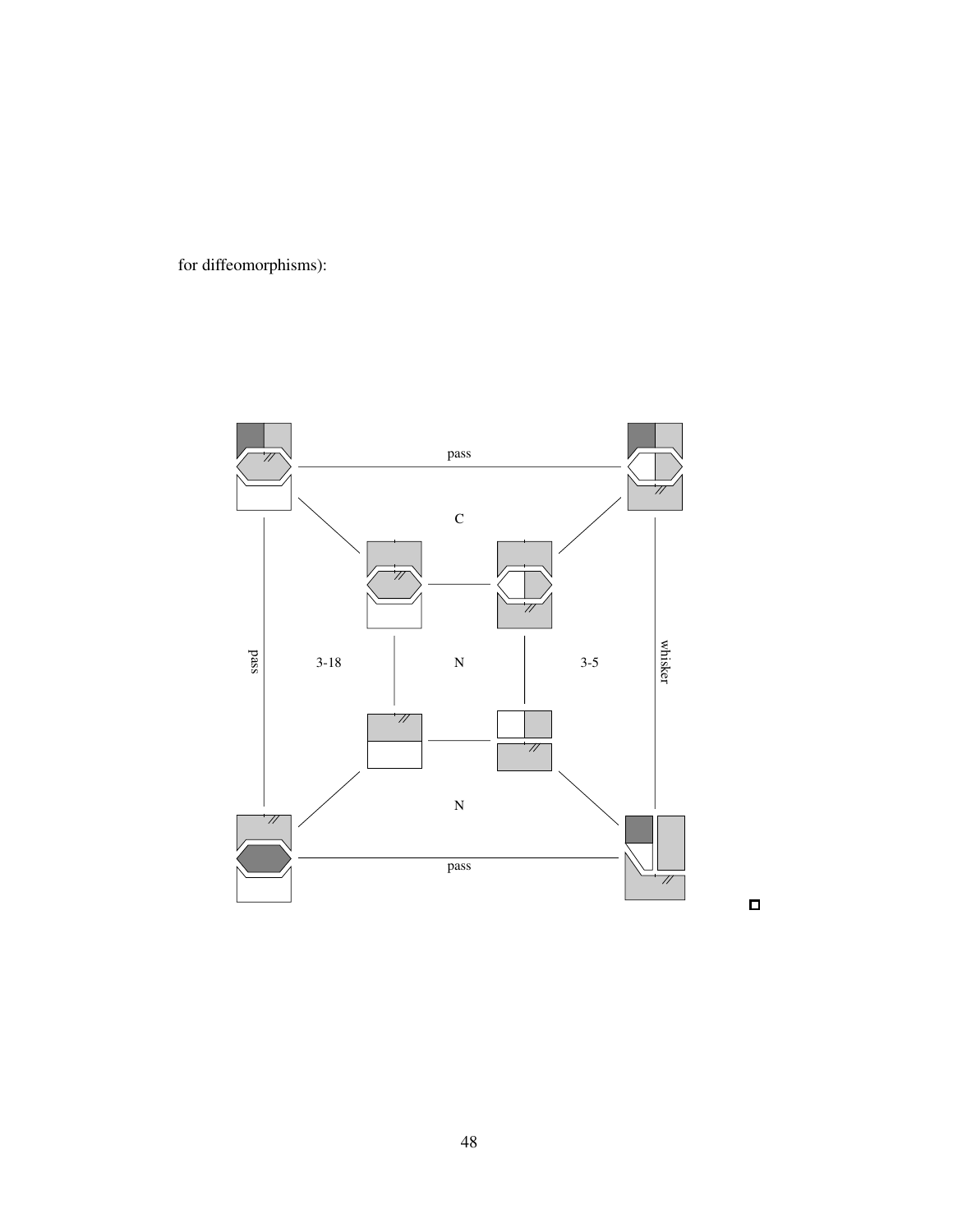for diffeomorphisms):

pass

C

pass

3-18

N

3-5

whisker

N

pass

□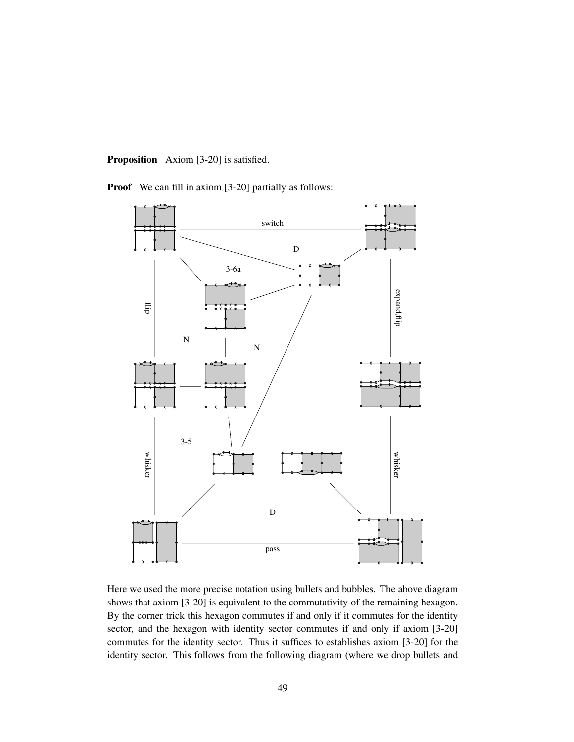**Proposition** Axiom [3-20] is satisfied.

**Proof** We can fill in axiom [3-20] partially as follows:

Here we used the more precise notation using bullets and bubbles. The above diagram shows that axiom [3-20] is equivalent to the commutativity of the remaining hexagon. By the corner trick this hexagon commutes if and only if it commutes for the identity sector, and the hexagon with identity sector commutes if and only if axiom [3-20] commutes for the identity sector. Thus it suffices to establishes axiom [3-20] for the identity sector. This follows from the following diagram (where we drop bullets and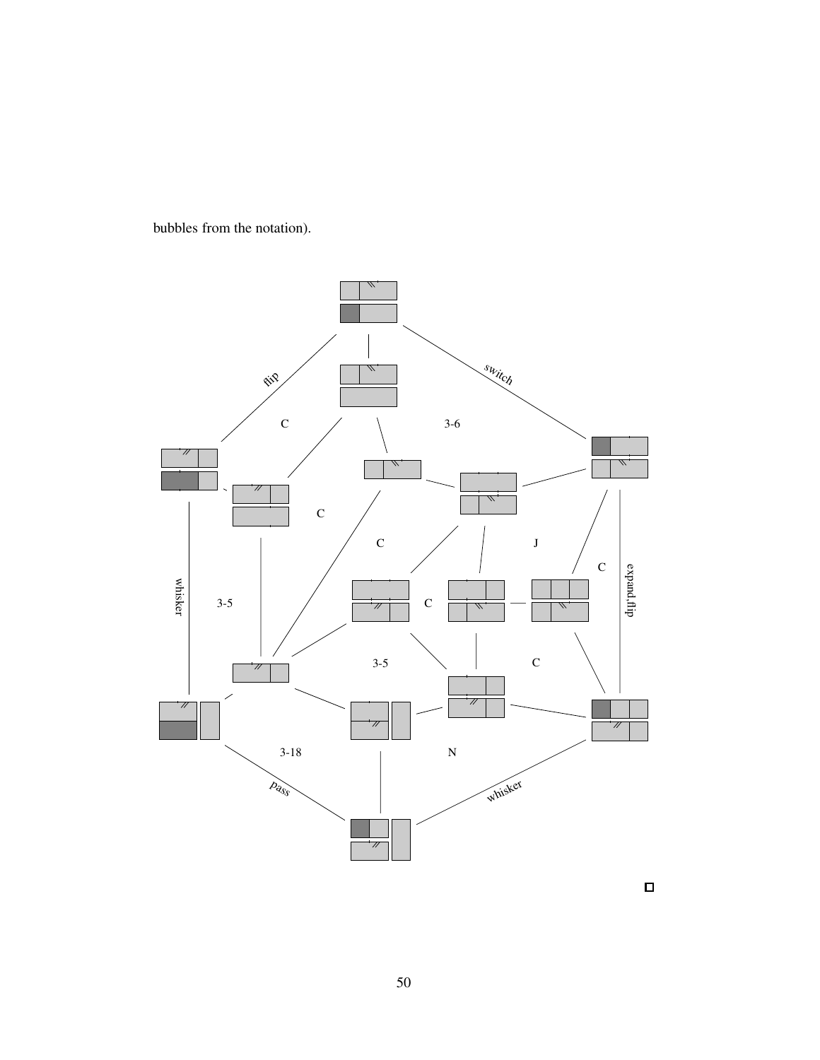bubbles from the notation).

flip

switch

C

3-6

C

C

J

C

whisker

3-5

C

expand.flip

3-5

C

3-18

N

pass

whisker

□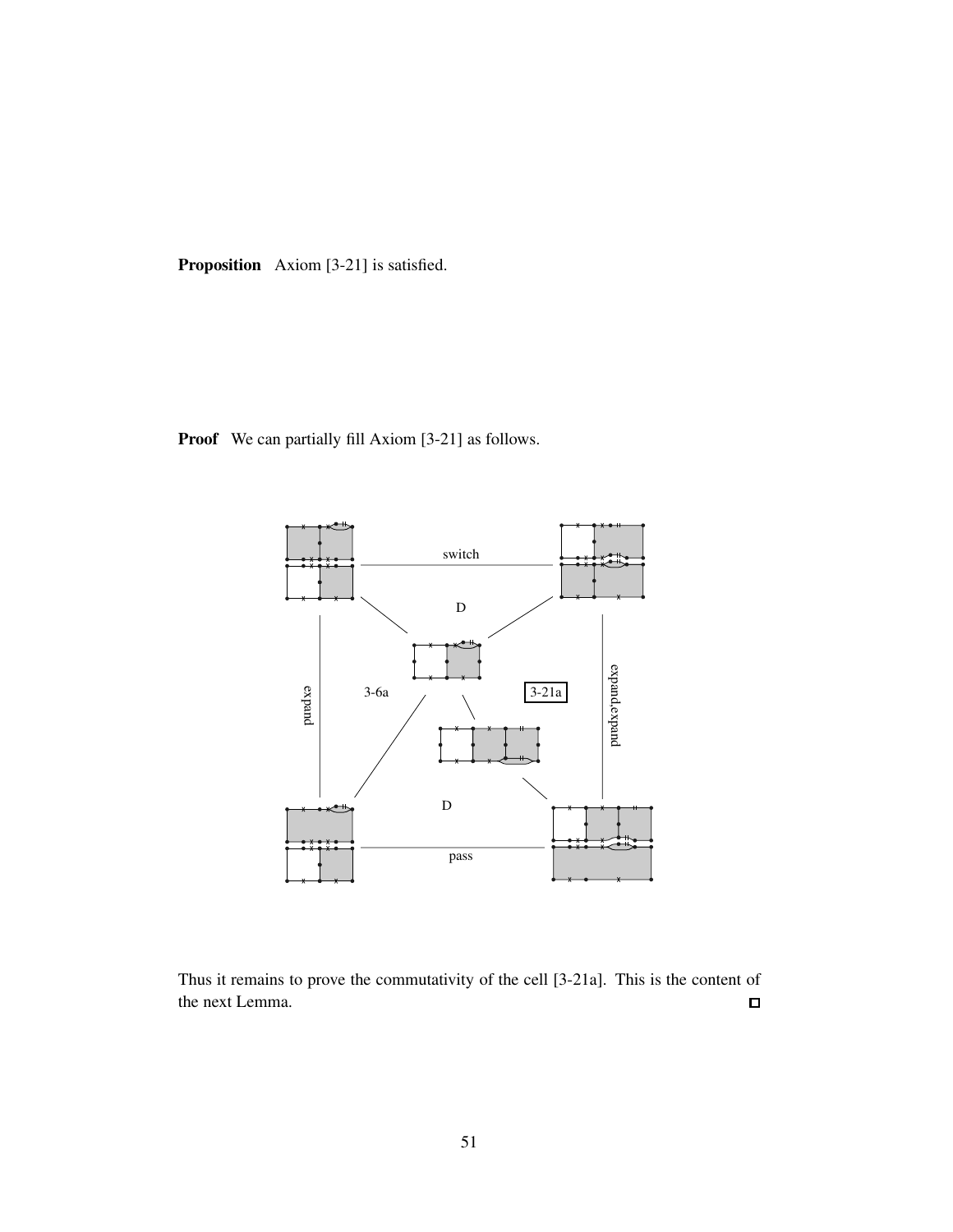**Proposition** Axiom [3-21] is satisfied.

**Proof** We can partially fill Axiom [3-21] as follows.

switch

D

expand

3-6a

3-21a

expand.expand

D

pass

Thus it remains to prove the commutativity of the cell [3-21a]. This is the content of the next Lemma. □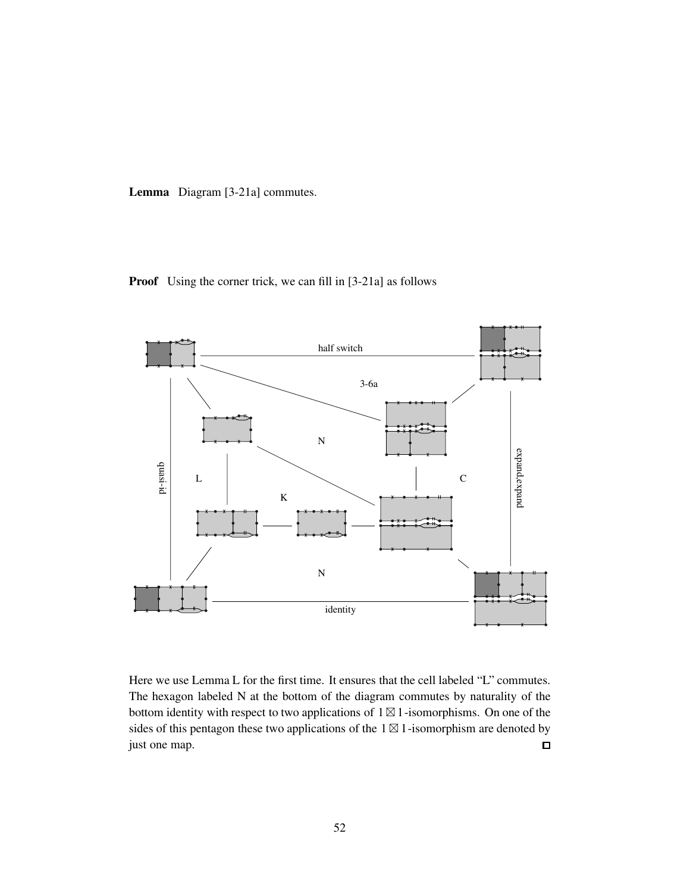**Lemma** Diagram [3-21a] commutes.

**Proof** Using the corner trick, we can fill in [3-21a] as follows

Here we use Lemma L for the first time. It ensures that the cell labeled "L" commutes. The hexagon labeled N at the bottom of the diagram commutes by naturality of the bottom identity with respect to two applications of $1 \boxtimes 1$-isomorphisms. On one of the sides of this pentagon these two applications of the $1 \boxtimes 1$-isomorphism are denoted by just one map. ◻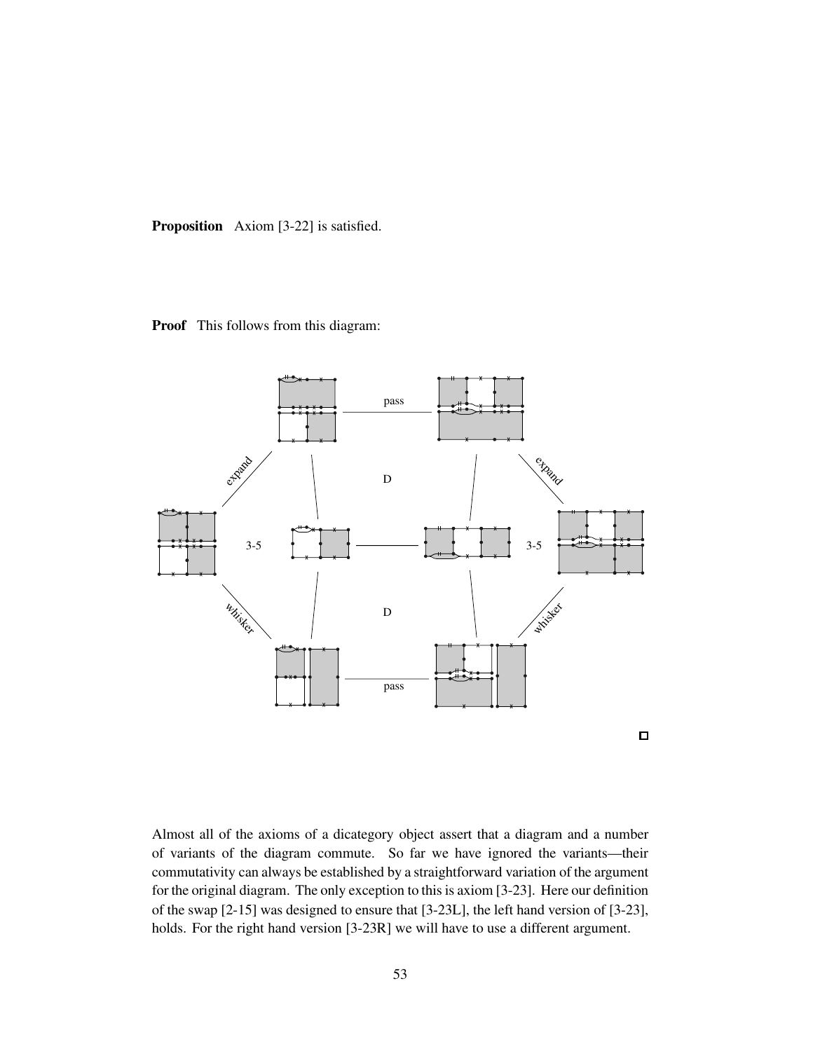**Proposition** Axiom [3-22] is satisfied.

**Proof** This follows from this diagram:

□

Almost all of the axioms of a dicategory object assert that a diagram and a number of variants of the diagram commute. So far we have ignored the variants—their commutativity can always be established by a straightforward variation of the argument for the original diagram. The only exception to this is axiom [3-23]. Here our definition of the swap [2-15] was designed to ensure that [3-23L], the left hand version of [3-23], holds. For the right hand version [3-23R] we will have to use a different argument.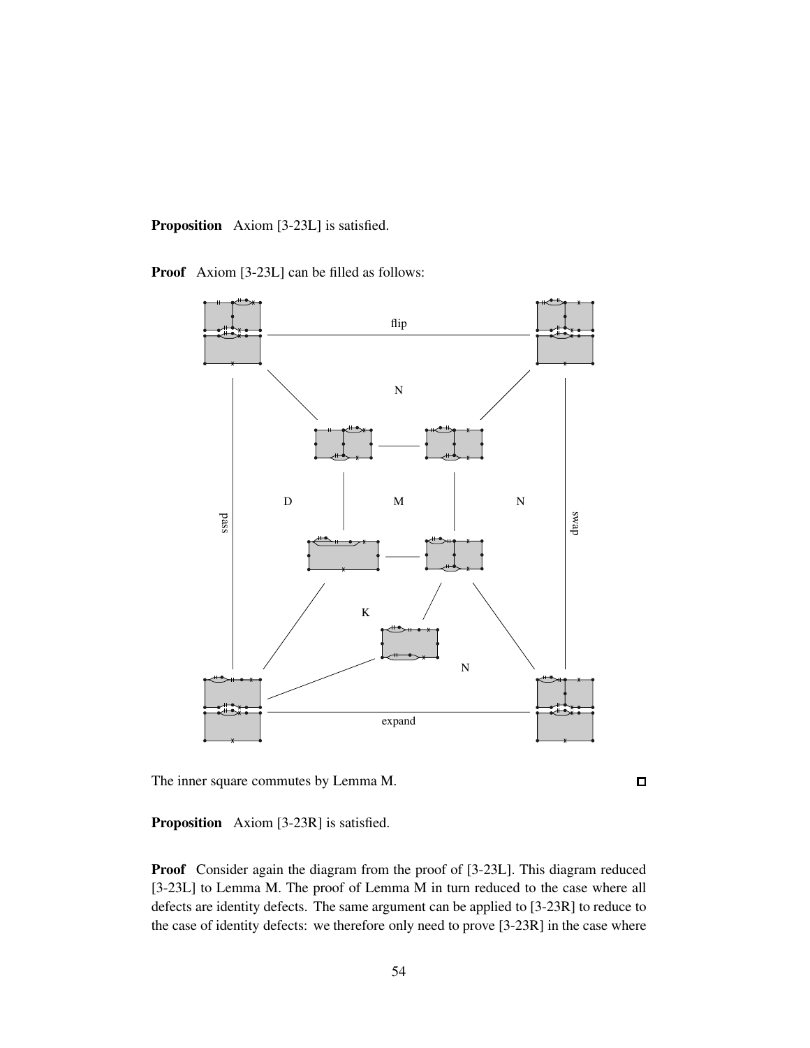**Proposition** Axiom [3-23L] is satisfied.

**Proof** Axiom [3-23L] can be filled as follows:

flip

N

D M N

pass swap

K

N

expand

The inner square commutes by Lemma M. ◻

**Proposition** Axiom [3-23R] is satisfied.

**Proof** Consider again the diagram from the proof of [3-23L]. This diagram reduced [3-23L] to Lemma M. The proof of Lemma M in turn reduced to the case where all defects are identity defects. The same argument can be applied to [3-23R] to reduce to the case of identity defects: we therefore only need to prove [3-23R] in the case where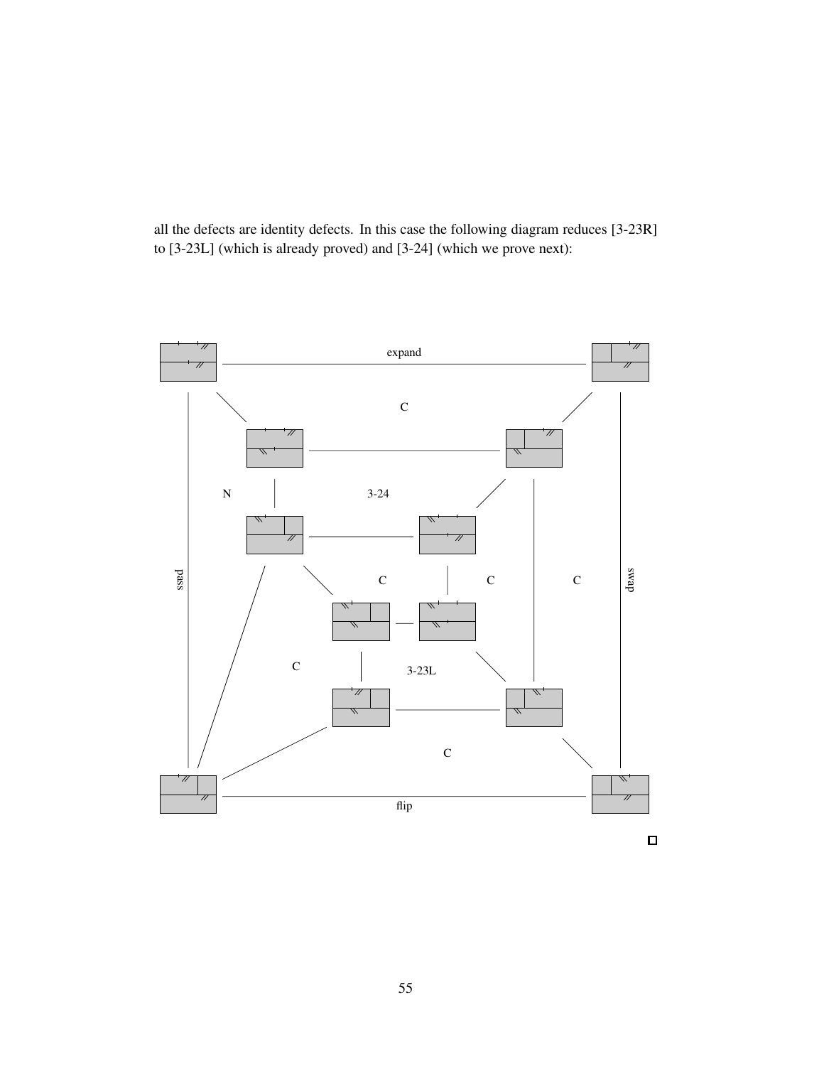all the defects are identity defects. In this case the following diagram reduces [3-23R] to [3-23L] (which is already proved) and [3-24] (which we prove next):

expand

C

N

3-24

pass

C

C

C

swap

C

3-23L

C

flip

□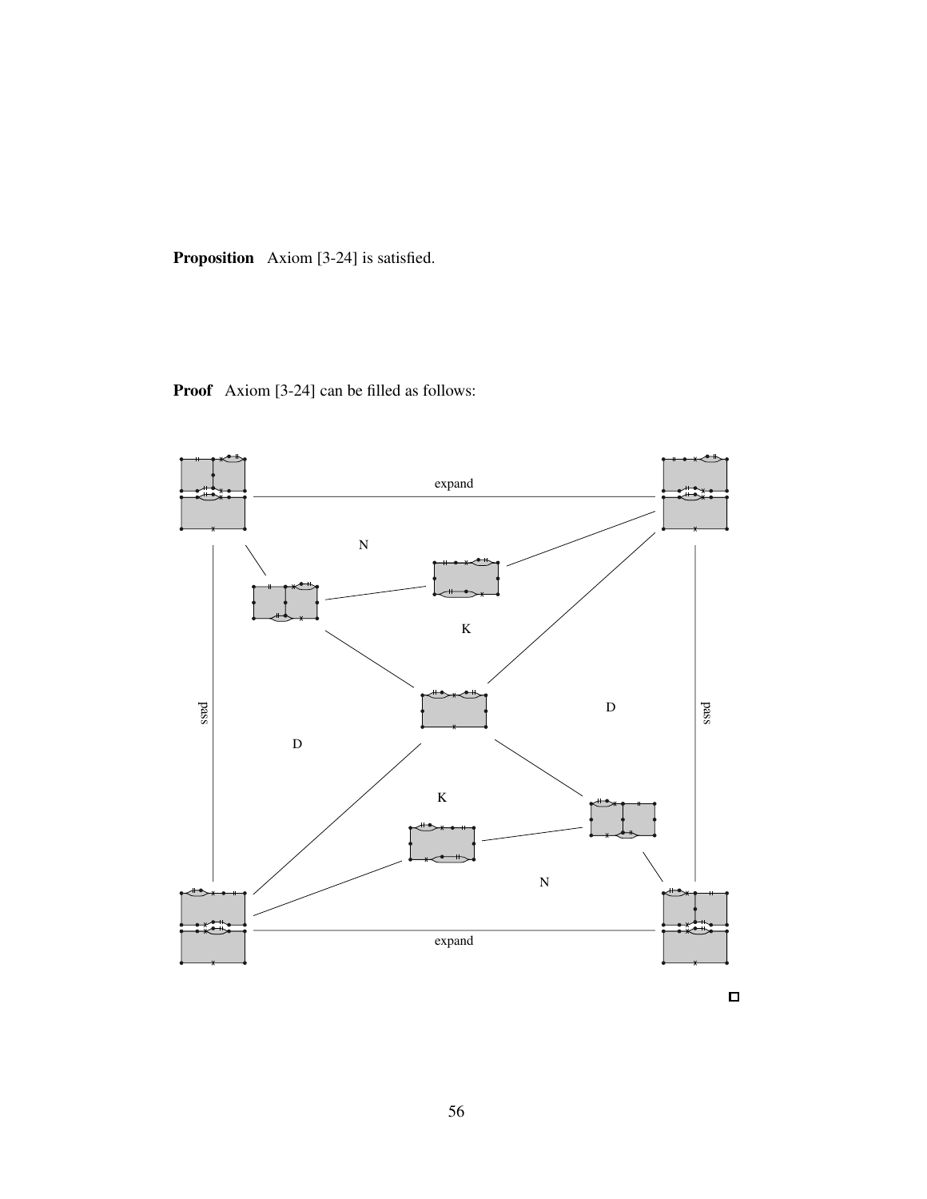**Proposition** Axiom [3-24] is satisfied.

**Proof** Axiom [3-24] can be filled as follows:

expand

N

K

pass

D

D

pass

K

N

expand

□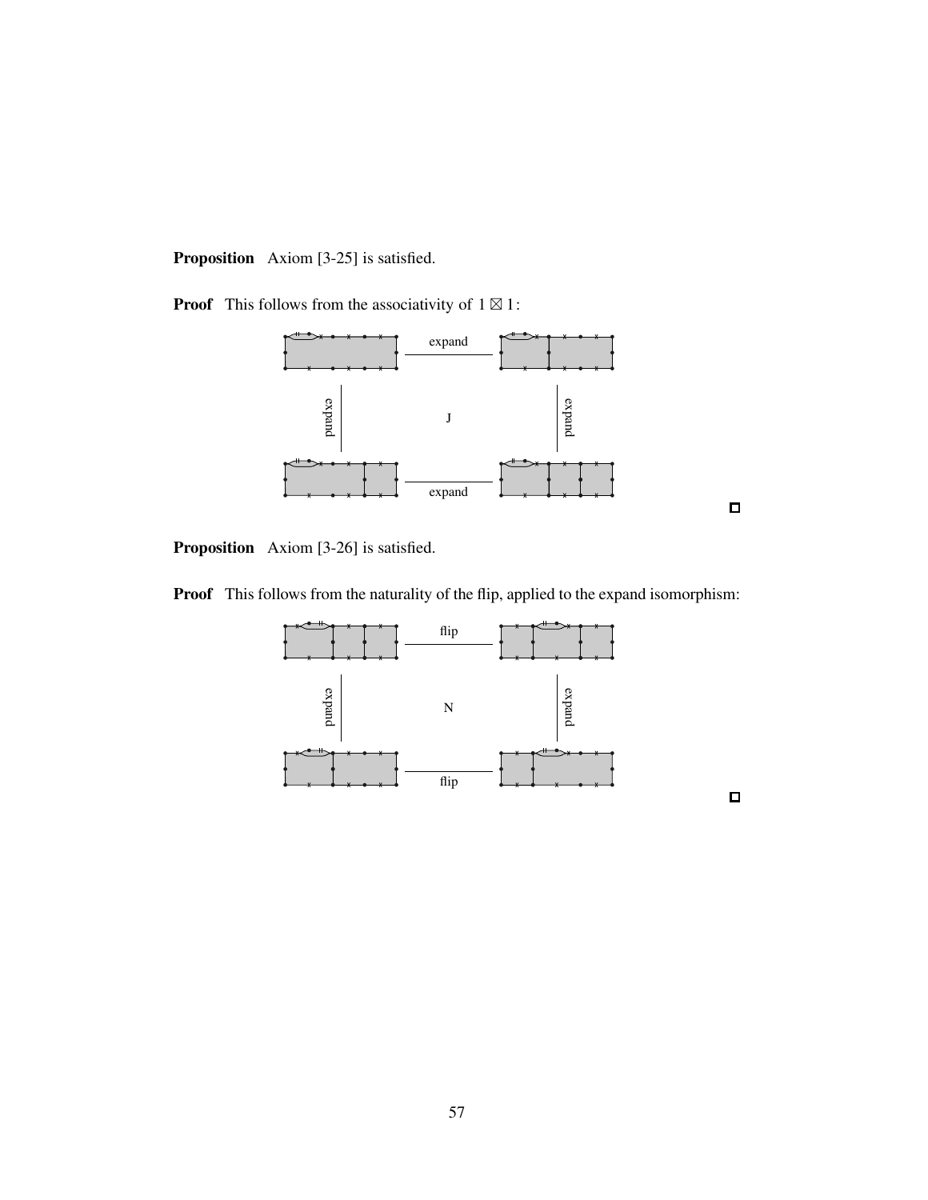**Proposition** Axiom [3-25] is satisfied.

**Proof** This follows from the associativity of $1 \boxtimes 1$:

expand

expand J expand

expand

$\square$

**Proposition** Axiom [3-26] is satisfied.

**Proof** This follows from the naturality of the flip, applied to the expand isomorphism:

flip

expand N expand

flip

$\square$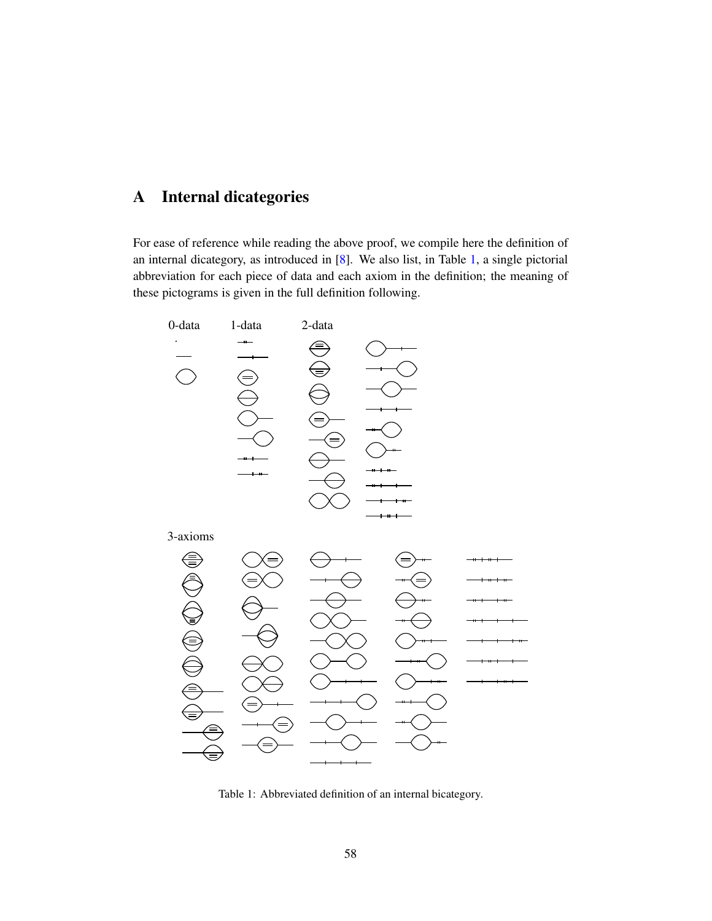## A Internal dicategories

For ease of reference while reading the above proof, we compile here the definition of an internal dicategory, as introduced in [8]. We also list, in Table 1, a single pictorial abbreviation for each piece of data and each axiom in the definition; the meaning of these pictograms is given in the full definition following.

| 0-data | 1-data | 2-data | |
|---|---|---|---|

3-axioms

Table 1: Abbreviated definition of an internal bicategory.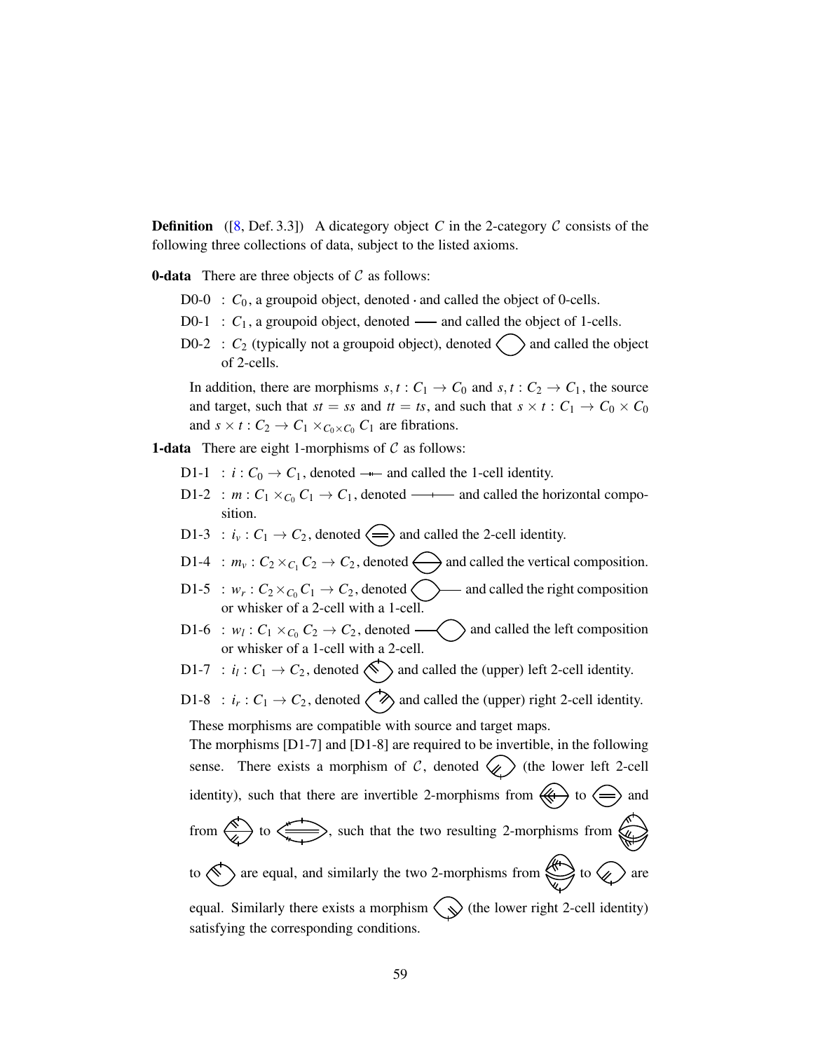**Definition** ([8, Def. 3.3]) A dicategory object $C$ in the 2-category $\mathcal{C}$ consists of the following three collections of data, subject to the listed axioms.

**0-data** There are three objects of $\mathcal{C}$ as follows:

- D0-0 : $C_0$, a groupoid object, denoted $\cdot$ and called the object of 0-cells.
- D0-1 : $C_1$, a groupoid object, denoted —— and called the object of 1-cells.
- D0-2 : $C_2$ (typically not a groupoid object), denoted and called the object of 2-cells.

In addition, there are morphisms $s, t : C_1 \to C_0$ and $s, t : C_2 \to C_1$, the source and target, such that $st = ss$ and $tt = ts$, and such that $s \times t : C_1 \to C_0 \times C_0$ and $s \times t : C_2 \to C_1 \times_{C_0 \times C_0} C_1$ are fibrations.

**1-data** There are eight 1-morphisms of $\mathcal{C}$ as follows:

- D1-1 : $i : C_0 \to C_1$, denoted and called the 1-cell identity.
- D1-2 : $m : C_1 \times_{C_0} C_1 \to C_1$, denoted and called the horizontal composition.
- D1-3 : $i_v : C_1 \to C_2$, denoted and called the 2-cell identity.
- D1-4 : $m_v : C_2 \times_{C_1} C_2 \to C_2$, denoted and called the vertical composition.
- D1-5 : $w_r : C_2 \times_{C_0} C_1 \to C_2$, denoted and called the right composition or whisker of a 2-cell with a 1-cell.
- D1-6 : $w_l : C_1 \times_{C_0} C_2 \to C_2$, denoted and called the left composition or whisker of a 1-cell with a 2-cell.
- D1-7 : $i_l : C_1 \to C_2$, denoted and called the (upper) left 2-cell identity.
- D1-8 : $i_r : C_1 \to C_2$, denoted and called the (upper) right 2-cell identity.

These morphisms are compatible with source and target maps.
The morphisms [D1-7] and [D1-8] are required to be invertible, in the following sense. There exists a morphism of $\mathcal{C}$, denoted (the lower left 2-cell identity), such that there are invertible 2-morphisms from to and from to , such that the two resulting 2-morphisms from to are equal, and similarly the two 2-morphisms from to are equal. Similarly there exists a morphism (the lower right 2-cell identity) satisfying the corresponding conditions.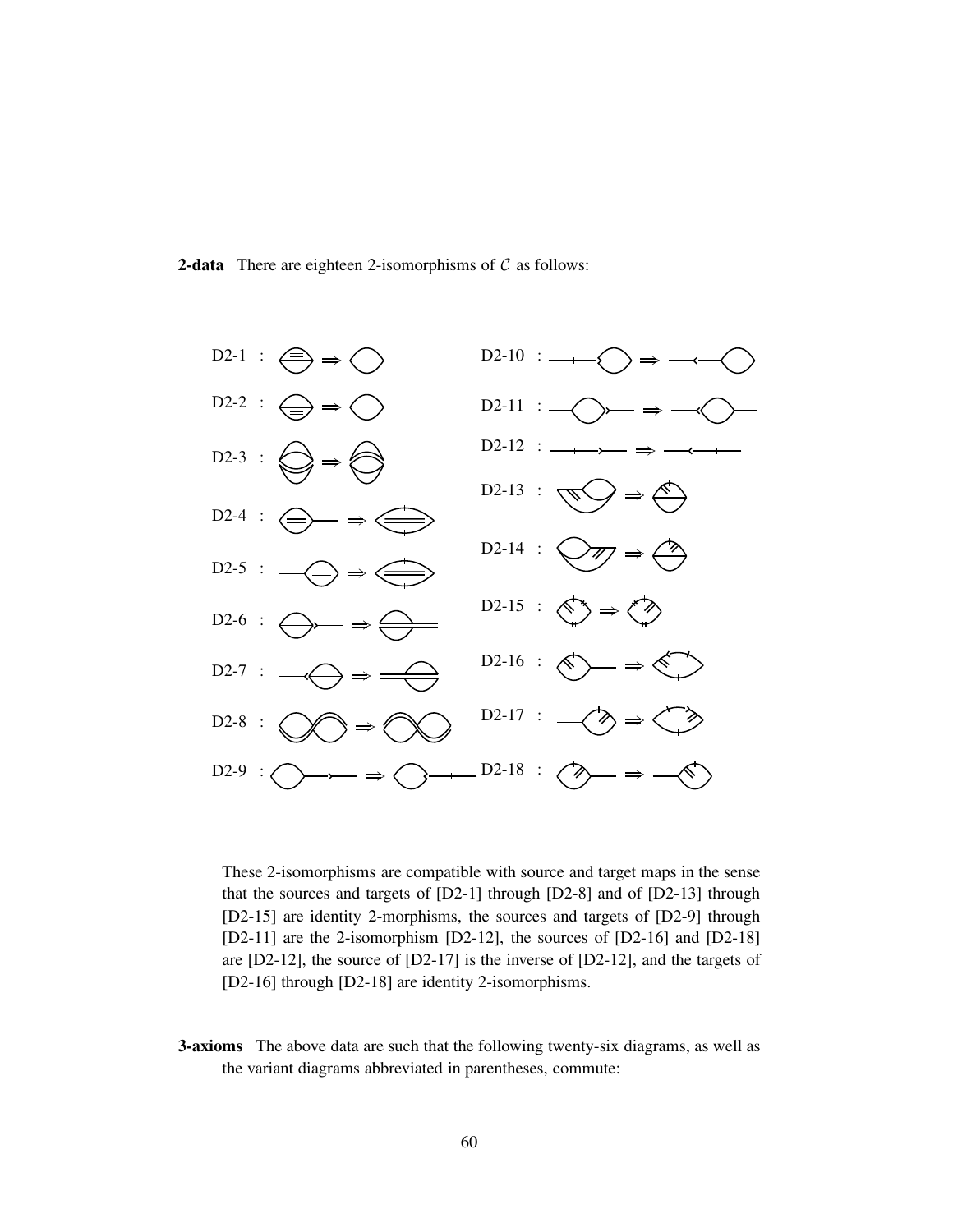**2-data** There are eighteen 2-isomorphisms of $\mathcal{C}$ as follows:

D2-1 :

D2-2 :

D2-3 :

D2-4 :

D2-5 :

D2-6 :

D2-7 :

D2-8 :

D2-9 :

D2-10 :

D2-11 :

D2-12 :

D2-13 :

D2-14 :

D2-15 :

D2-16 :

D2-17 :

D2-18 :

These 2-isomorphisms are compatible with source and target maps in the sense that the sources and targets of [D2-1] through [D2-8] and of [D2-13] through [D2-15] are identity 2-morphisms, the sources and targets of [D2-9] through [D2-11] are the 2-isomorphism [D2-12], the sources of [D2-16] and [D2-18] are [D2-12], the source of [D2-17] is the inverse of [D2-12], and the targets of [D2-16] through [D2-18] are identity 2-isomorphisms.

**3-axioms** The above data are such that the following twenty-six diagrams, as well as the variant diagrams abbreviated in parentheses, commute: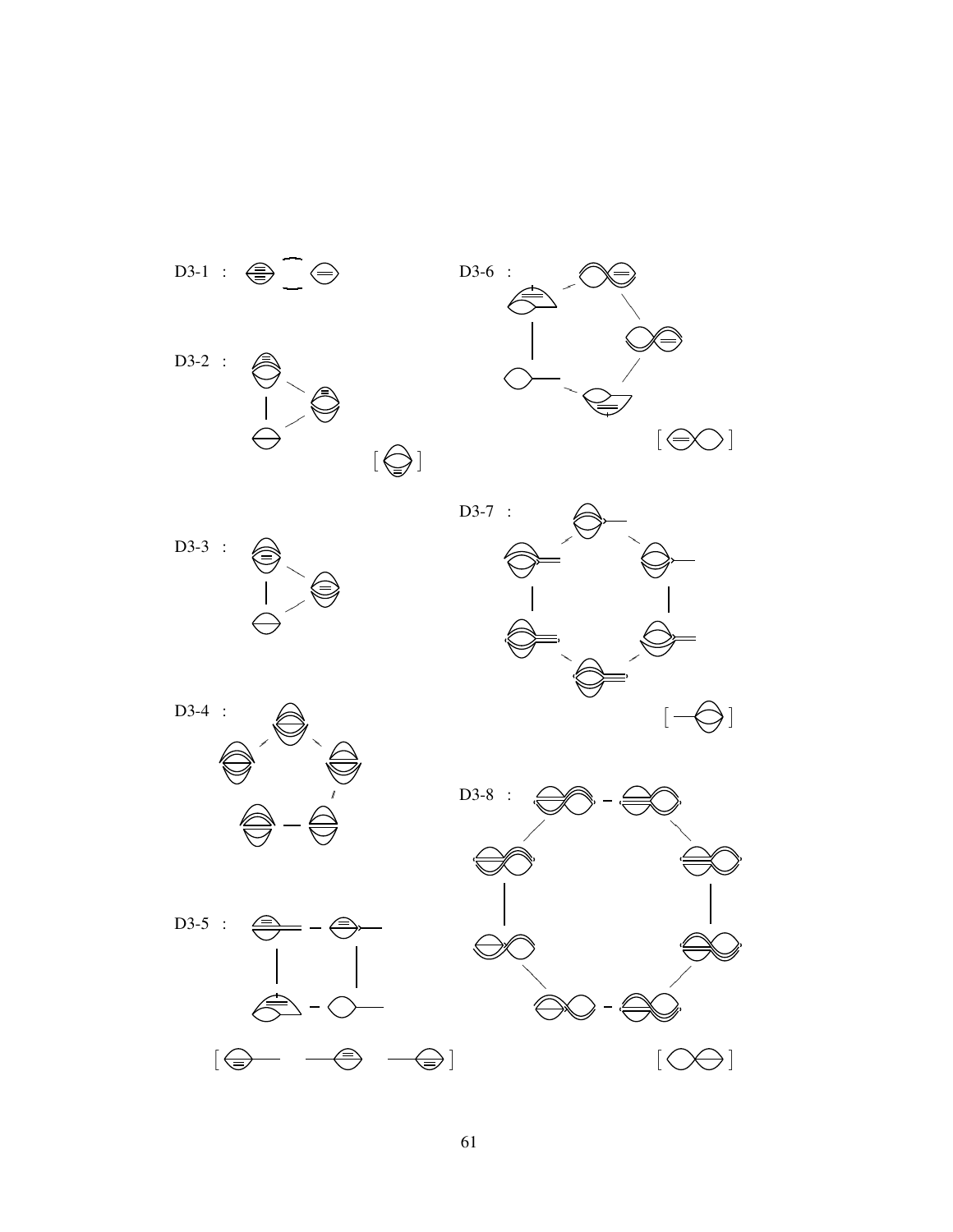D3-1 :

D3-2 :

D3-3 :

D3-4 :

D3-5 :

D3-6 :

D3-7 :

D3-8 :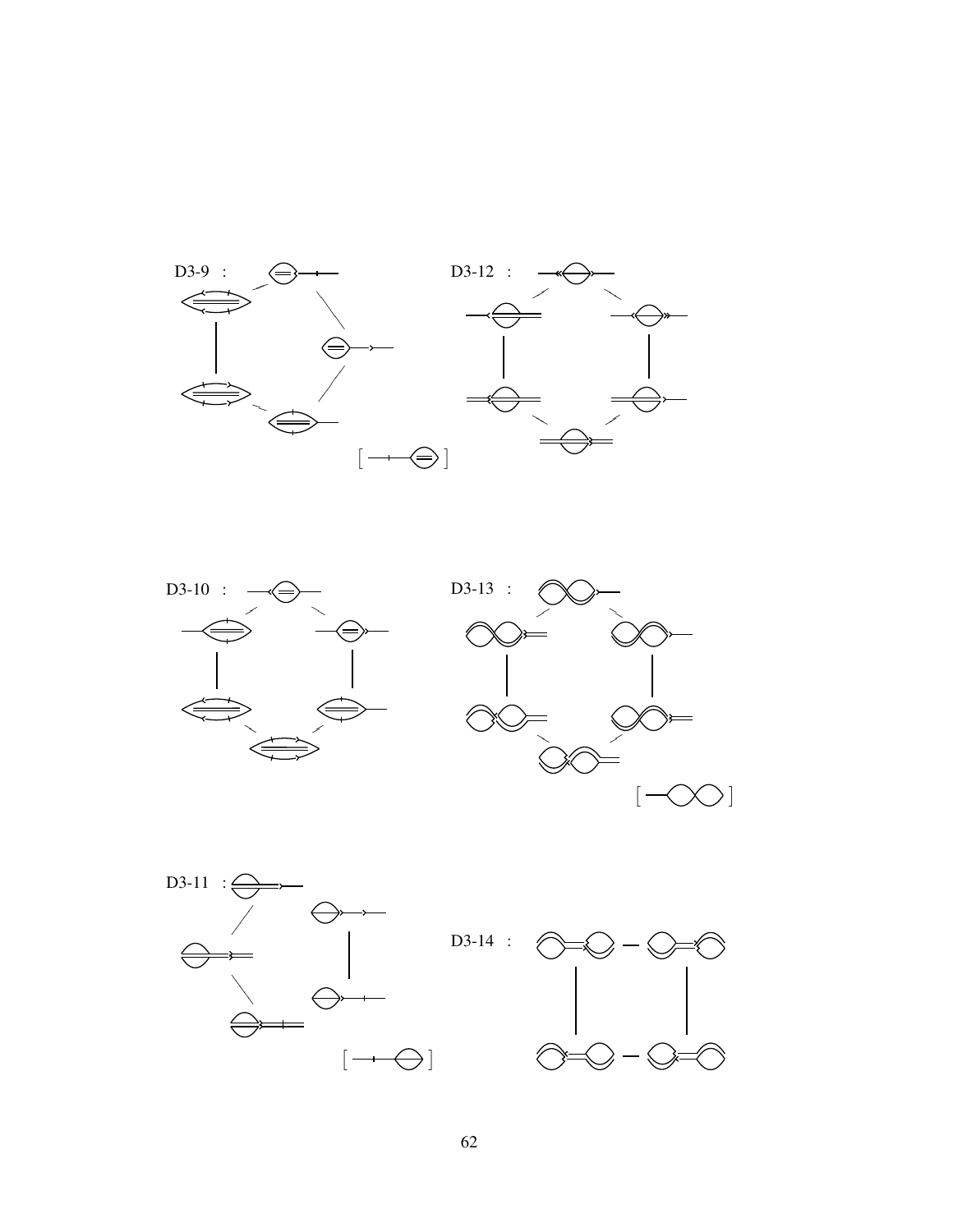D3-9 :

D3-12 :

D3-10 :

D3-13 :

D3-11 :

D3-14 :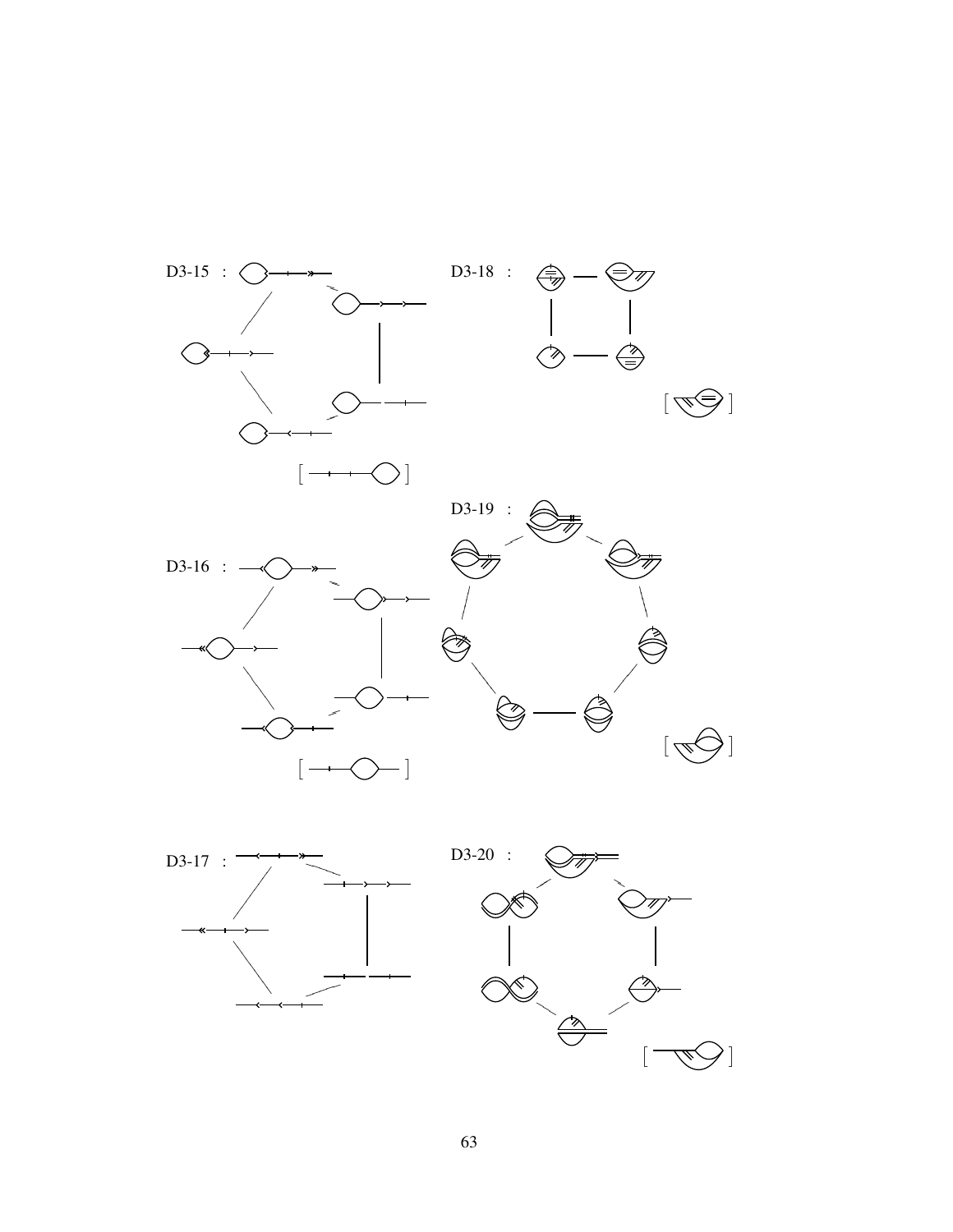D3-15 :

D3-16 :

D3-17 :

D3-18 :

D3-19 :

D3-20 :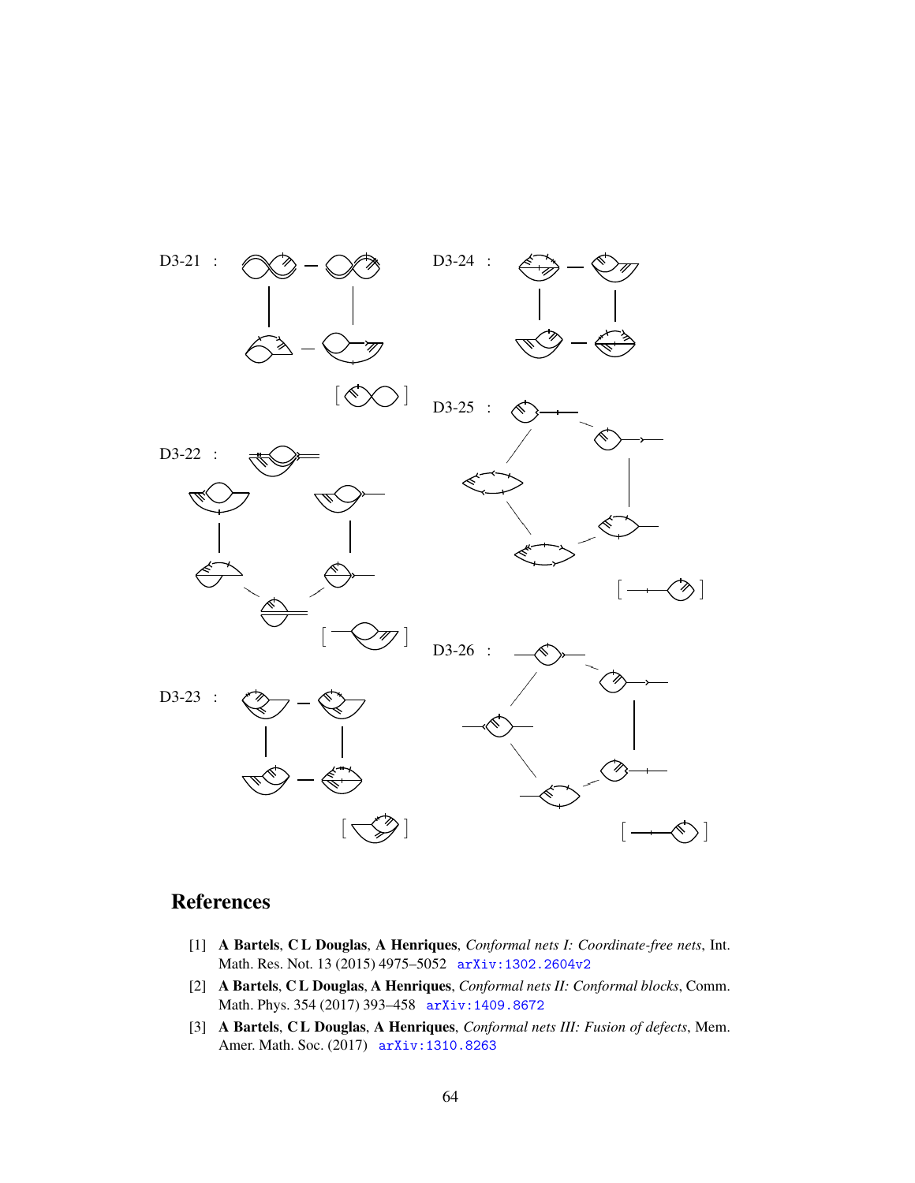D3-21 :

D3-22 :

D3-23 :

D3-24 :

D3-25 :

D3-26 :

## References

[1] **A Bartels**, **C L Douglas**, **A Henriques**, *Conformal nets I: Coordinate-free nets*, Int. Math. Res. Not. 13 (2015) 4975–5052 arXiv:1302.2604v2

[2] **A Bartels**, **C L Douglas**, **A Henriques**, *Conformal nets II: Conformal blocks*, Comm. Math. Phys. 354 (2017) 393–458 arXiv:1409.8672

[3] **A Bartels**, **C L Douglas**, **A Henriques**, *Conformal nets III: Fusion of defects*, Mem. Amer. Math. Soc. (2017) arXiv:1310.8263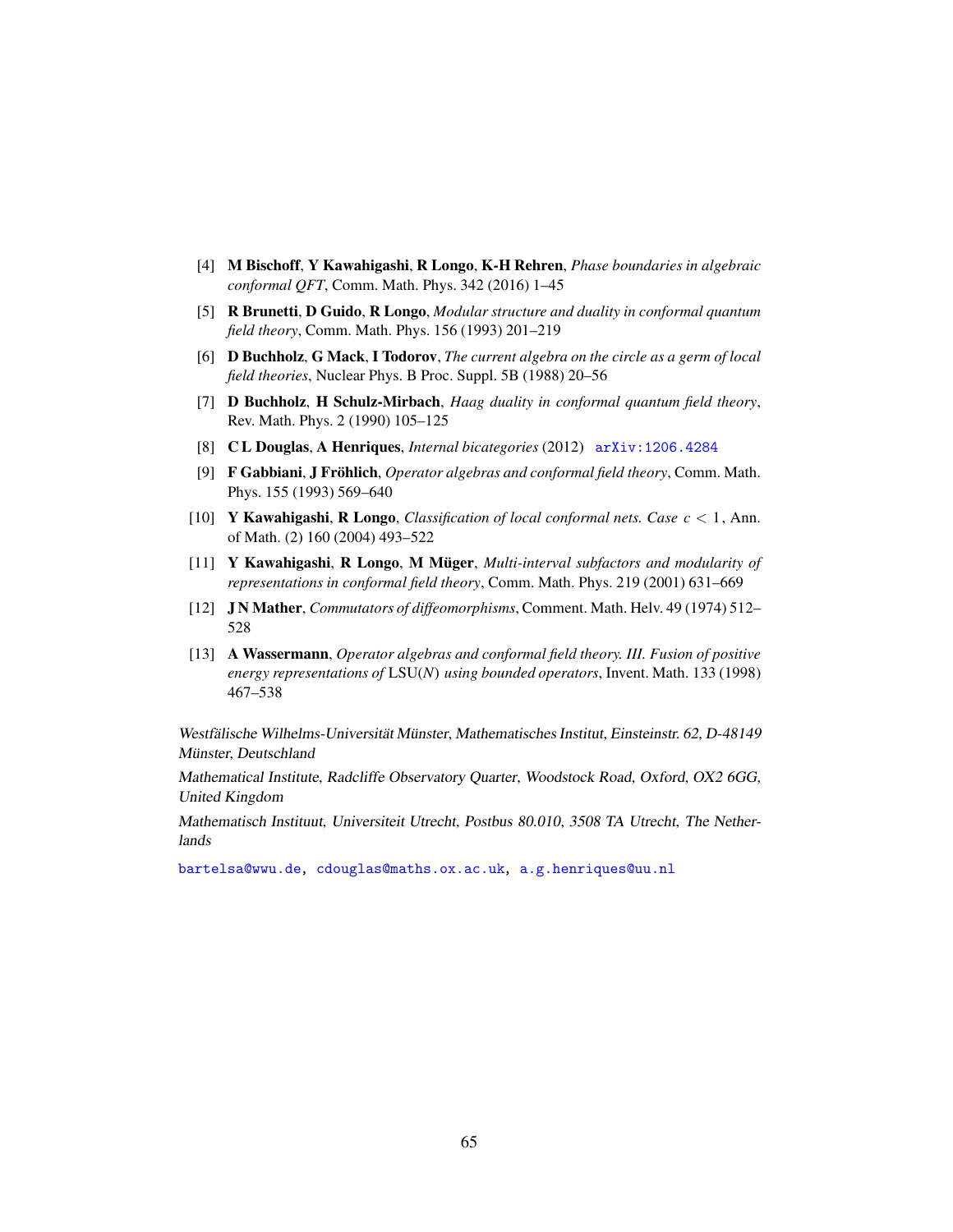[4] **M Bischoff**, **Y Kawahigashi**, **R Longo**, **K-H Rehren**, *Phase boundaries in algebraic conformal QFT*, Comm. Math. Phys. 342 (2016) 1–45

[5] **R Brunetti**, **D Guido**, **R Longo**, *Modular structure and duality in conformal quantum field theory*, Comm. Math. Phys. 156 (1993) 201–219

[6] **D Buchholz**, **G Mack**, **I Todorov**, *The current algebra on the circle as a germ of local field theories*, Nuclear Phys. B Proc. Suppl. 5B (1988) 20–56

[7] **D Buchholz**, **H Schulz-Mirbach**, *Haag duality in conformal quantum field theory*, Rev. Math. Phys. 2 (1990) 105–125

[8] **C L Douglas**, **A Henriques**, *Internal bicategories* (2012) arXiv:1206.4284

[9] **F Gabbiani**, **J Fröhlich**, *Operator algebras and conformal field theory*, Comm. Math. Phys. 155 (1993) 569–640

[10] **Y Kawahigashi**, **R Longo**, *Classification of local conformal nets. Case $c < 1$*, Ann. of Math. (2) 160 (2004) 493–522

[11] **Y Kawahigashi**, **R Longo**, **M Müger**, *Multi-interval subfactors and modularity of representations in conformal field theory*, Comm. Math. Phys. 219 (2001) 631–669

[12] **J N Mather**, *Commutators of diffeomorphisms*, Comment. Math. Helv. 49 (1974) 512–528

[13] **A Wassermann**, *Operator algebras and conformal field theory. III. Fusion of positive energy representations of* $\mathrm{LSU}(N)$ *using bounded operators*, Invent. Math. 133 (1998) 467–538

*Westfälische Wilhelms-Universität Münster, Mathematisches Institut, Einsteinstr. 62, D-48149 Münster, Deutschland*

*Mathematical Institute, Radcliffe Observatory Quarter, Woodstock Road, Oxford, OX2 6GG, United Kingdom*

*Mathematisch Instituut, Universiteit Utrecht, Postbus 80.010, 3508 TA Utrecht, The Netherlands*

bartelsa@wwu.de, cdouglas@maths.ox.ac.uk, a.g.henriques@uu.nl